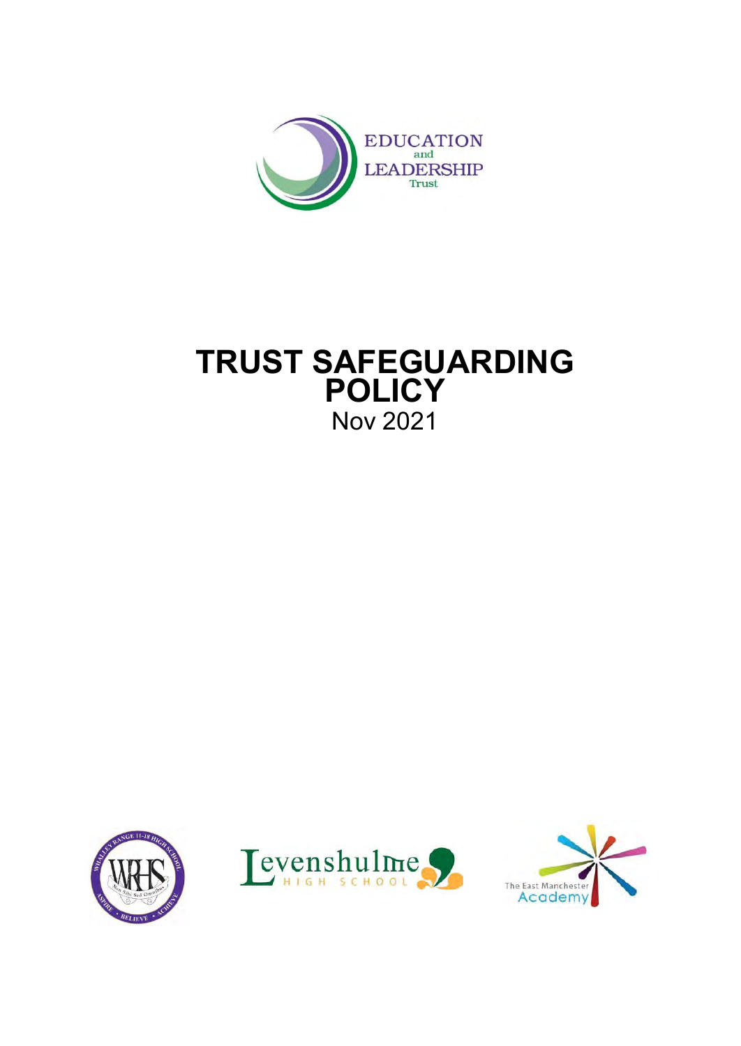EDUCATION and LEADERSHIP Trust

# TRUST SAFEGUARDING POLICY

Nov 2021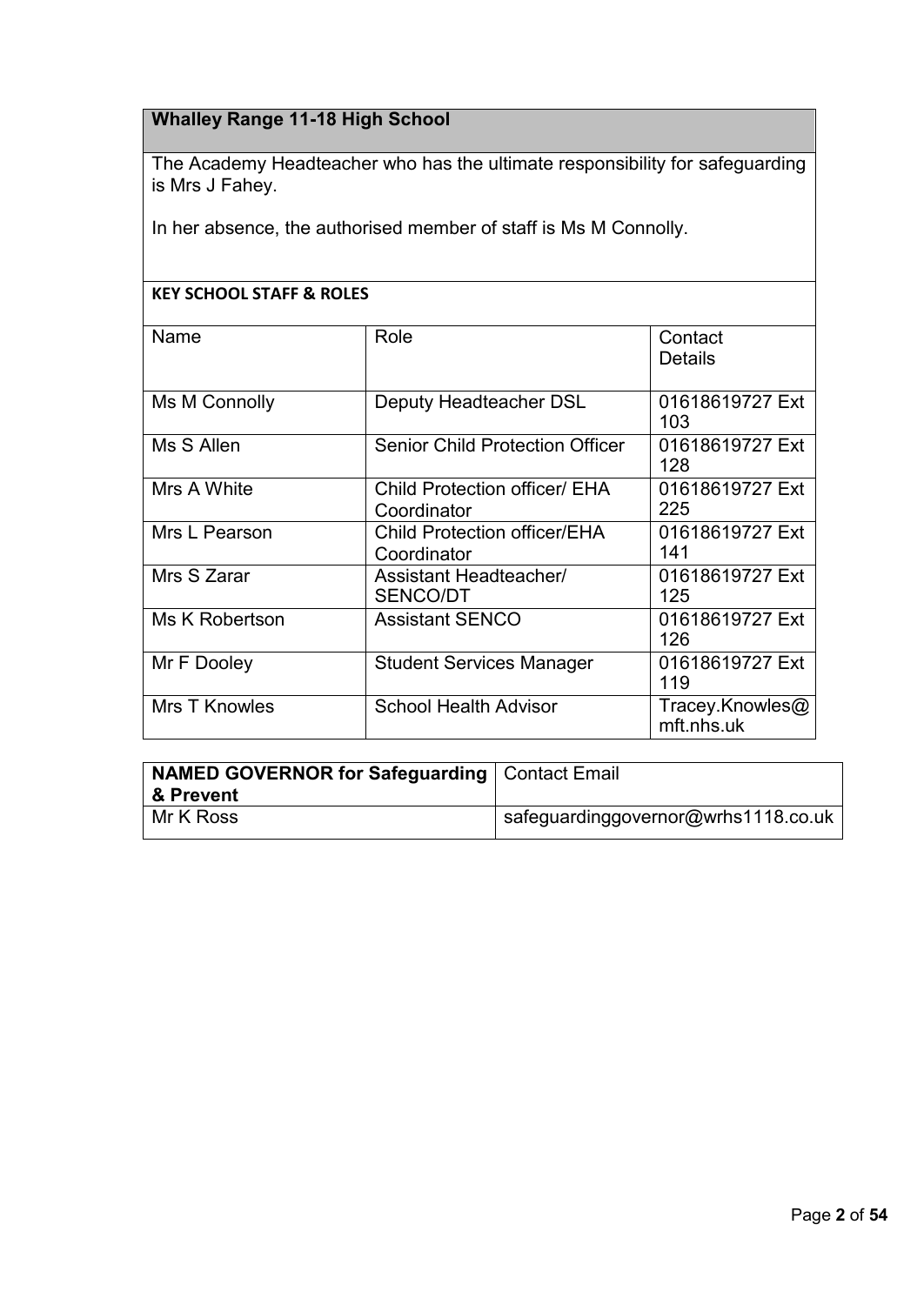## Whalley Range 11-18 High School

The Academy Headteacher who has the ultimate responsibility for safeguarding is Mrs J Fahey.

In her absence, the authorised member of staff is Ms M Connolly.

**KEY SCHOOL STAFF & ROLES**

| Name | Role | Contact Details |
|---|---|---|
| Ms M Connolly | Deputy Headteacher DSL | 01618619727 Ext 103 |
| Ms S Allen | Senior Child Protection Officer | 01618619727 Ext 128 |
| Mrs A White | Child Protection officer/ EHA Coordinator | 01618619727 Ext 225 |
| Mrs L Pearson | Child Protection officer/EHA Coordinator | 01618619727 Ext 141 |
| Mrs S Zarar | Assistant Headteacher/ SENCO/DT | 01618619727 Ext 125 |
| Ms K Robertson | Assistant SENCO | 01618619727 Ext 126 |
| Mr F Dooley | Student Services Manager | 01618619727 Ext 119 |
| Mrs T Knowles | School Health Advisor | Tracey.Knowles@mft.nhs.uk |

| **NAMED GOVERNOR for Safeguarding & Prevent** | Contact Email |
|---|---|
| Mr K Ross | safeguardinggovernor@wrhs1118.co.uk |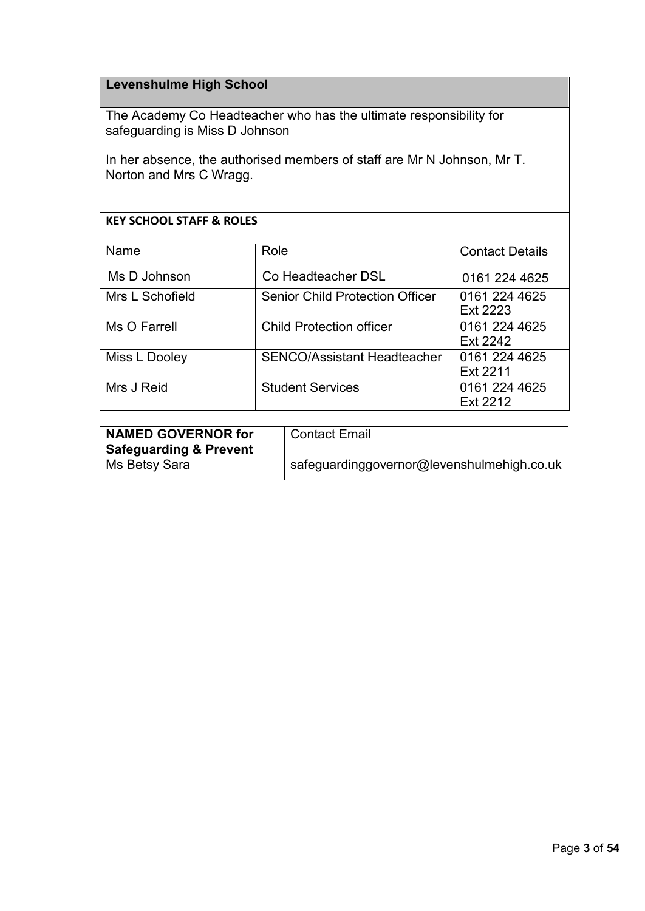## Levenshulme High School

The Academy Co Headteacher who has the ultimate responsibility for safeguarding is Miss D Johnson

In her absence, the authorised members of staff are Mr N Johnson, Mr T. Norton and Mrs C Wragg.

**KEY SCHOOL STAFF & ROLES**

| Name | Role | Contact Details |
|---|---|---|
| Ms D Johnson | Co Headteacher DSL | 0161 224 4625 |
| Mrs L Schofield | Senior Child Protection Officer | 0161 224 4625 Ext 2223 |
| Ms O Farrell | Child Protection officer | 0161 224 4625 Ext 2242 |
| Miss L Dooley | SENCO/Assistant Headteacher | 0161 224 4625 Ext 2211 |
| Mrs J Reid | Student Services | 0161 224 4625 Ext 2212 |

| **NAMED GOVERNOR for Safeguarding & Prevent** | Contact Email |
|---|---|
| Ms Betsy Sara | safeguardinggovernor@levenshulmehigh.co.uk |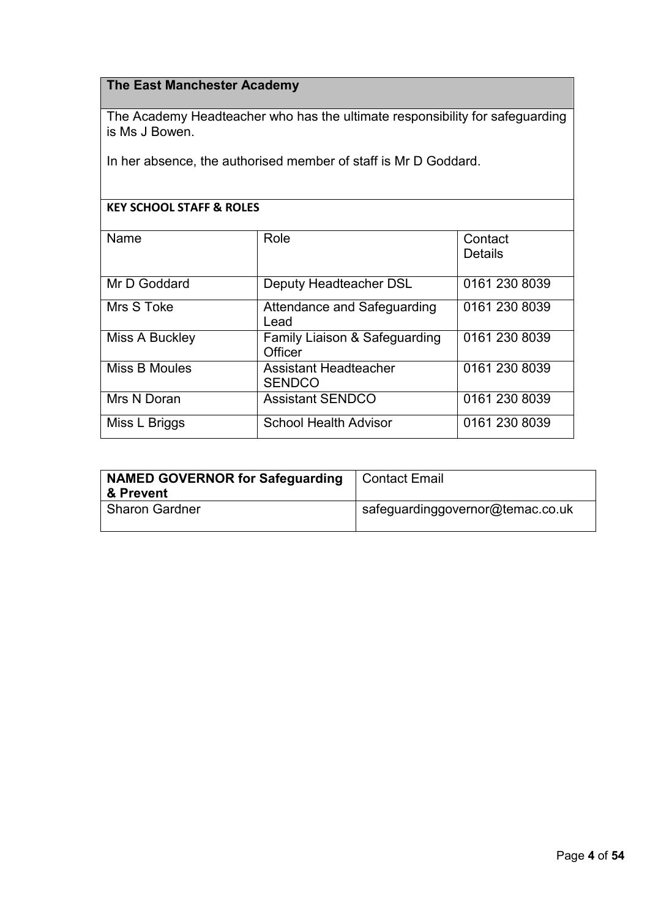## The East Manchester Academy

The Academy Headteacher who has the ultimate responsibility for safeguarding is Ms J Bowen.

In her absence, the authorised member of staff is Mr D Goddard.

**KEY SCHOOL STAFF & ROLES**

| Name | Role | Contact Details |
|---|---|---|
| Mr D Goddard | Deputy Headteacher DSL | 0161 230 8039 |
| Mrs S Toke | Attendance and Safeguarding Lead | 0161 230 8039 |
| Miss A Buckley | Family Liaison & Safeguarding Officer | 0161 230 8039 |
| Miss B Moules | Assistant Headteacher SENDCO | 0161 230 8039 |
| Mrs N Doran | Assistant SENDCO | 0161 230 8039 |
| Miss L Briggs | School Health Advisor | 0161 230 8039 |

| **NAMED GOVERNOR for Safeguarding & Prevent** | Contact Email |
|---|---|
| Sharon Gardner | safeguardinggovernor@temac.co.uk |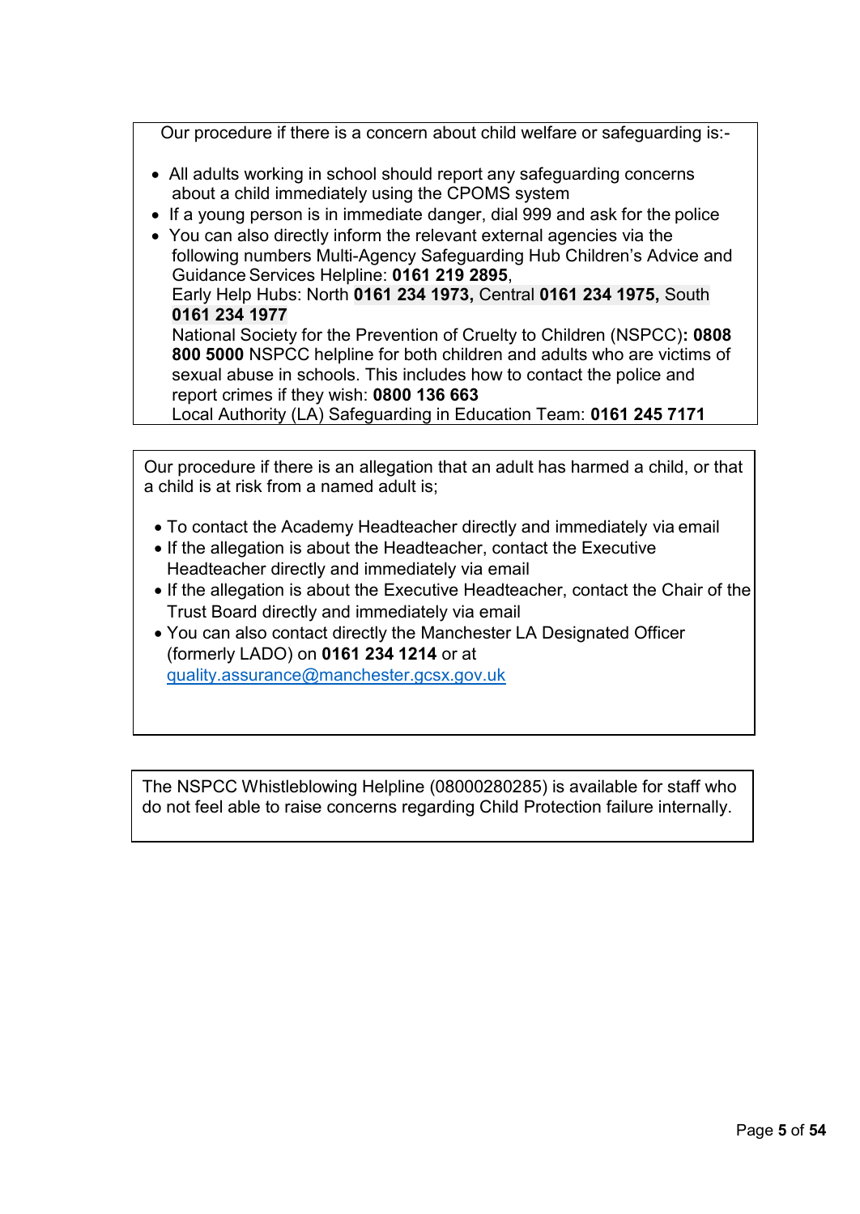Our procedure if there is a concern about child welfare or safeguarding is:-

- All adults working in school should report any safeguarding concerns about a child immediately using the CPOMS system
- If a young person is in immediate danger, dial 999 and ask for the police
- You can also directly inform the relevant external agencies via the following numbers Multi-Agency Safeguarding Hub Children's Advice and Guidance Services Helpline: **0161 219 2895**,
  Early Help Hubs: North **0161 234 1973,** Central **0161 234 1975,** South **0161 234 1977**
  National Society for the Prevention of Cruelty to Children (NSPCC)**: 0808 800 5000** NSPCC helpline for both children and adults who are victims of sexual abuse in schools. This includes how to contact the police and report crimes if they wish: **0800 136 663**
  Local Authority (LA) Safeguarding in Education Team: **0161 245 7171**

Our procedure if there is an allegation that an adult has harmed a child, or that a child is at risk from a named adult is;

- To contact the Academy Headteacher directly and immediately via email
- If the allegation is about the Headteacher, contact the Executive Headteacher directly and immediately via email
- If the allegation is about the Executive Headteacher, contact the Chair of the Trust Board directly and immediately via email
- You can also contact directly the Manchester LA Designated Officer (formerly LADO) on **0161 234 1214** or at quality.assurance@manchester.gcsx.gov.uk

The NSPCC Whistleblowing Helpline (08000280285) is available for staff who do not feel able to raise concerns regarding Child Protection failure internally.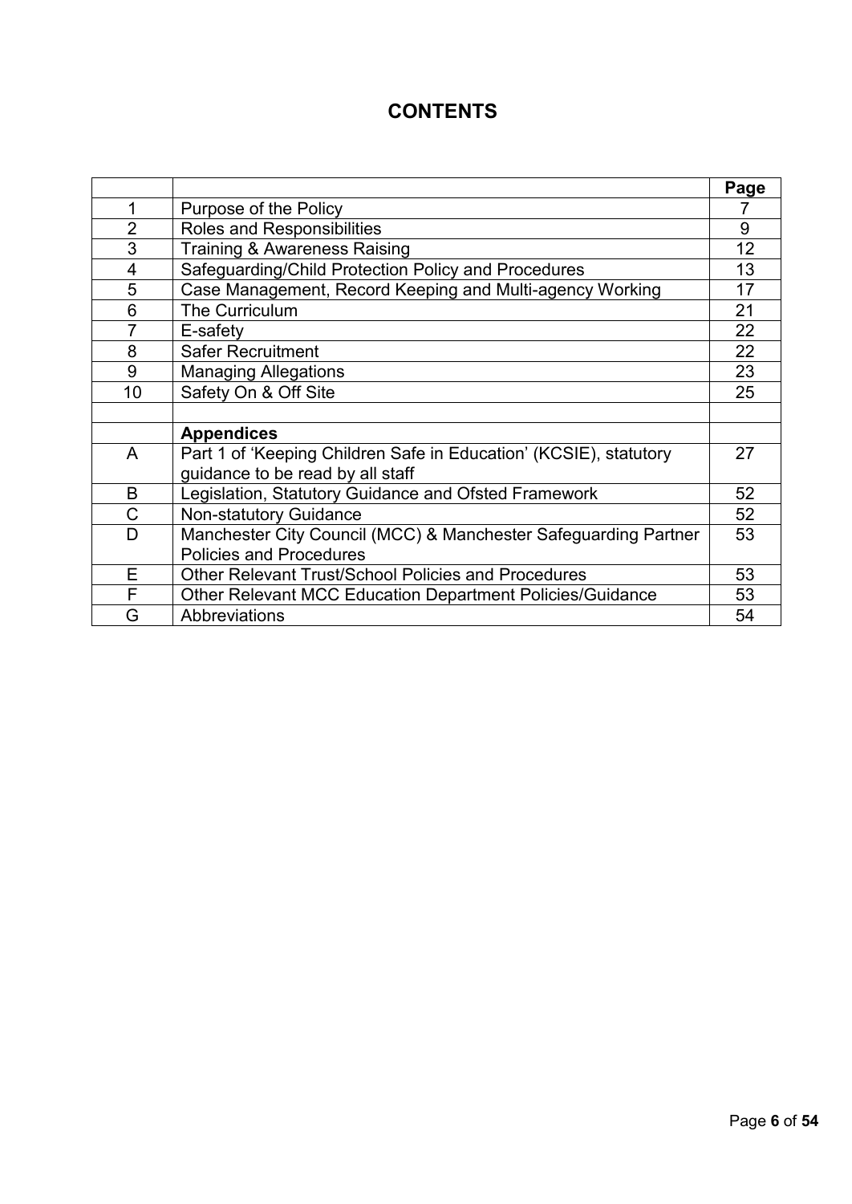# CONTENTS

| | | Page |
|---|---|---|
| 1 | Purpose of the Policy | 7 |
| 2 | Roles and Responsibilities | 9 |
| 3 | Training & Awareness Raising | 12 |
| 4 | Safeguarding/Child Protection Policy and Procedures | 13 |
| 5 | Case Management, Record Keeping and Multi-agency Working | 17 |
| 6 | The Curriculum | 21 |
| 7 | E-safety | 22 |
| 8 | Safer Recruitment | 22 |
| 9 | Managing Allegations | 23 |
| 10 | Safety On & Off Site | 25 |
| | | |
| | **Appendices** | |
| A | Part 1 of 'Keeping Children Safe in Education' (KCSIE), statutory guidance to be read by all staff | 27 |
| B | Legislation, Statutory Guidance and Ofsted Framework | 52 |
| C | Non-statutory Guidance | 52 |
| D | Manchester City Council (MCC) & Manchester Safeguarding Partner Policies and Procedures | 53 |
| E | Other Relevant Trust/School Policies and Procedures | 53 |
| F | Other Relevant MCC Education Department Policies/Guidance | 53 |
| G | Abbreviations | 54 |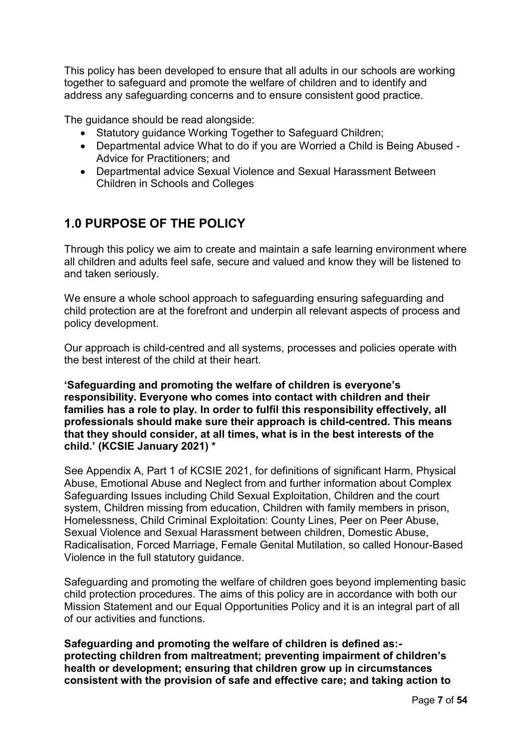This policy has been developed to ensure that all adults in our schools are working together to safeguard and promote the welfare of children and to identify and address any safeguarding concerns and to ensure consistent good practice.

The guidance should be read alongside:

- Statutory guidance Working Together to Safeguard Children;
- Departmental advice What to do if you are Worried a Child is Being Abused - Advice for Practitioners; and
- Departmental advice Sexual Violence and Sexual Harassment Between Children in Schools and Colleges

## 1.0 PURPOSE OF THE POLICY

Through this policy we aim to create and maintain a safe learning environment where all children and adults feel safe, secure and valued and know they will be listened to and taken seriously.

We ensure a whole school approach to safeguarding ensuring safeguarding and child protection are at the forefront and underpin all relevant aspects of process and policy development.

Our approach is child-centred and all systems, processes and policies operate with the best interest of the child at their heart.

**'Safeguarding and promoting the welfare of children is everyone's responsibility. Everyone who comes into contact with children and their families has a role to play. In order to fulfil this responsibility effectively, all professionals should make sure their approach is child-centred. This means that they should consider, at all times, what is in the best interests of the child.' (KCSIE January 2021) ***

See Appendix A, Part 1 of KCSIE 2021, for definitions of significant Harm, Physical Abuse, Emotional Abuse and Neglect from and further information about Complex Safeguarding Issues including Child Sexual Exploitation, Children and the court system, Children missing from education, Children with family members in prison, Homelessness, Child Criminal Exploitation: County Lines, Peer on Peer Abuse, Sexual Violence and Sexual Harassment between children, Domestic Abuse, Radicalisation, Forced Marriage, Female Genital Mutilation, so called Honour-Based Violence in the full statutory guidance.

Safeguarding and promoting the welfare of children goes beyond implementing basic child protection procedures. The aims of this policy are in accordance with both our Mission Statement and our Equal Opportunities Policy and it is an integral part of all of our activities and functions.

**Safeguarding and promoting the welfare of children is defined as:- protecting children from maltreatment; preventing impairment of children's health or development; ensuring that children grow up in circumstances consistent with the provision of safe and effective care; and taking action to**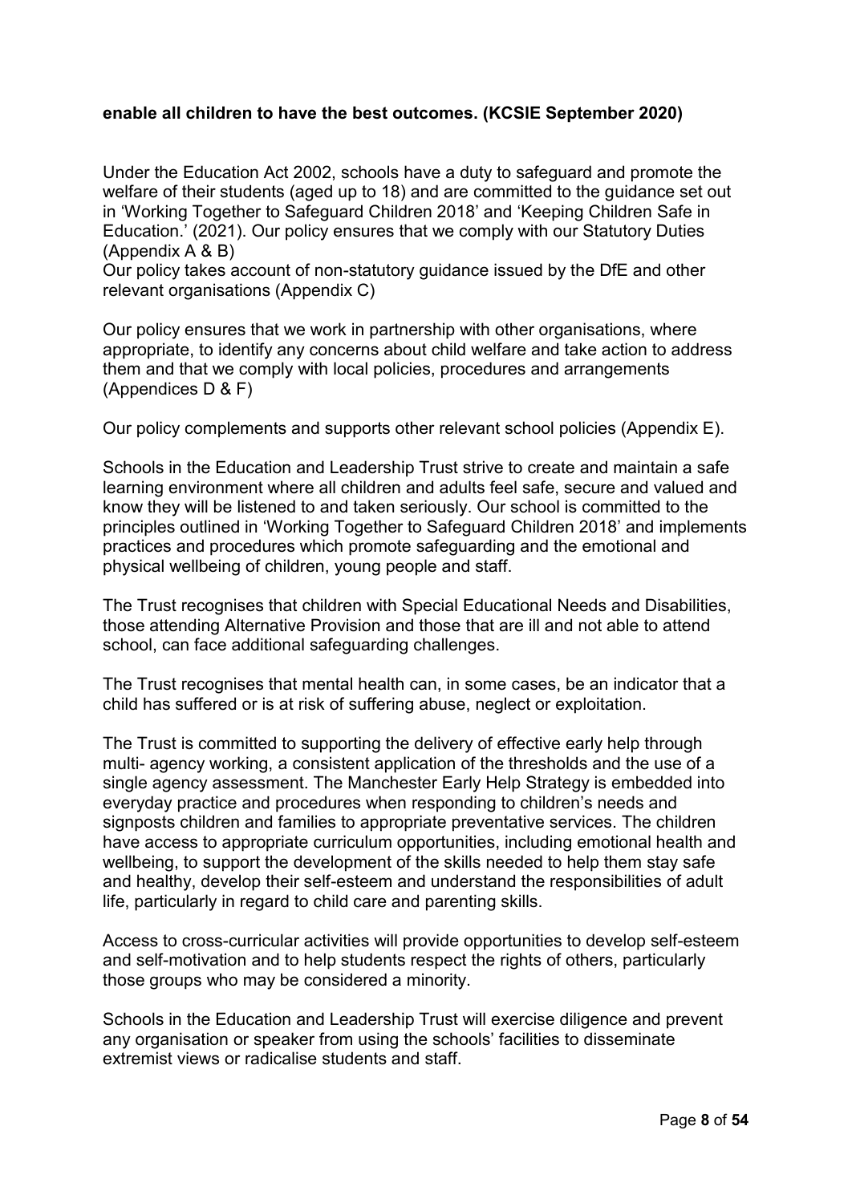**enable all children to have the best outcomes. (KCSIE September 2020)**

Under the Education Act 2002, schools have a duty to safeguard and promote the welfare of their students (aged up to 18) and are committed to the guidance set out in 'Working Together to Safeguard Children 2018' and 'Keeping Children Safe in Education.' (2021). Our policy ensures that we comply with our Statutory Duties (Appendix A & B)
Our policy takes account of non-statutory guidance issued by the DfE and other relevant organisations (Appendix C)

Our policy ensures that we work in partnership with other organisations, where appropriate, to identify any concerns about child welfare and take action to address them and that we comply with local policies, procedures and arrangements (Appendices D & F)

Our policy complements and supports other relevant school policies (Appendix E).

Schools in the Education and Leadership Trust strive to create and maintain a safe learning environment where all children and adults feel safe, secure and valued and know they will be listened to and taken seriously. Our school is committed to the principles outlined in 'Working Together to Safeguard Children 2018' and implements practices and procedures which promote safeguarding and the emotional and physical wellbeing of children, young people and staff.

The Trust recognises that children with Special Educational Needs and Disabilities, those attending Alternative Provision and those that are ill and not able to attend school, can face additional safeguarding challenges.

The Trust recognises that mental health can, in some cases, be an indicator that a child has suffered or is at risk of suffering abuse, neglect or exploitation.

The Trust is committed to supporting the delivery of effective early help through multi- agency working, a consistent application of the thresholds and the use of a single agency assessment. The Manchester Early Help Strategy is embedded into everyday practice and procedures when responding to children's needs and signposts children and families to appropriate preventative services. The children have access to appropriate curriculum opportunities, including emotional health and wellbeing, to support the development of the skills needed to help them stay safe and healthy, develop their self-esteem and understand the responsibilities of adult life, particularly in regard to child care and parenting skills.

Access to cross-curricular activities will provide opportunities to develop self-esteem and self-motivation and to help students respect the rights of others, particularly those groups who may be considered a minority.

Schools in the Education and Leadership Trust will exercise diligence and prevent any organisation or speaker from using the schools' facilities to disseminate extremist views or radicalise students and staff.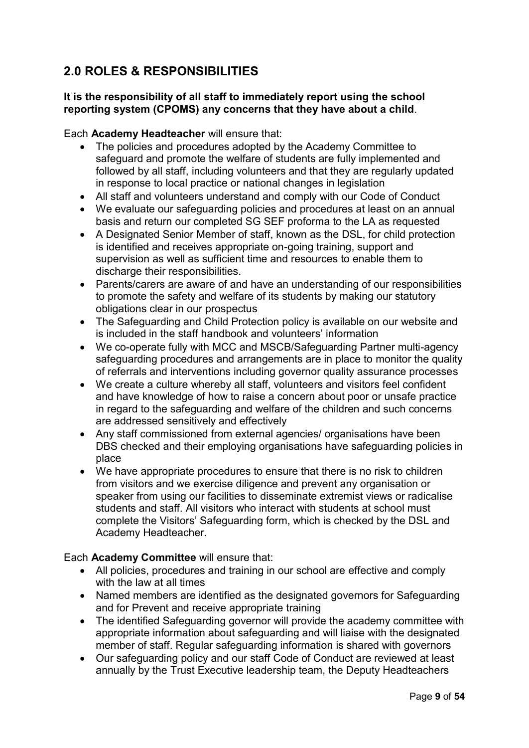## 2.0 ROLES & RESPONSIBILITIES

**It is the responsibility of all staff to immediately report using the school reporting system (CPOMS) any concerns that they have about a child**.

Each **Academy Headteacher** will ensure that:

- The policies and procedures adopted by the Academy Committee to safeguard and promote the welfare of students are fully implemented and followed by all staff, including volunteers and that they are regularly updated in response to local practice or national changes in legislation
- All staff and volunteers understand and comply with our Code of Conduct
- We evaluate our safeguarding policies and procedures at least on an annual basis and return our completed SG SEF proforma to the LA as requested
- A Designated Senior Member of staff, known as the DSL, for child protection is identified and receives appropriate on-going training, support and supervision as well as sufficient time and resources to enable them to discharge their responsibilities.
- Parents/carers are aware of and have an understanding of our responsibilities to promote the safety and welfare of its students by making our statutory obligations clear in our prospectus
- The Safeguarding and Child Protection policy is available on our website and is included in the staff handbook and volunteers' information
- We co-operate fully with MCC and MSCB/Safeguarding Partner multi-agency safeguarding procedures and arrangements are in place to monitor the quality of referrals and interventions including governor quality assurance processes
- We create a culture whereby all staff, volunteers and visitors feel confident and have knowledge of how to raise a concern about poor or unsafe practice in regard to the safeguarding and welfare of the children and such concerns are addressed sensitively and effectively
- Any staff commissioned from external agencies/ organisations have been DBS checked and their employing organisations have safeguarding policies in place
- We have appropriate procedures to ensure that there is no risk to children from visitors and we exercise diligence and prevent any organisation or speaker from using our facilities to disseminate extremist views or radicalise students and staff. All visitors who interact with students at school must complete the Visitors' Safeguarding form, which is checked by the DSL and Academy Headteacher.

Each **Academy Committee** will ensure that:

- All policies, procedures and training in our school are effective and comply with the law at all times
- Named members are identified as the designated governors for Safeguarding and for Prevent and receive appropriate training
- The identified Safeguarding governor will provide the academy committee with appropriate information about safeguarding and will liaise with the designated member of staff. Regular safeguarding information is shared with governors
- Our safeguarding policy and our staff Code of Conduct are reviewed at least annually by the Trust Executive leadership team, the Deputy Headteachers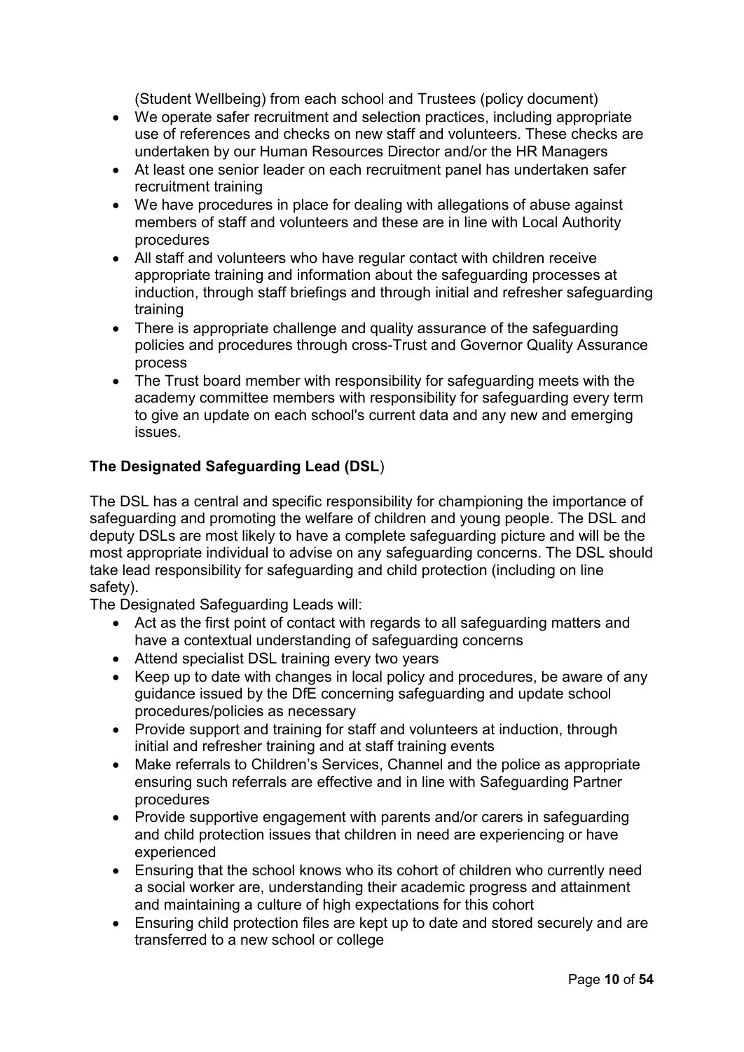(Student Wellbeing) from each school and Trustees (policy document)

- We operate safer recruitment and selection practices, including appropriate use of references and checks on new staff and volunteers. These checks are undertaken by our Human Resources Director and/or the HR Managers
- At least one senior leader on each recruitment panel has undertaken safer recruitment training
- We have procedures in place for dealing with allegations of abuse against members of staff and volunteers and these are in line with Local Authority procedures
- All staff and volunteers who have regular contact with children receive appropriate training and information about the safeguarding processes at induction, through staff briefings and through initial and refresher safeguarding training
- There is appropriate challenge and quality assurance of the safeguarding policies and procedures through cross-Trust and Governor Quality Assurance process
- The Trust board member with responsibility for safeguarding meets with the academy committee members with responsibility for safeguarding every term to give an update on each school's current data and any new and emerging issues.

**The Designated Safeguarding Lead (DSL**)

The DSL has a central and specific responsibility for championing the importance of safeguarding and promoting the welfare of children and young people. The DSL and deputy DSLs are most likely to have a complete safeguarding picture and will be the most appropriate individual to advise on any safeguarding concerns. The DSL should take lead responsibility for safeguarding and child protection (including on line safety).

The Designated Safeguarding Leads will:

- Act as the first point of contact with regards to all safeguarding matters and have a contextual understanding of safeguarding concerns
- Attend specialist DSL training every two years
- Keep up to date with changes in local policy and procedures, be aware of any guidance issued by the DfE concerning safeguarding and update school procedures/policies as necessary
- Provide support and training for staff and volunteers at induction, through initial and refresher training and at staff training events
- Make referrals to Children's Services, Channel and the police as appropriate ensuring such referrals are effective and in line with Safeguarding Partner procedures
- Provide supportive engagement with parents and/or carers in safeguarding and child protection issues that children in need are experiencing or have experienced
- Ensuring that the school knows who its cohort of children who currently need a social worker are, understanding their academic progress and attainment and maintaining a culture of high expectations for this cohort
- Ensuring child protection files are kept up to date and stored securely and are transferred to a new school or college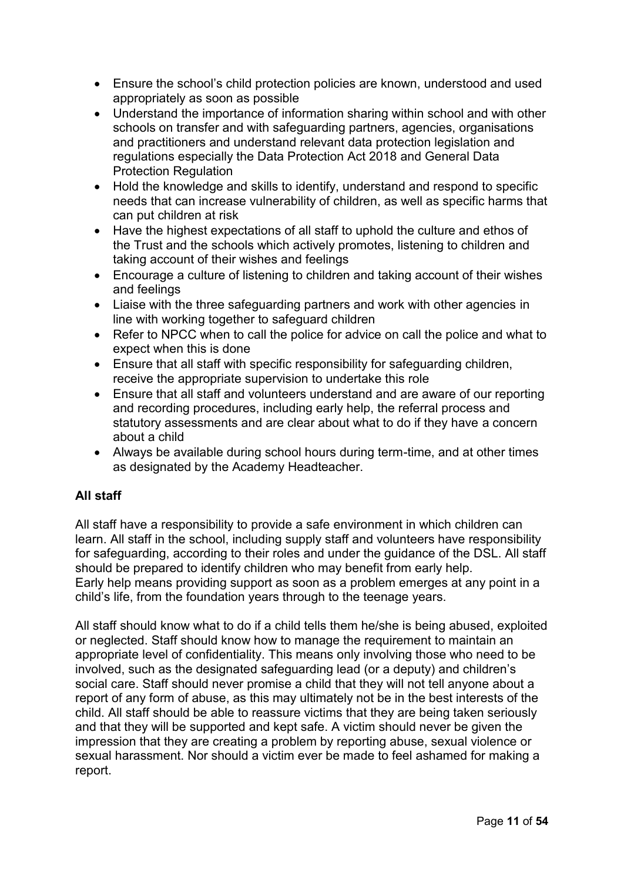- Ensure the school's child protection policies are known, understood and used appropriately as soon as possible
- Understand the importance of information sharing within school and with other schools on transfer and with safeguarding partners, agencies, organisations and practitioners and understand relevant data protection legislation and regulations especially the Data Protection Act 2018 and General Data Protection Regulation
- Hold the knowledge and skills to identify, understand and respond to specific needs that can increase vulnerability of children, as well as specific harms that can put children at risk
- Have the highest expectations of all staff to uphold the culture and ethos of the Trust and the schools which actively promotes, listening to children and taking account of their wishes and feelings
- Encourage a culture of listening to children and taking account of their wishes and feelings
- Liaise with the three safeguarding partners and work with other agencies in line with working together to safeguard children
- Refer to NPCC when to call the police for advice on call the police and what to expect when this is done
- Ensure that all staff with specific responsibility for safeguarding children, receive the appropriate supervision to undertake this role
- Ensure that all staff and volunteers understand and are aware of our reporting and recording procedures, including early help, the referral process and statutory assessments and are clear about what to do if they have a concern about a child
- Always be available during school hours during term-time, and at other times as designated by the Academy Headteacher.

**All staff**

All staff have a responsibility to provide a safe environment in which children can learn. All staff in the school, including supply staff and volunteers have responsibility for safeguarding, according to their roles and under the guidance of the DSL. All staff should be prepared to identify children who may benefit from early help.
Early help means providing support as soon as a problem emerges at any point in a child's life, from the foundation years through to the teenage years.

All staff should know what to do if a child tells them he/she is being abused, exploited or neglected. Staff should know how to manage the requirement to maintain an appropriate level of confidentiality. This means only involving those who need to be involved, such as the designated safeguarding lead (or a deputy) and children's social care. Staff should never promise a child that they will not tell anyone about a report of any form of abuse, as this may ultimately not be in the best interests of the child. All staff should be able to reassure victims that they are being taken seriously and that they will be supported and kept safe. A victim should never be given the impression that they are creating a problem by reporting abuse, sexual violence or sexual harassment. Nor should a victim ever be made to feel ashamed for making a report.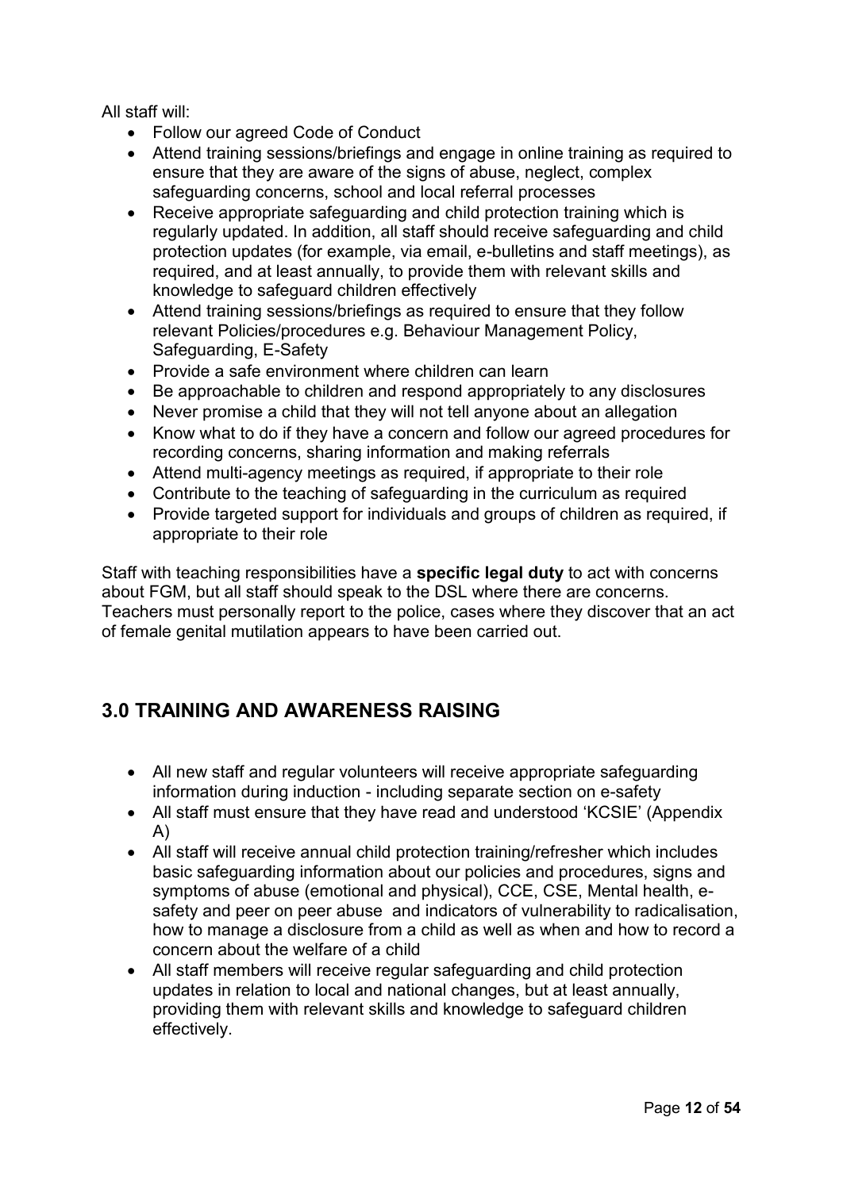All staff will:

- Follow our agreed Code of Conduct
- Attend training sessions/briefings and engage in online training as required to ensure that they are aware of the signs of abuse, neglect, complex safeguarding concerns, school and local referral processes
- Receive appropriate safeguarding and child protection training which is regularly updated. In addition, all staff should receive safeguarding and child protection updates (for example, via email, e-bulletins and staff meetings), as required, and at least annually, to provide them with relevant skills and knowledge to safeguard children effectively
- Attend training sessions/briefings as required to ensure that they follow relevant Policies/procedures e.g. Behaviour Management Policy, Safeguarding, E-Safety
- Provide a safe environment where children can learn
- Be approachable to children and respond appropriately to any disclosures
- Never promise a child that they will not tell anyone about an allegation
- Know what to do if they have a concern and follow our agreed procedures for recording concerns, sharing information and making referrals
- Attend multi-agency meetings as required, if appropriate to their role
- Contribute to the teaching of safeguarding in the curriculum as required
- Provide targeted support for individuals and groups of children as required, if appropriate to their role

Staff with teaching responsibilities have a **specific legal duty** to act with concerns about FGM, but all staff should speak to the DSL where there are concerns. Teachers must personally report to the police, cases where they discover that an act of female genital mutilation appears to have been carried out.

## 3.0 TRAINING AND AWARENESS RAISING

- All new staff and regular volunteers will receive appropriate safeguarding information during induction - including separate section on e-safety
- All staff must ensure that they have read and understood 'KCSIE' (Appendix A)
- All staff will receive annual child protection training/refresher which includes basic safeguarding information about our policies and procedures, signs and symptoms of abuse (emotional and physical), CCE, CSE, Mental health, e-safety and peer on peer abuse and indicators of vulnerability to radicalisation, how to manage a disclosure from a child as well as when and how to record a concern about the welfare of a child
- All staff members will receive regular safeguarding and child protection updates in relation to local and national changes, but at least annually, providing them with relevant skills and knowledge to safeguard children effectively.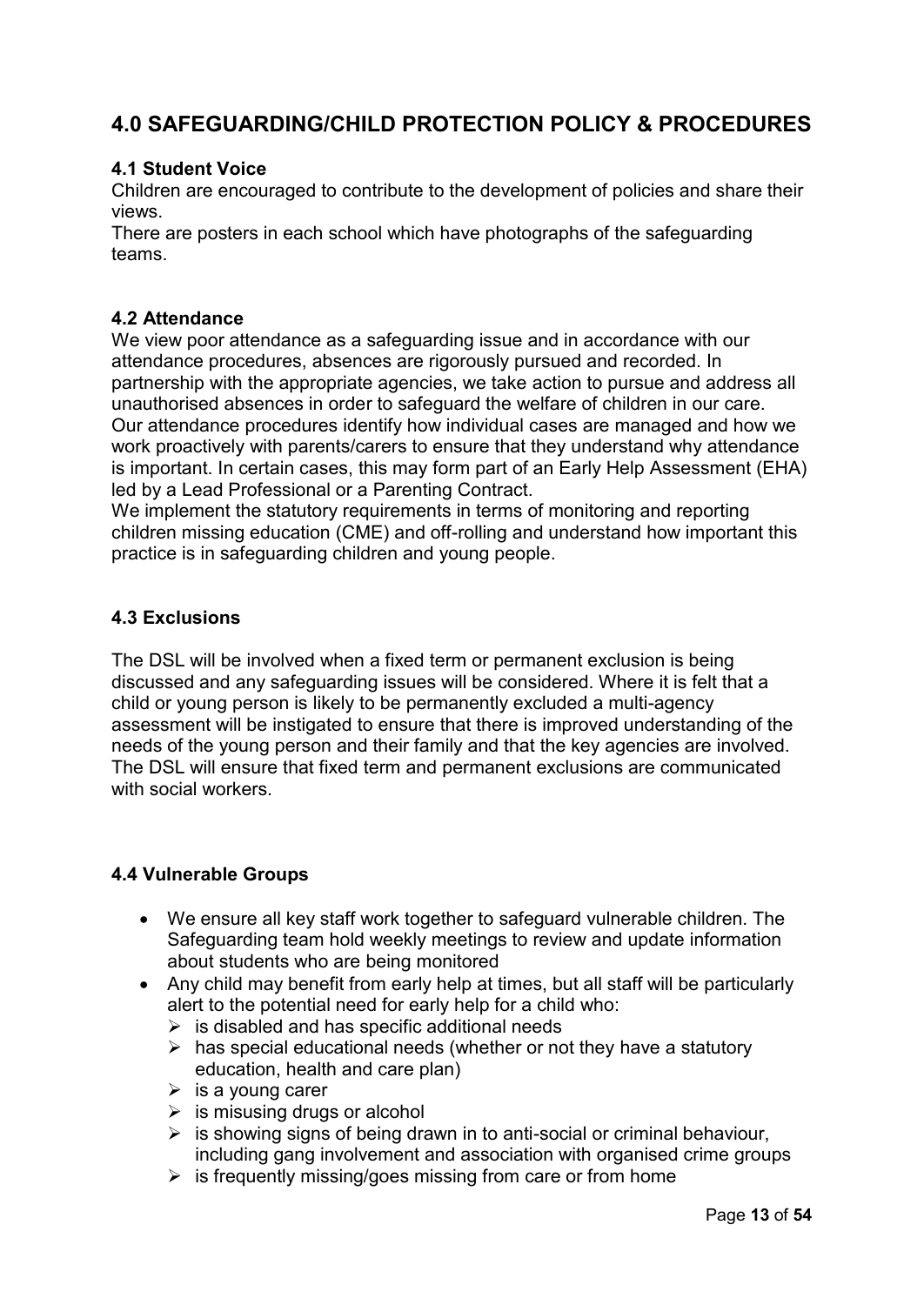## 4.0 SAFEGUARDING/CHILD PROTECTION POLICY & PROCEDURES

### 4.1 Student Voice

Children are encouraged to contribute to the development of policies and share their views.

There are posters in each school which have photographs of the safeguarding teams.

### 4.2 Attendance

We view poor attendance as a safeguarding issue and in accordance with our attendance procedures, absences are rigorously pursued and recorded. In partnership with the appropriate agencies, we take action to pursue and address all unauthorised absences in order to safeguard the welfare of children in our care. Our attendance procedures identify how individual cases are managed and how we work proactively with parents/carers to ensure that they understand why attendance is important. In certain cases, this may form part of an Early Help Assessment (EHA) led by a Lead Professional or a Parenting Contract.

We implement the statutory requirements in terms of monitoring and reporting children missing education (CME) and off-rolling and understand how important this practice is in safeguarding children and young people.

### 4.3 Exclusions

The DSL will be involved when a fixed term or permanent exclusion is being discussed and any safeguarding issues will be considered. Where it is felt that a child or young person is likely to be permanently excluded a multi-agency assessment will be instigated to ensure that there is improved understanding of the needs of the young person and their family and that the key agencies are involved. The DSL will ensure that fixed term and permanent exclusions are communicated with social workers.

### 4.4 Vulnerable Groups

- We ensure all key staff work together to safeguard vulnerable children. The Safeguarding team hold weekly meetings to review and update information about students who are being monitored
- Any child may benefit from early help at times, but all staff will be particularly alert to the potential need for early help for a child who:
  - is disabled and has specific additional needs
  - has special educational needs (whether or not they have a statutory education, health and care plan)
  - is a young carer
  - is misusing drugs or alcohol
  - is showing signs of being drawn in to anti-social or criminal behaviour, including gang involvement and association with organised crime groups
  - is frequently missing/goes missing from care or from home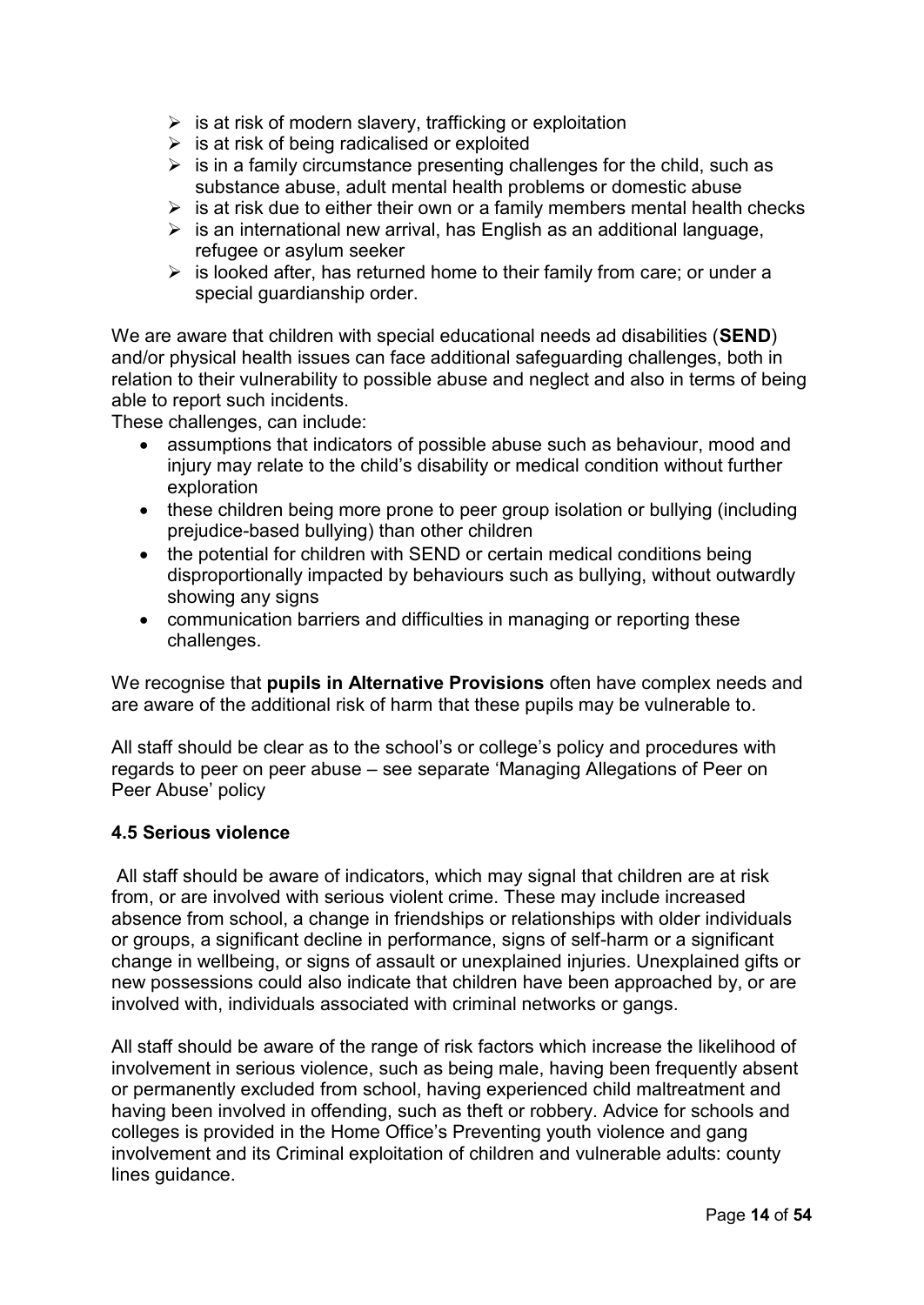- is at risk of modern slavery, trafficking or exploitation
- is at risk of being radicalised or exploited
- is in a family circumstance presenting challenges for the child, such as substance abuse, adult mental health problems or domestic abuse
- is at risk due to either their own or a family members mental health checks
- is an international new arrival, has English as an additional language, refugee or asylum seeker
- is looked after, has returned home to their family from care; or under a special guardianship order.

We are aware that children with special educational needs ad disabilities (**SEND**) and/or physical health issues can face additional safeguarding challenges, both in relation to their vulnerability to possible abuse and neglect and also in terms of being able to report such incidents.

These challenges, can include:

- assumptions that indicators of possible abuse such as behaviour, mood and injury may relate to the child's disability or medical condition without further exploration
- these children being more prone to peer group isolation or bullying (including prejudice-based bullying) than other children
- the potential for children with SEND or certain medical conditions being disproportionally impacted by behaviours such as bullying, without outwardly showing any signs
- communication barriers and difficulties in managing or reporting these challenges.

We recognise that **pupils in Alternative Provisions** often have complex needs and are aware of the additional risk of harm that these pupils may be vulnerable to.

All staff should be clear as to the school's or college's policy and procedures with regards to peer on peer abuse – see separate 'Managing Allegations of Peer on Peer Abuse' policy

### 4.5 Serious violence

All staff should be aware of indicators, which may signal that children are at risk from, or are involved with serious violent crime. These may include increased absence from school, a change in friendships or relationships with older individuals or groups, a significant decline in performance, signs of self-harm or a significant change in wellbeing, or signs of assault or unexplained injuries. Unexplained gifts or new possessions could also indicate that children have been approached by, or are involved with, individuals associated with criminal networks or gangs.

All staff should be aware of the range of risk factors which increase the likelihood of involvement in serious violence, such as being male, having been frequently absent or permanently excluded from school, having experienced child maltreatment and having been involved in offending, such as theft or robbery. Advice for schools and colleges is provided in the Home Office's Preventing youth violence and gang involvement and its Criminal exploitation of children and vulnerable adults: county lines guidance.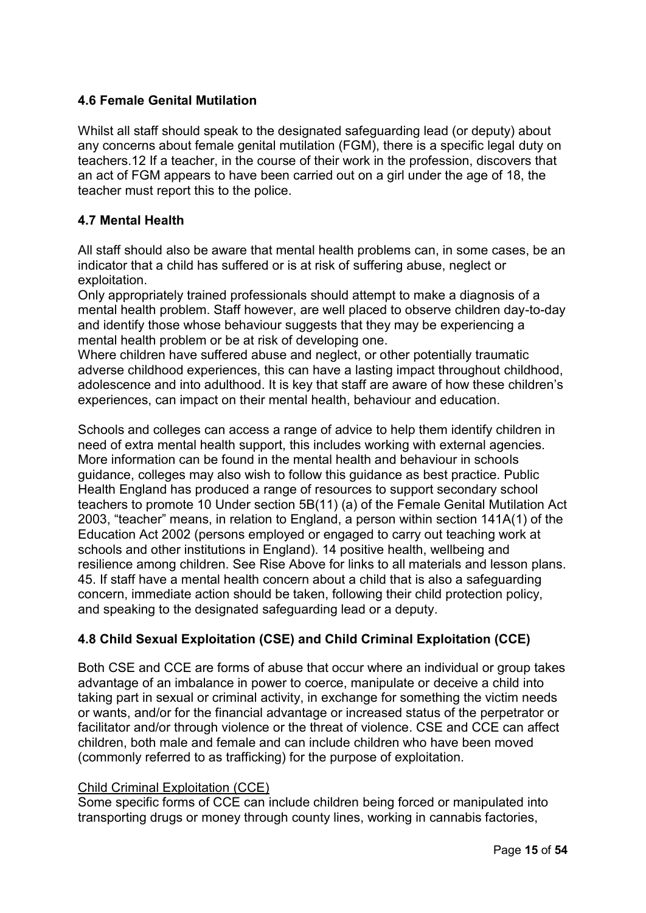### 4.6 Female Genital Mutilation

Whilst all staff should speak to the designated safeguarding lead (or deputy) about any concerns about female genital mutilation (FGM), there is a specific legal duty on teachers.12 If a teacher, in the course of their work in the profession, discovers that an act of FGM appears to have been carried out on a girl under the age of 18, the teacher must report this to the police.

### 4.7 Mental Health

All staff should also be aware that mental health problems can, in some cases, be an indicator that a child has suffered or is at risk of suffering abuse, neglect or exploitation.

Only appropriately trained professionals should attempt to make a diagnosis of a mental health problem. Staff however, are well placed to observe children day-to-day and identify those whose behaviour suggests that they may be experiencing a mental health problem or be at risk of developing one.

Where children have suffered abuse and neglect, or other potentially traumatic adverse childhood experiences, this can have a lasting impact throughout childhood, adolescence and into adulthood. It is key that staff are aware of how these children's experiences, can impact on their mental health, behaviour and education.

Schools and colleges can access a range of advice to help them identify children in need of extra mental health support, this includes working with external agencies. More information can be found in the mental health and behaviour in schools guidance, colleges may also wish to follow this guidance as best practice. Public Health England has produced a range of resources to support secondary school teachers to promote 10 Under section 5B(11) (a) of the Female Genital Mutilation Act 2003, "teacher" means, in relation to England, a person within section 141A(1) of the Education Act 2002 (persons employed or engaged to carry out teaching work at schools and other institutions in England). 14 positive health, wellbeing and resilience among children. See Rise Above for links to all materials and lesson plans. 45. If staff have a mental health concern about a child that is also a safeguarding concern, immediate action should be taken, following their child protection policy, and speaking to the designated safeguarding lead or a deputy.

### 4.8 Child Sexual Exploitation (CSE) and Child Criminal Exploitation (CCE)

Both CSE and CCE are forms of abuse that occur where an individual or group takes advantage of an imbalance in power to coerce, manipulate or deceive a child into taking part in sexual or criminal activity, in exchange for something the victim needs or wants, and/or for the financial advantage or increased status of the perpetrator or facilitator and/or through violence or the threat of violence. CSE and CCE can affect children, both male and female and can include children who have been moved (commonly referred to as trafficking) for the purpose of exploitation.

Child Criminal Exploitation (CCE)

Some specific forms of CCE can include children being forced or manipulated into transporting drugs or money through county lines, working in cannabis factories,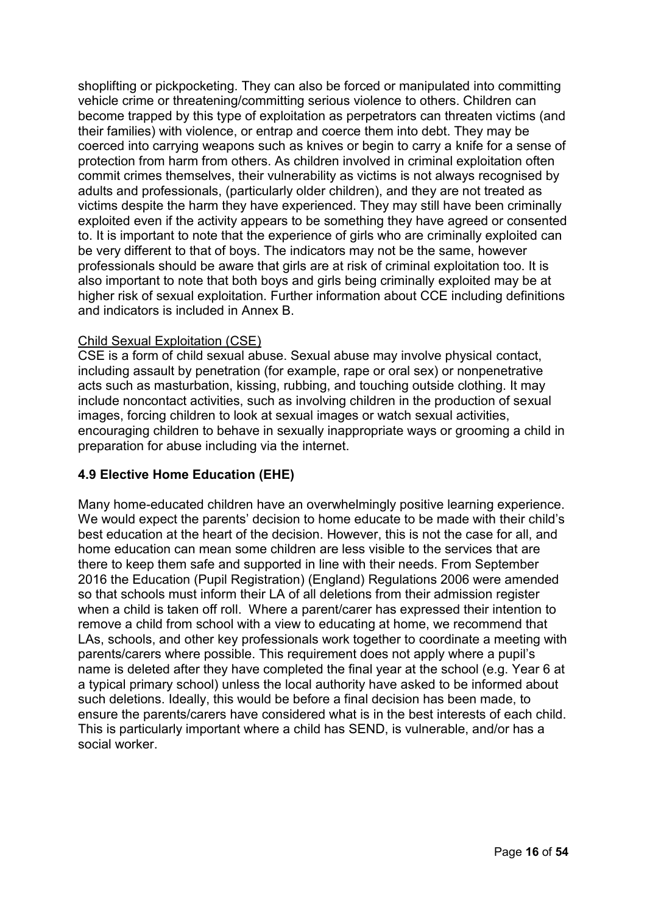shoplifting or pickpocketing. They can also be forced or manipulated into committing vehicle crime or threatening/committing serious violence to others. Children can become trapped by this type of exploitation as perpetrators can threaten victims (and their families) with violence, or entrap and coerce them into debt. They may be coerced into carrying weapons such as knives or begin to carry a knife for a sense of protection from harm from others. As children involved in criminal exploitation often commit crimes themselves, their vulnerability as victims is not always recognised by adults and professionals, (particularly older children), and they are not treated as victims despite the harm they have experienced. They may still have been criminally exploited even if the activity appears to be something they have agreed or consented to. It is important to note that the experience of girls who are criminally exploited can be very different to that of boys. The indicators may not be the same, however professionals should be aware that girls are at risk of criminal exploitation too. It is also important to note that both boys and girls being criminally exploited may be at higher risk of sexual exploitation. Further information about CCE including definitions and indicators is included in Annex B.

Child Sexual Exploitation (CSE)

CSE is a form of child sexual abuse. Sexual abuse may involve physical contact, including assault by penetration (for example, rape or oral sex) or nonpenetrative acts such as masturbation, kissing, rubbing, and touching outside clothing. It may include noncontact activities, such as involving children in the production of sexual images, forcing children to look at sexual images or watch sexual activities, encouraging children to behave in sexually inappropriate ways or grooming a child in preparation for abuse including via the internet.

### 4.9 Elective Home Education (EHE)

Many home-educated children have an overwhelmingly positive learning experience. We would expect the parents' decision to home educate to be made with their child's best education at the heart of the decision. However, this is not the case for all, and home education can mean some children are less visible to the services that are there to keep them safe and supported in line with their needs. From September 2016 the Education (Pupil Registration) (England) Regulations 2006 were amended so that schools must inform their LA of all deletions from their admission register when a child is taken off roll. Where a parent/carer has expressed their intention to remove a child from school with a view to educating at home, we recommend that LAs, schools, and other key professionals work together to coordinate a meeting with parents/carers where possible. This requirement does not apply where a pupil's name is deleted after they have completed the final year at the school (e.g. Year 6 at a typical primary school) unless the local authority have asked to be informed about such deletions. Ideally, this would be before a final decision has been made, to ensure the parents/carers have considered what is in the best interests of each child. This is particularly important where a child has SEND, is vulnerable, and/or has a social worker.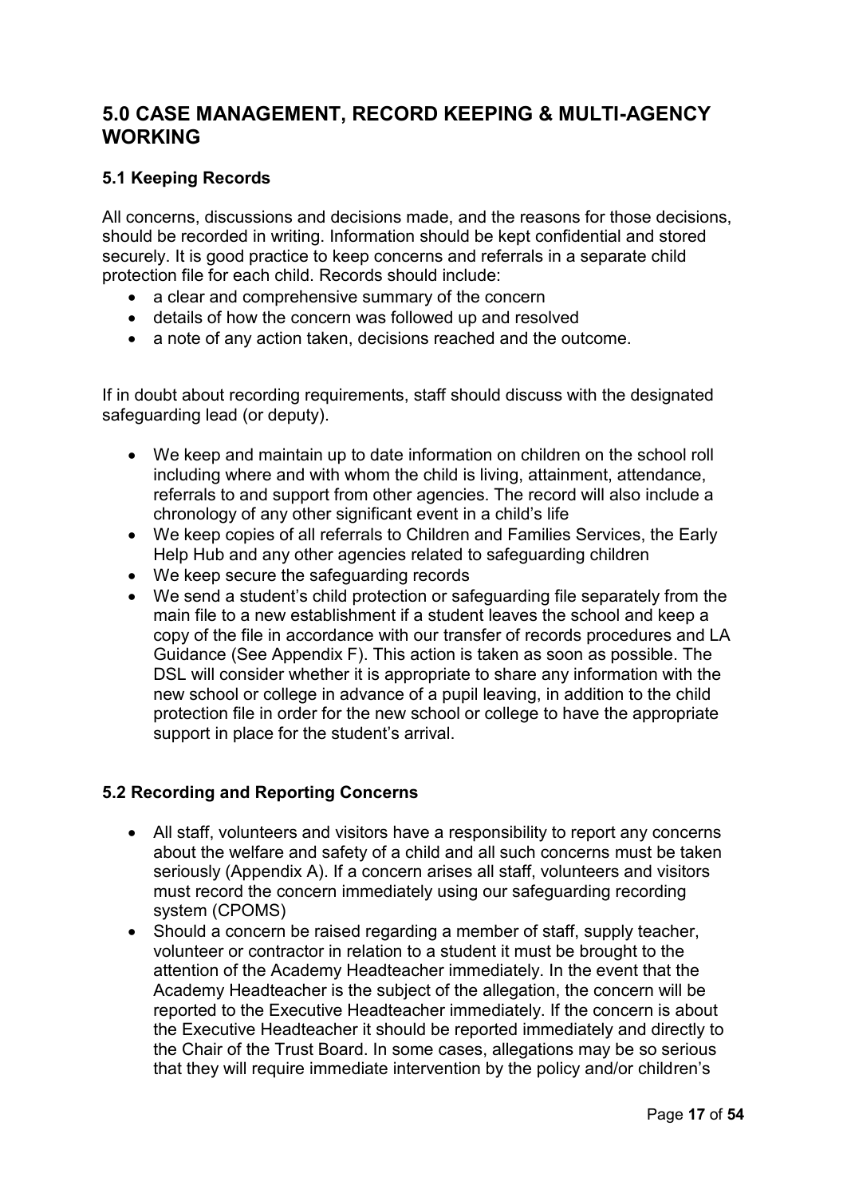## 5.0 CASE MANAGEMENT, RECORD KEEPING & MULTI-AGENCY WORKING

### 5.1 Keeping Records

All concerns, discussions and decisions made, and the reasons for those decisions, should be recorded in writing. Information should be kept confidential and stored securely. It is good practice to keep concerns and referrals in a separate child protection file for each child. Records should include:

- a clear and comprehensive summary of the concern
- details of how the concern was followed up and resolved
- a note of any action taken, decisions reached and the outcome.

If in doubt about recording requirements, staff should discuss with the designated safeguarding lead (or deputy).

- We keep and maintain up to date information on children on the school roll including where and with whom the child is living, attainment, attendance, referrals to and support from other agencies. The record will also include a chronology of any other significant event in a child's life
- We keep copies of all referrals to Children and Families Services, the Early Help Hub and any other agencies related to safeguarding children
- We keep secure the safeguarding records
- We send a student's child protection or safeguarding file separately from the main file to a new establishment if a student leaves the school and keep a copy of the file in accordance with our transfer of records procedures and LA Guidance (See Appendix F). This action is taken as soon as possible. The DSL will consider whether it is appropriate to share any information with the new school or college in advance of a pupil leaving, in addition to the child protection file in order for the new school or college to have the appropriate support in place for the student's arrival.

### 5.2 Recording and Reporting Concerns

- All staff, volunteers and visitors have a responsibility to report any concerns about the welfare and safety of a child and all such concerns must be taken seriously (Appendix A). If a concern arises all staff, volunteers and visitors must record the concern immediately using our safeguarding recording system (CPOMS)
- Should a concern be raised regarding a member of staff, supply teacher, volunteer or contractor in relation to a student it must be brought to the attention of the Academy Headteacher immediately. In the event that the Academy Headteacher is the subject of the allegation, the concern will be reported to the Executive Headteacher immediately. If the concern is about the Executive Headteacher it should be reported immediately and directly to the Chair of the Trust Board. In some cases, allegations may be so serious that they will require immediate intervention by the policy and/or children's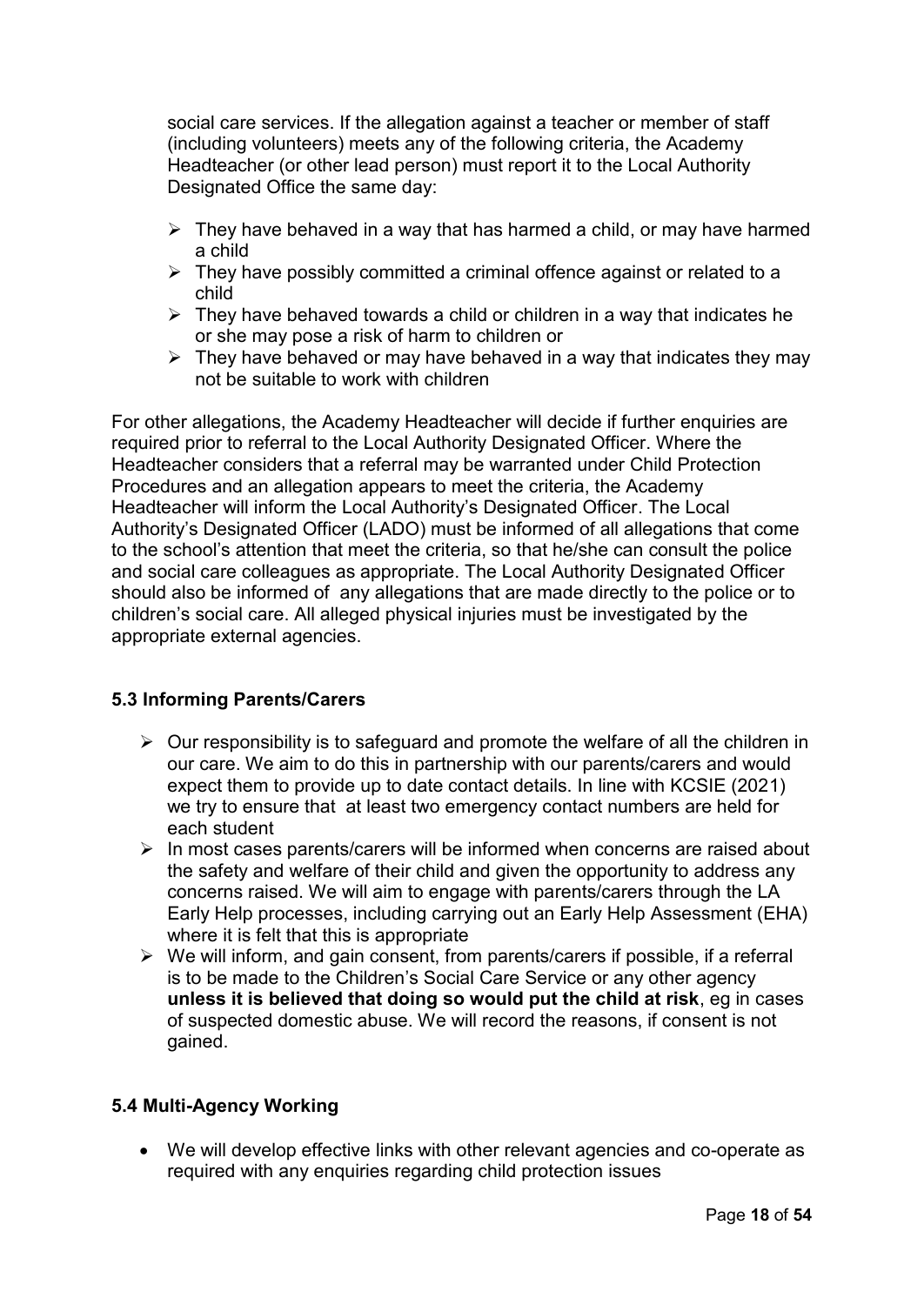social care services. If the allegation against a teacher or member of staff (including volunteers) meets any of the following criteria, the Academy Headteacher (or other lead person) must report it to the Local Authority Designated Office the same day:

- They have behaved in a way that has harmed a child, or may have harmed a child
- They have possibly committed a criminal offence against or related to a child
- They have behaved towards a child or children in a way that indicates he or she may pose a risk of harm to children or
- They have behaved or may have behaved in a way that indicates they may not be suitable to work with children

For other allegations, the Academy Headteacher will decide if further enquiries are required prior to referral to the Local Authority Designated Officer. Where the Headteacher considers that a referral may be warranted under Child Protection Procedures and an allegation appears to meet the criteria, the Academy Headteacher will inform the Local Authority's Designated Officer. The Local Authority's Designated Officer (LADO) must be informed of all allegations that come to the school's attention that meet the criteria, so that he/she can consult the police and social care colleagues as appropriate. The Local Authority Designated Officer should also be informed of any allegations that are made directly to the police or to children's social care. All alleged physical injuries must be investigated by the appropriate external agencies.

### 5.3 Informing Parents/Carers

- Our responsibility is to safeguard and promote the welfare of all the children in our care. We aim to do this in partnership with our parents/carers and would expect them to provide up to date contact details. In line with KCSIE (2021) we try to ensure that at least two emergency contact numbers are held for each student
- In most cases parents/carers will be informed when concerns are raised about the safety and welfare of their child and given the opportunity to address any concerns raised. We will aim to engage with parents/carers through the LA Early Help processes, including carrying out an Early Help Assessment (EHA) where it is felt that this is appropriate
- We will inform, and gain consent, from parents/carers if possible, if a referral is to be made to the Children's Social Care Service or any other agency **unless it is believed that doing so would put the child at risk**, eg in cases of suspected domestic abuse. We will record the reasons, if consent is not gained.

### 5.4 Multi-Agency Working

- We will develop effective links with other relevant agencies and co-operate as required with any enquiries regarding child protection issues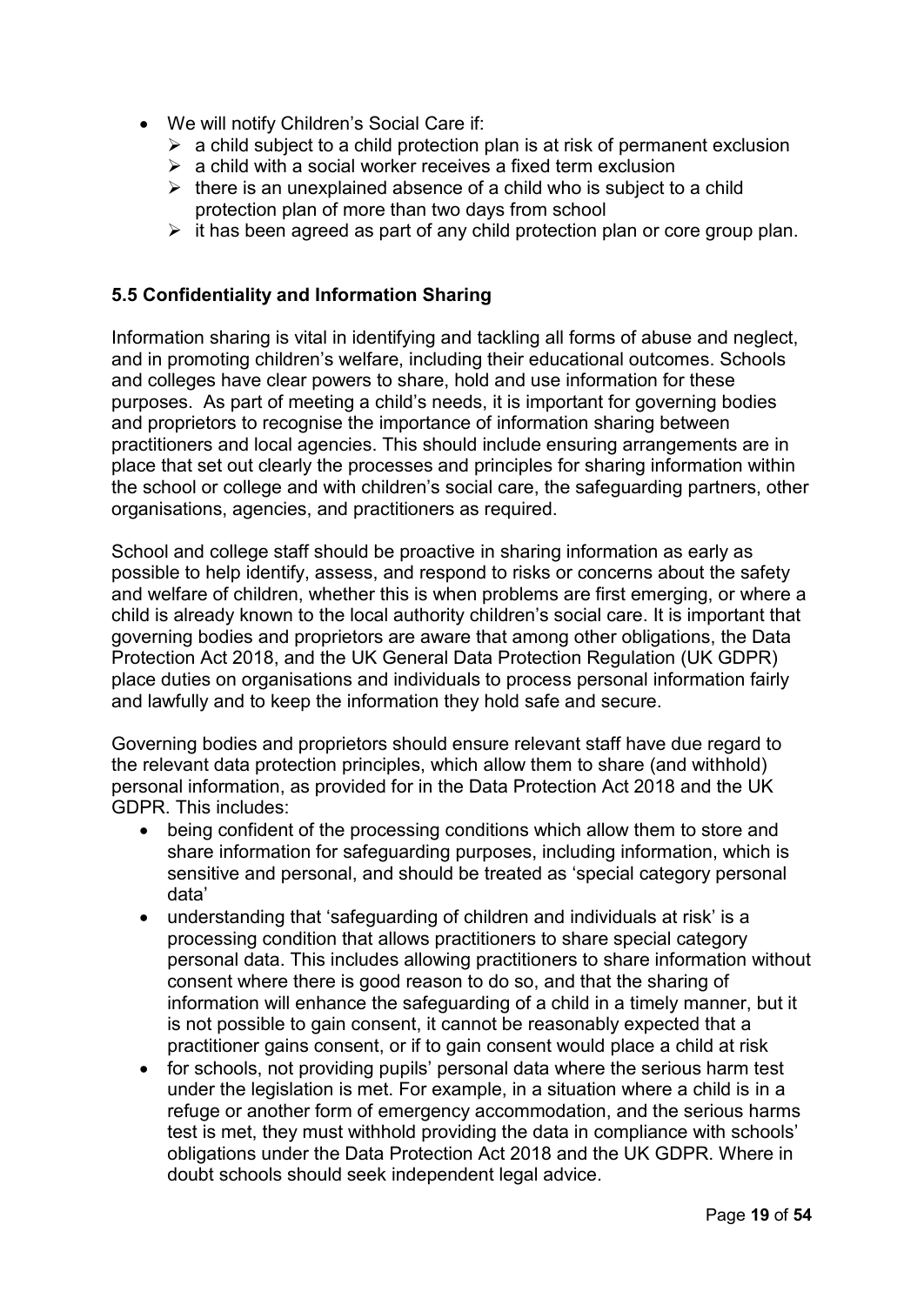- We will notify Children's Social Care if:
  - a child subject to a child protection plan is at risk of permanent exclusion
  - a child with a social worker receives a fixed term exclusion
  - there is an unexplained absence of a child who is subject to a child protection plan of more than two days from school
  - it has been agreed as part of any child protection plan or core group plan.

### 5.5 Confidentiality and Information Sharing

Information sharing is vital in identifying and tackling all forms of abuse and neglect, and in promoting children's welfare, including their educational outcomes. Schools and colleges have clear powers to share, hold and use information for these purposes. As part of meeting a child's needs, it is important for governing bodies and proprietors to recognise the importance of information sharing between practitioners and local agencies. This should include ensuring arrangements are in place that set out clearly the processes and principles for sharing information within the school or college and with children's social care, the safeguarding partners, other organisations, agencies, and practitioners as required.

School and college staff should be proactive in sharing information as early as possible to help identify, assess, and respond to risks or concerns about the safety and welfare of children, whether this is when problems are first emerging, or where a child is already known to the local authority children's social care. It is important that governing bodies and proprietors are aware that among other obligations, the Data Protection Act 2018, and the UK General Data Protection Regulation (UK GDPR) place duties on organisations and individuals to process personal information fairly and lawfully and to keep the information they hold safe and secure.

Governing bodies and proprietors should ensure relevant staff have due regard to the relevant data protection principles, which allow them to share (and withhold) personal information, as provided for in the Data Protection Act 2018 and the UK GDPR. This includes:

- being confident of the processing conditions which allow them to store and share information for safeguarding purposes, including information, which is sensitive and personal, and should be treated as 'special category personal data'
- understanding that 'safeguarding of children and individuals at risk' is a processing condition that allows practitioners to share special category personal data. This includes allowing practitioners to share information without consent where there is good reason to do so, and that the sharing of information will enhance the safeguarding of a child in a timely manner, but it is not possible to gain consent, it cannot be reasonably expected that a practitioner gains consent, or if to gain consent would place a child at risk
- for schools, not providing pupils' personal data where the serious harm test under the legislation is met. For example, in a situation where a child is in a refuge or another form of emergency accommodation, and the serious harms test is met, they must withhold providing the data in compliance with schools' obligations under the Data Protection Act 2018 and the UK GDPR. Where in doubt schools should seek independent legal advice.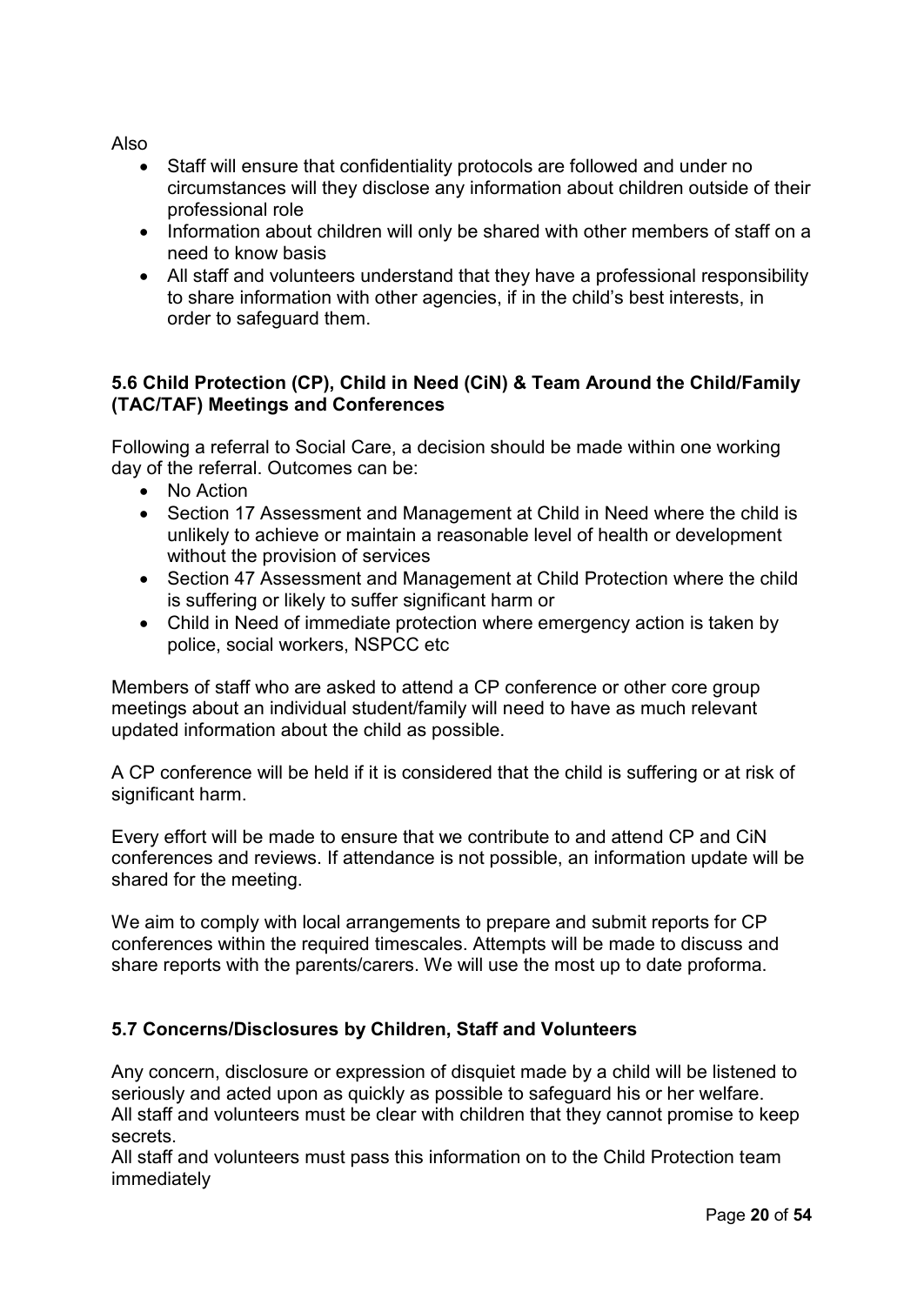Also

- Staff will ensure that confidentiality protocols are followed and under no circumstances will they disclose any information about children outside of their professional role
- Information about children will only be shared with other members of staff on a need to know basis
- All staff and volunteers understand that they have a professional responsibility to share information with other agencies, if in the child's best interests, in order to safeguard them.

### 5.6 Child Protection (CP), Child in Need (CiN) & Team Around the Child/Family (TAC/TAF) Meetings and Conferences

Following a referral to Social Care, a decision should be made within one working day of the referral. Outcomes can be:

- No Action
- Section 17 Assessment and Management at Child in Need where the child is unlikely to achieve or maintain a reasonable level of health or development without the provision of services
- Section 47 Assessment and Management at Child Protection where the child is suffering or likely to suffer significant harm or
- Child in Need of immediate protection where emergency action is taken by police, social workers, NSPCC etc

Members of staff who are asked to attend a CP conference or other core group meetings about an individual student/family will need to have as much relevant updated information about the child as possible.

A CP conference will be held if it is considered that the child is suffering or at risk of significant harm.

Every effort will be made to ensure that we contribute to and attend CP and CiN conferences and reviews. If attendance is not possible, an information update will be shared for the meeting.

We aim to comply with local arrangements to prepare and submit reports for CP conferences within the required timescales. Attempts will be made to discuss and share reports with the parents/carers. We will use the most up to date proforma.

### 5.7 Concerns/Disclosures by Children, Staff and Volunteers

Any concern, disclosure or expression of disquiet made by a child will be listened to seriously and acted upon as quickly as possible to safeguard his or her welfare.
All staff and volunteers must be clear with children that they cannot promise to keep secrets.
All staff and volunteers must pass this information on to the Child Protection team immediately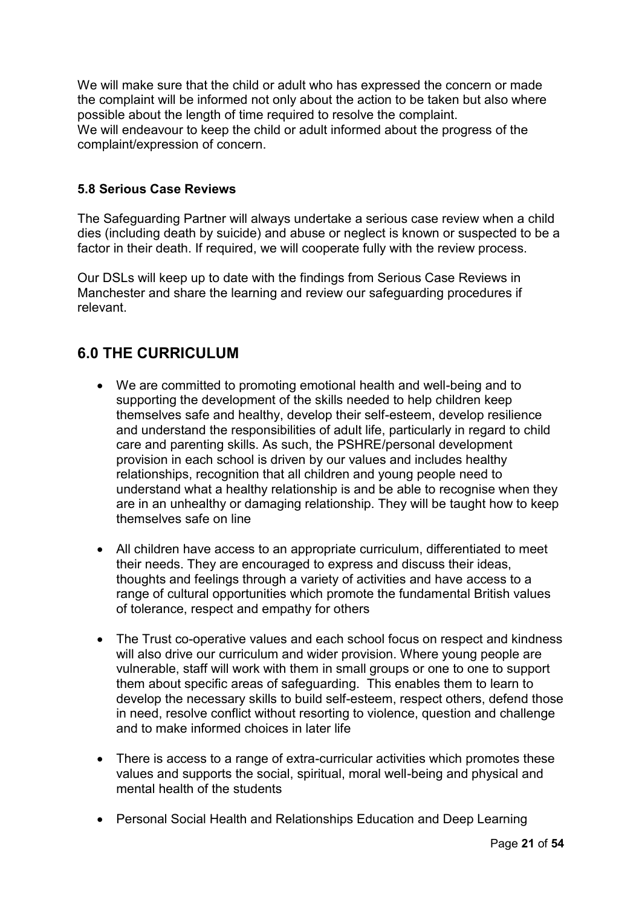We will make sure that the child or adult who has expressed the concern or made the complaint will be informed not only about the action to be taken but also where possible about the length of time required to resolve the complaint.
We will endeavour to keep the child or adult informed about the progress of the complaint/expression of concern.

### 5.8 Serious Case Reviews

The Safeguarding Partner will always undertake a serious case review when a child dies (including death by suicide) and abuse or neglect is known or suspected to be a factor in their death. If required, we will cooperate fully with the review process.

Our DSLs will keep up to date with the findings from Serious Case Reviews in Manchester and share the learning and review our safeguarding procedures if relevant.

## 6.0 THE CURRICULUM

- We are committed to promoting emotional health and well-being and to supporting the development of the skills needed to help children keep themselves safe and healthy, develop their self-esteem, develop resilience and understand the responsibilities of adult life, particularly in regard to child care and parenting skills. As such, the PSHRE/personal development provision in each school is driven by our values and includes healthy relationships, recognition that all children and young people need to understand what a healthy relationship is and be able to recognise when they are in an unhealthy or damaging relationship. They will be taught how to keep themselves safe on line

- All children have access to an appropriate curriculum, differentiated to meet their needs. They are encouraged to express and discuss their ideas, thoughts and feelings through a variety of activities and have access to a range of cultural opportunities which promote the fundamental British values of tolerance, respect and empathy for others

- The Trust co-operative values and each school focus on respect and kindness will also drive our curriculum and wider provision. Where young people are vulnerable, staff will work with them in small groups or one to one to support them about specific areas of safeguarding. This enables them to learn to develop the necessary skills to build self-esteem, respect others, defend those in need, resolve conflict without resorting to violence, question and challenge and to make informed choices in later life

- There is access to a range of extra-curricular activities which promotes these values and supports the social, spiritual, moral well-being and physical and mental health of the students

- Personal Social Health and Relationships Education and Deep Learning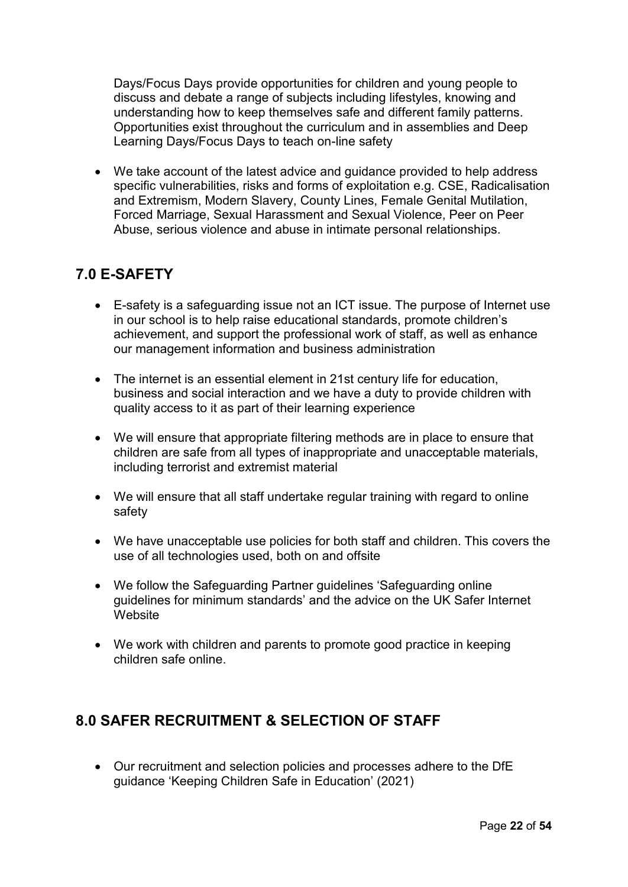Days/Focus Days provide opportunities for children and young people to discuss and debate a range of subjects including lifestyles, knowing and understanding how to keep themselves safe and different family patterns. Opportunities exist throughout the curriculum and in assemblies and Deep Learning Days/Focus Days to teach on-line safety

- We take account of the latest advice and guidance provided to help address specific vulnerabilities, risks and forms of exploitation e.g. CSE, Radicalisation and Extremism, Modern Slavery, County Lines, Female Genital Mutilation, Forced Marriage, Sexual Harassment and Sexual Violence, Peer on Peer Abuse, serious violence and abuse in intimate personal relationships.

## 7.0 E-SAFETY

- E-safety is a safeguarding issue not an ICT issue. The purpose of Internet use in our school is to help raise educational standards, promote children's achievement, and support the professional work of staff, as well as enhance our management information and business administration
- The internet is an essential element in 21st century life for education, business and social interaction and we have a duty to provide children with quality access to it as part of their learning experience
- We will ensure that appropriate filtering methods are in place to ensure that children are safe from all types of inappropriate and unacceptable materials, including terrorist and extremist material
- We will ensure that all staff undertake regular training with regard to online safety
- We have unacceptable use policies for both staff and children. This covers the use of all technologies used, both on and offsite
- We follow the Safeguarding Partner guidelines 'Safeguarding online guidelines for minimum standards' and the advice on the UK Safer Internet Website
- We work with children and parents to promote good practice in keeping children safe online.

## 8.0 SAFER RECRUITMENT & SELECTION OF STAFF

- Our recruitment and selection policies and processes adhere to the DfE guidance 'Keeping Children Safe in Education' (2021)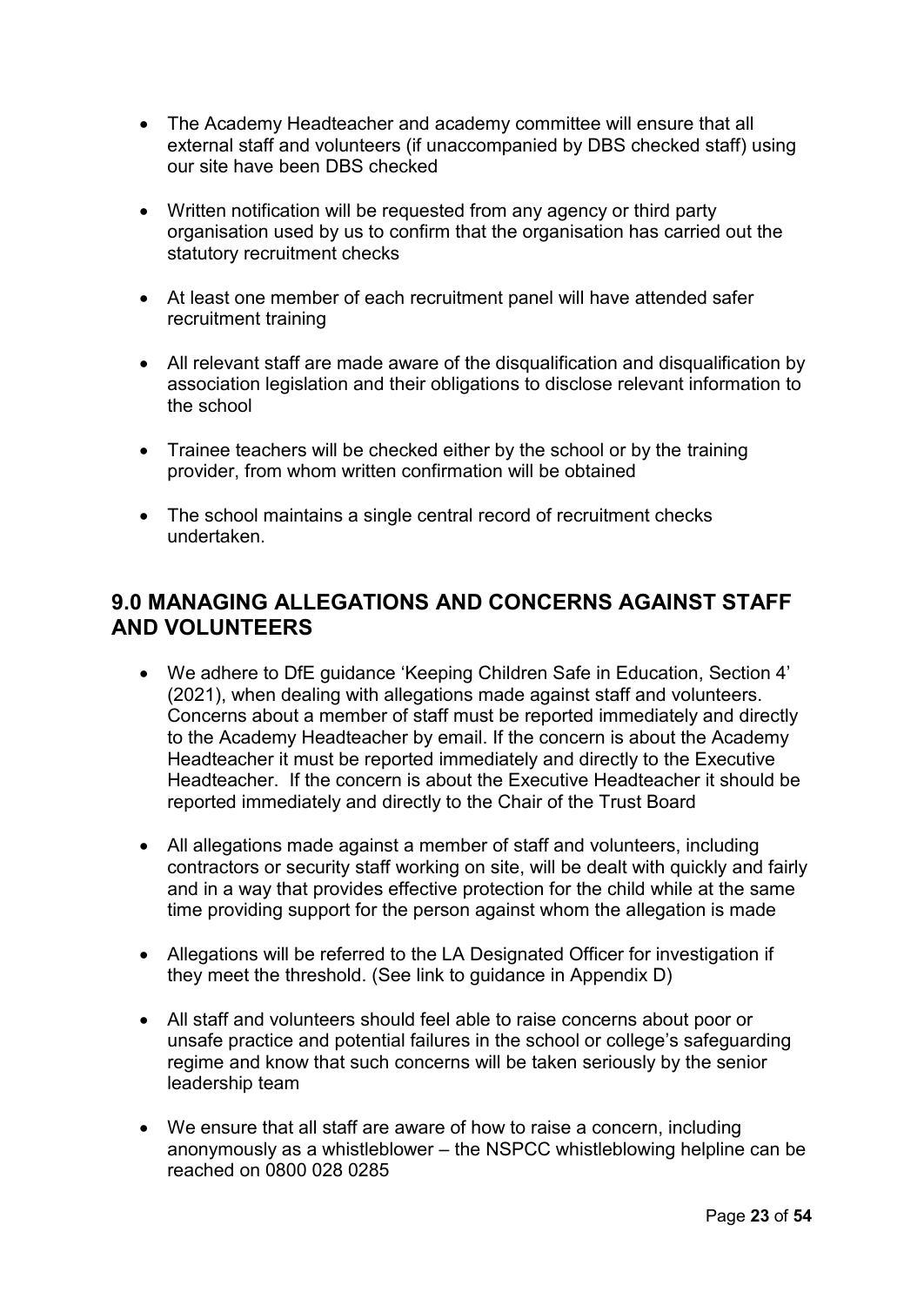- The Academy Headteacher and academy committee will ensure that all external staff and volunteers (if unaccompanied by DBS checked staff) using our site have been DBS checked

- Written notification will be requested from any agency or third party organisation used by us to confirm that the organisation has carried out the statutory recruitment checks

- At least one member of each recruitment panel will have attended safer recruitment training

- All relevant staff are made aware of the disqualification and disqualification by association legislation and their obligations to disclose relevant information to the school

- Trainee teachers will be checked either by the school or by the training provider, from whom written confirmation will be obtained

- The school maintains a single central record of recruitment checks undertaken.

## 9.0 MANAGING ALLEGATIONS AND CONCERNS AGAINST STAFF AND VOLUNTEERS

- We adhere to DfE guidance 'Keeping Children Safe in Education, Section 4' (2021), when dealing with allegations made against staff and volunteers. Concerns about a member of staff must be reported immediately and directly to the Academy Headteacher by email. If the concern is about the Academy Headteacher it must be reported immediately and directly to the Executive Headteacher. If the concern is about the Executive Headteacher it should be reported immediately and directly to the Chair of the Trust Board

- All allegations made against a member of staff and volunteers, including contractors or security staff working on site, will be dealt with quickly and fairly and in a way that provides effective protection for the child while at the same time providing support for the person against whom the allegation is made

- Allegations will be referred to the LA Designated Officer for investigation if they meet the threshold. (See link to guidance in Appendix D)

- All staff and volunteers should feel able to raise concerns about poor or unsafe practice and potential failures in the school or college's safeguarding regime and know that such concerns will be taken seriously by the senior leadership team

- We ensure that all staff are aware of how to raise a concern, including anonymously as a whistleblower – the NSPCC whistleblowing helpline can be reached on 0800 028 0285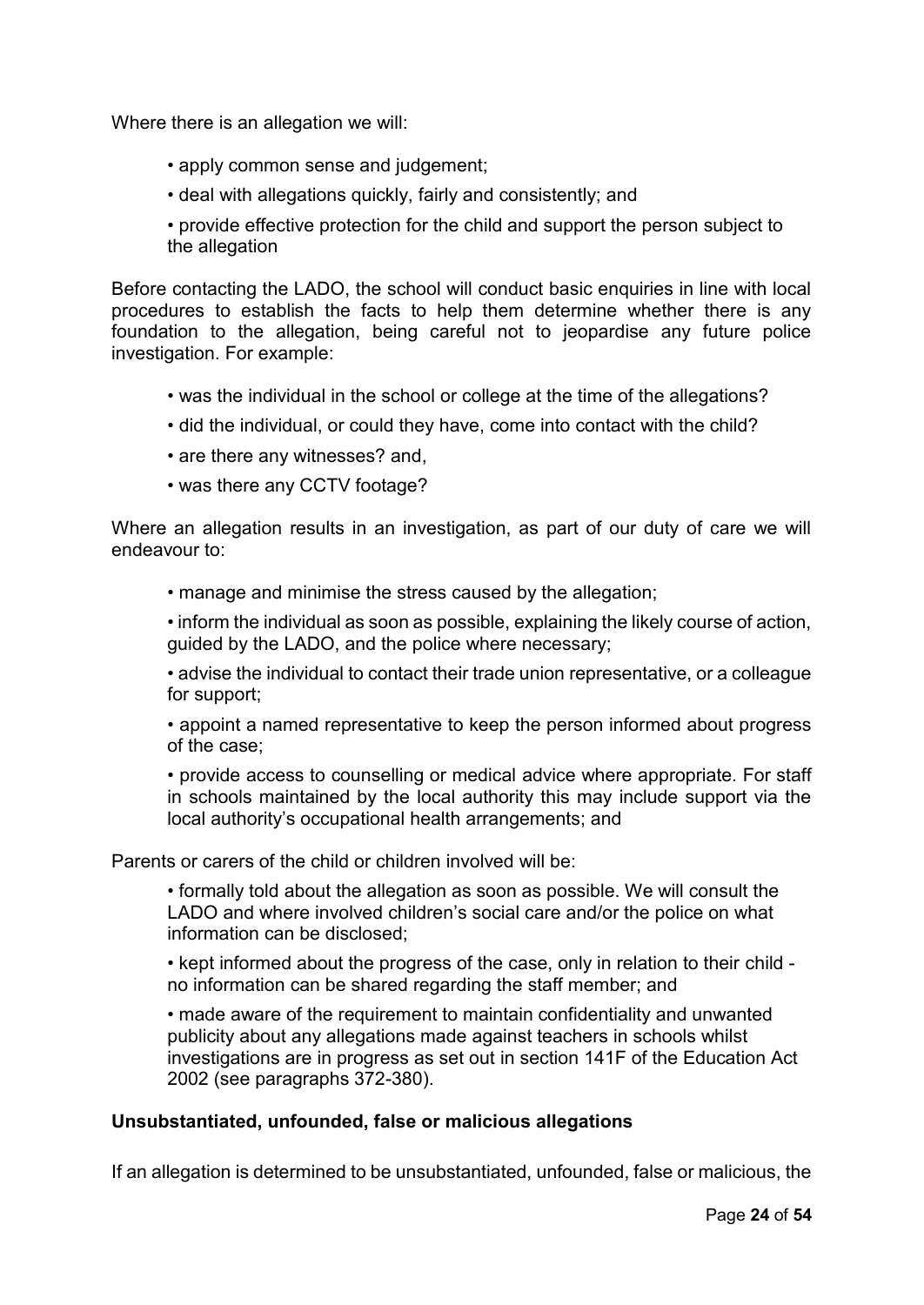Where there is an allegation we will:

- apply common sense and judgement;
- deal with allegations quickly, fairly and consistently; and
- provide effective protection for the child and support the person subject to the allegation

Before contacting the LADO, the school will conduct basic enquiries in line with local procedures to establish the facts to help them determine whether there is any foundation to the allegation, being careful not to jeopardise any future police investigation. For example:

- was the individual in the school or college at the time of the allegations?
- did the individual, or could they have, come into contact with the child?
- are there any witnesses? and,
- was there any CCTV footage?

Where an allegation results in an investigation, as part of our duty of care we will endeavour to:

- manage and minimise the stress caused by the allegation;
- inform the individual as soon as possible, explaining the likely course of action, guided by the LADO, and the police where necessary;
- advise the individual to contact their trade union representative, or a colleague for support;
- appoint a named representative to keep the person informed about progress of the case;
- provide access to counselling or medical advice where appropriate. For staff in schools maintained by the local authority this may include support via the local authority's occupational health arrangements; and

Parents or carers of the child or children involved will be:

- formally told about the allegation as soon as possible. We will consult the LADO and where involved children's social care and/or the police on what information can be disclosed;
- kept informed about the progress of the case, only in relation to their child - no information can be shared regarding the staff member; and
- made aware of the requirement to maintain confidentiality and unwanted publicity about any allegations made against teachers in schools whilst investigations are in progress as set out in section 141F of the Education Act 2002 (see paragraphs 372-380).

**Unsubstantiated, unfounded, false or malicious allegations**

If an allegation is determined to be unsubstantiated, unfounded, false or malicious, the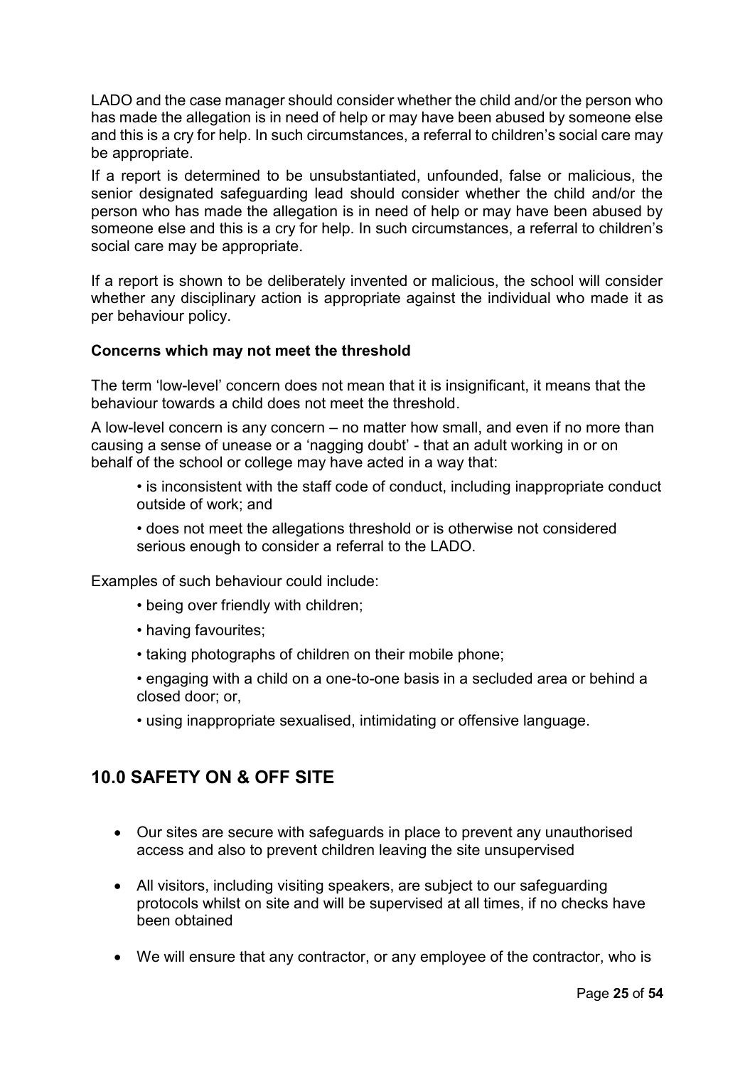LADO and the case manager should consider whether the child and/or the person who has made the allegation is in need of help or may have been abused by someone else and this is a cry for help. In such circumstances, a referral to children's social care may be appropriate.

If a report is determined to be unsubstantiated, unfounded, false or malicious, the senior designated safeguarding lead should consider whether the child and/or the person who has made the allegation is in need of help or may have been abused by someone else and this is a cry for help. In such circumstances, a referral to children's social care may be appropriate.

If a report is shown to be deliberately invented or malicious, the school will consider whether any disciplinary action is appropriate against the individual who made it as per behaviour policy.

**Concerns which may not meet the threshold**

The term 'low-level' concern does not mean that it is insignificant, it means that the behaviour towards a child does not meet the threshold.

A low-level concern is any concern – no matter how small, and even if no more than causing a sense of unease or a 'nagging doubt' - that an adult working in or on behalf of the school or college may have acted in a way that:

- is inconsistent with the staff code of conduct, including inappropriate conduct outside of work; and
- does not meet the allegations threshold or is otherwise not considered serious enough to consider a referral to the LADO.

Examples of such behaviour could include:

- being over friendly with children;
- having favourites;
- taking photographs of children on their mobile phone;
- engaging with a child on a one-to-one basis in a secluded area or behind a closed door; or,
- using inappropriate sexualised, intimidating or offensive language.

## 10.0 SAFETY ON & OFF SITE

- Our sites are secure with safeguards in place to prevent any unauthorised access and also to prevent children leaving the site unsupervised
- All visitors, including visiting speakers, are subject to our safeguarding protocols whilst on site and will be supervised at all times, if no checks have been obtained
- We will ensure that any contractor, or any employee of the contractor, who is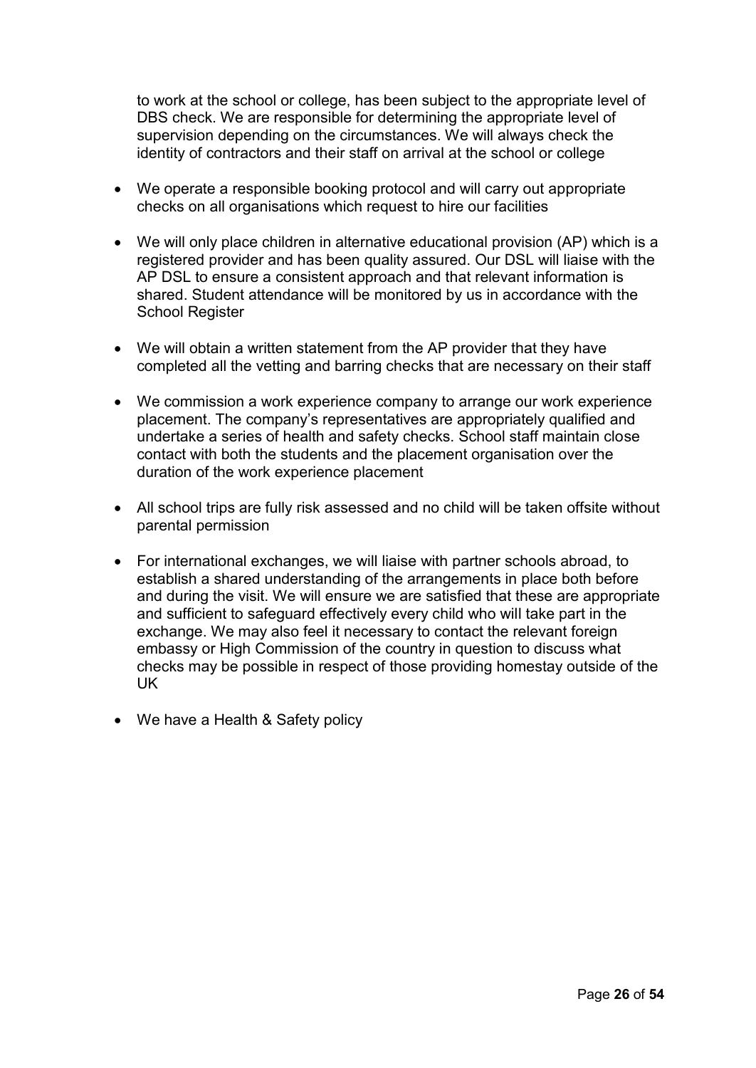to work at the school or college, has been subject to the appropriate level of DBS check. We are responsible for determining the appropriate level of supervision depending on the circumstances. We will always check the identity of contractors and their staff on arrival at the school or college

- We operate a responsible booking protocol and will carry out appropriate checks on all organisations which request to hire our facilities
- We will only place children in alternative educational provision (AP) which is a registered provider and has been quality assured. Our DSL will liaise with the AP DSL to ensure a consistent approach and that relevant information is shared. Student attendance will be monitored by us in accordance with the School Register
- We will obtain a written statement from the AP provider that they have completed all the vetting and barring checks that are necessary on their staff
- We commission a work experience company to arrange our work experience placement. The company's representatives are appropriately qualified and undertake a series of health and safety checks. School staff maintain close contact with both the students and the placement organisation over the duration of the work experience placement
- All school trips are fully risk assessed and no child will be taken offsite without parental permission
- For international exchanges, we will liaise with partner schools abroad, to establish a shared understanding of the arrangements in place both before and during the visit. We will ensure we are satisfied that these are appropriate and sufficient to safeguard effectively every child who will take part in the exchange. We may also feel it necessary to contact the relevant foreign embassy or High Commission of the country in question to discuss what checks may be possible in respect of those providing homestay outside of the UK
- We have a Health & Safety policy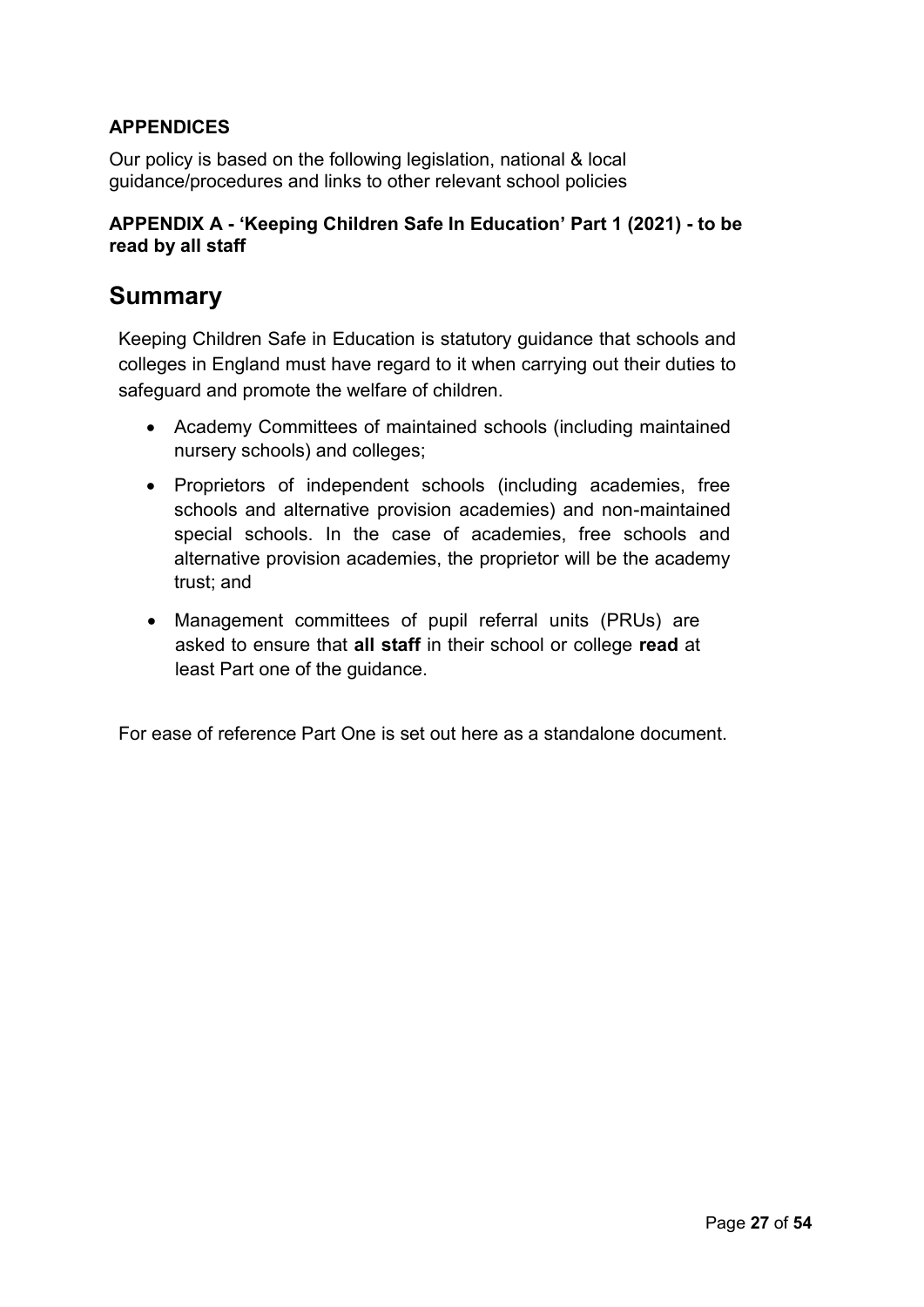**APPENDICES**

Our policy is based on the following legislation, national & local guidance/procedures and links to other relevant school policies

**APPENDIX A - 'Keeping Children Safe In Education' Part 1 (2021) - to be read by all staff**

# Summary

Keeping Children Safe in Education is statutory guidance that schools and colleges in England must have regard to it when carrying out their duties to safeguard and promote the welfare of children.

- Academy Committees of maintained schools (including maintained nursery schools) and colleges;
- Proprietors of independent schools (including academies, free schools and alternative provision academies) and non-maintained special schools. In the case of academies, free schools and alternative provision academies, the proprietor will be the academy trust; and
- Management committees of pupil referral units (PRUs) are asked to ensure that **all staff** in their school or college **read** at least Part one of the guidance.

For ease of reference Part One is set out here as a standalone document.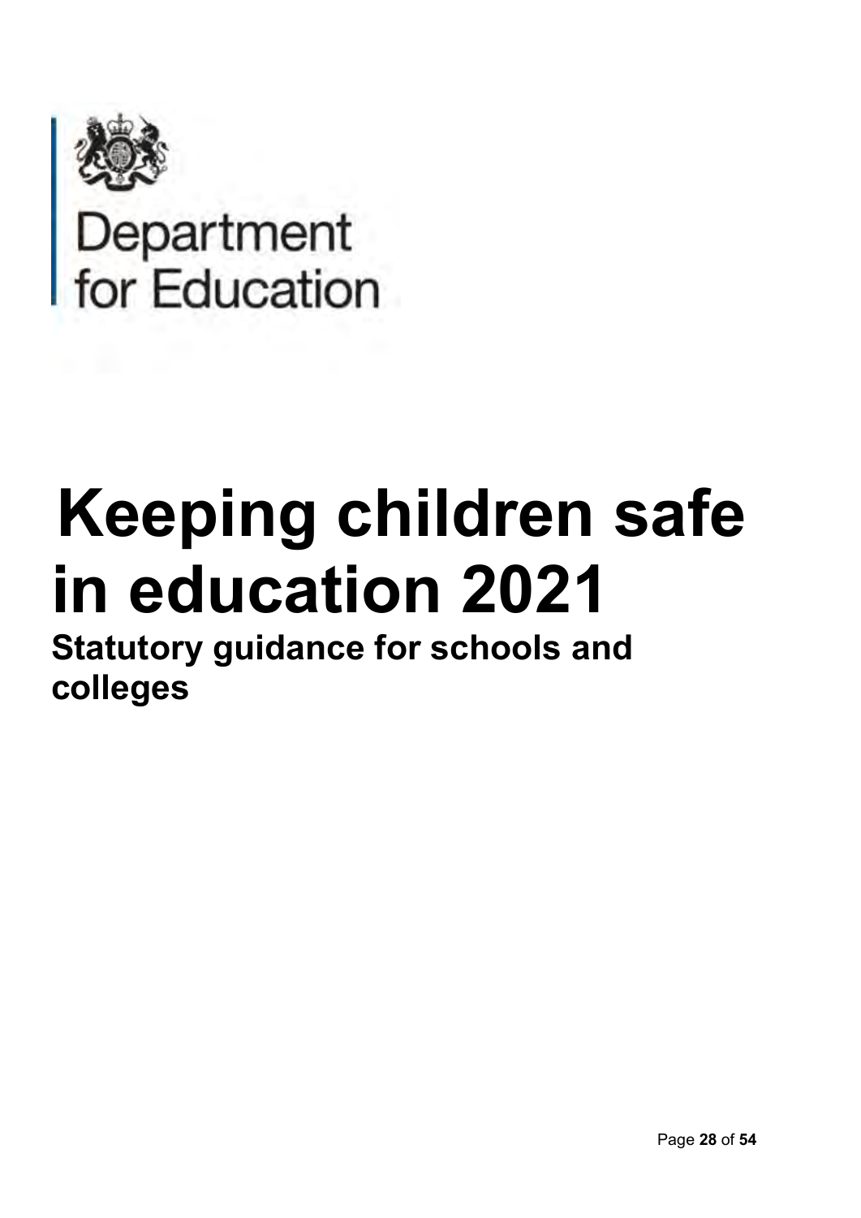Department for Education

# Keeping children safe in education 2021

## Statutory guidance for schools and colleges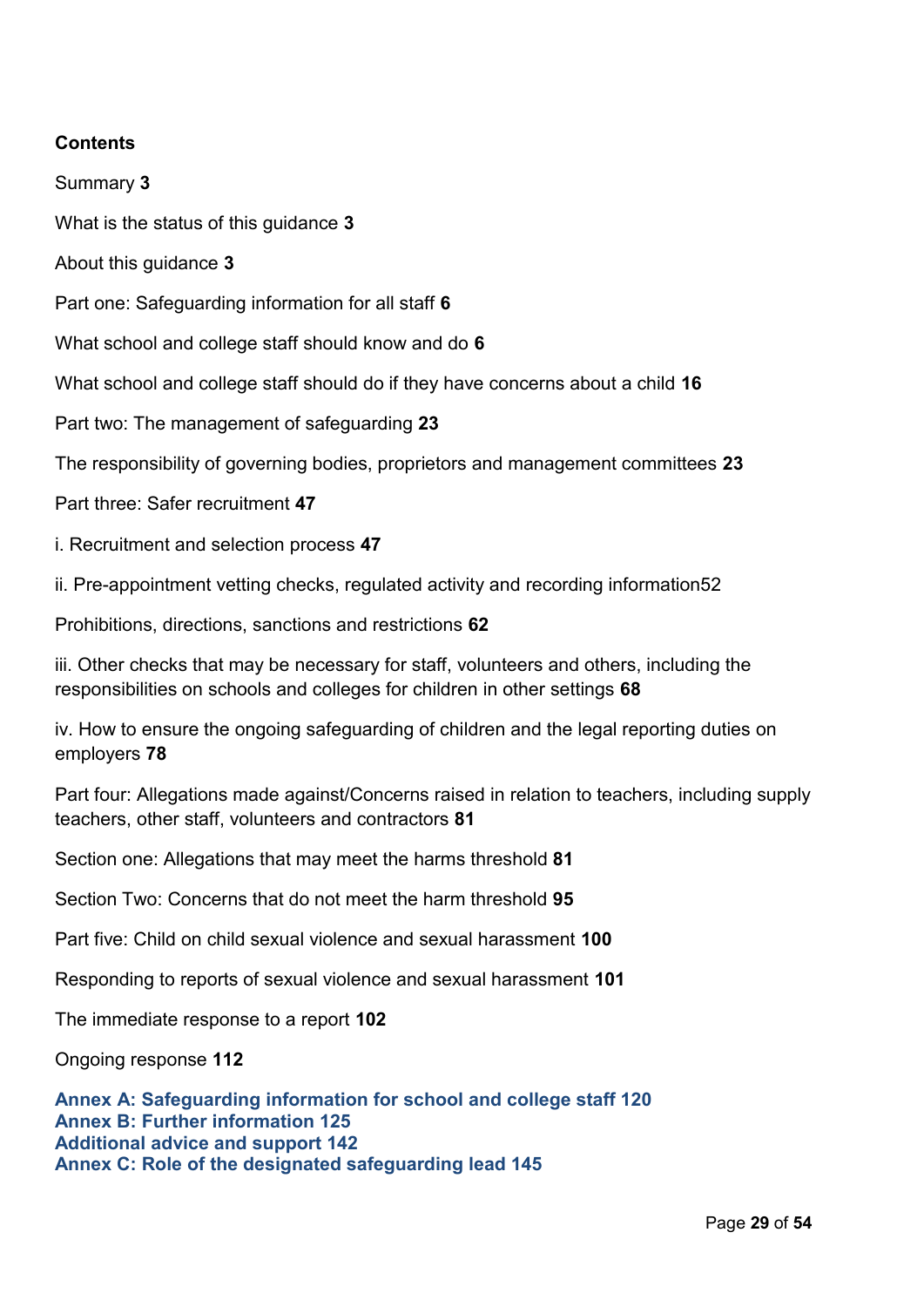**Contents**

Summary **3**

What is the status of this guidance **3**

About this guidance **3**

Part one: Safeguarding information for all staff **6**

What school and college staff should know and do **6**

What school and college staff should do if they have concerns about a child **16**

Part two: The management of safeguarding **23**

The responsibility of governing bodies, proprietors and management committees **23**

Part three: Safer recruitment **47**

i. Recruitment and selection process **47**

ii. Pre-appointment vetting checks, regulated activity and recording information52

Prohibitions, directions, sanctions and restrictions **62**

iii. Other checks that may be necessary for staff, volunteers and others, including the responsibilities on schools and colleges for children in other settings **68**

iv. How to ensure the ongoing safeguarding of children and the legal reporting duties on employers **78**

Part four: Allegations made against/Concerns raised in relation to teachers, including supply teachers, other staff, volunteers and contractors **81**

Section one: Allegations that may meet the harms threshold **81**

Section Two: Concerns that do not meet the harm threshold **95**

Part five: Child on child sexual violence and sexual harassment **100**

Responding to reports of sexual violence and sexual harassment **101**

The immediate response to a report **102**

Ongoing response **112**

**Annex A: Safeguarding information for school and college staff 120**
**Annex B: Further information 125**
**Additional advice and support 142**
**Annex C: Role of the designated safeguarding lead 145**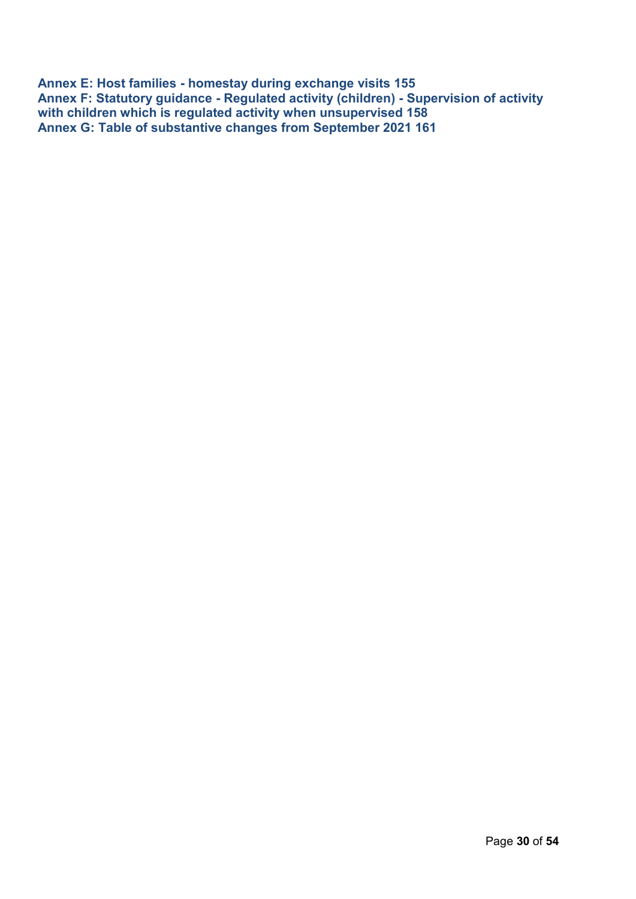**Annex E: Host families - homestay during exchange visits 155**
**Annex F: Statutory guidance - Regulated activity (children) - Supervision of activity with children which is regulated activity when unsupervised 158**
**Annex G: Table of substantive changes from September 2021 161**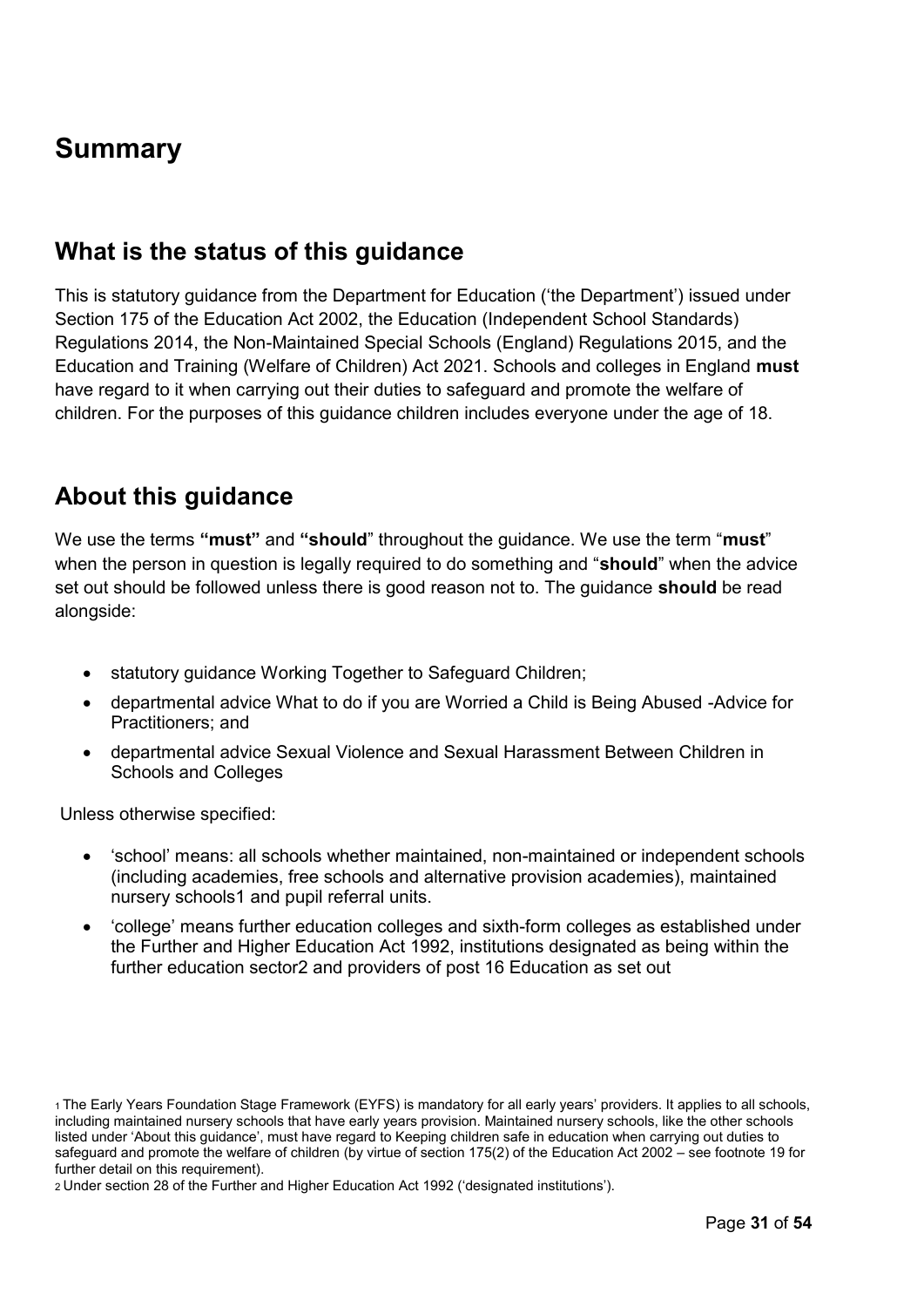# Summary

## What is the status of this guidance

This is statutory guidance from the Department for Education ('the Department') issued under Section 175 of the Education Act 2002, the Education (Independent School Standards) Regulations 2014, the Non-Maintained Special Schools (England) Regulations 2015, and the Education and Training (Welfare of Children) Act 2021. Schools and colleges in England **must** have regard to it when carrying out their duties to safeguard and promote the welfare of children. For the purposes of this guidance children includes everyone under the age of 18.

## About this guidance

We use the terms **"must"** and **"should"** throughout the guidance. We use the term "**must**" when the person in question is legally required to do something and "**should**" when the advice set out should be followed unless there is good reason not to. The guidance **should** be read alongside:

- statutory guidance Working Together to Safeguard Children;
- departmental advice What to do if you are Worried a Child is Being Abused -Advice for Practitioners; and
- departmental advice Sexual Violence and Sexual Harassment Between Children in Schools and Colleges

Unless otherwise specified:

- 'school' means: all schools whether maintained, non-maintained or independent schools (including academies, free schools and alternative provision academies), maintained nursery schools[1] and pupil referral units.
- 'college' means further education colleges and sixth-form colleges as established under the Further and Higher Education Act 1992, institutions designated as being within the further education sector[2] and providers of post 16 Education as set out

[1] The Early Years Foundation Stage Framework (EYFS) is mandatory for all early years' providers. It applies to all schools, including maintained nursery schools that have early years provision. Maintained nursery schools, like the other schools listed under 'About this guidance', must have regard to Keeping children safe in education when carrying out duties to safeguard and promote the welfare of children (by virtue of section 175(2) of the Education Act 2002 – see footnote 19 for further detail on this requirement).

[2] Under section 28 of the Further and Higher Education Act 1992 ('designated institutions').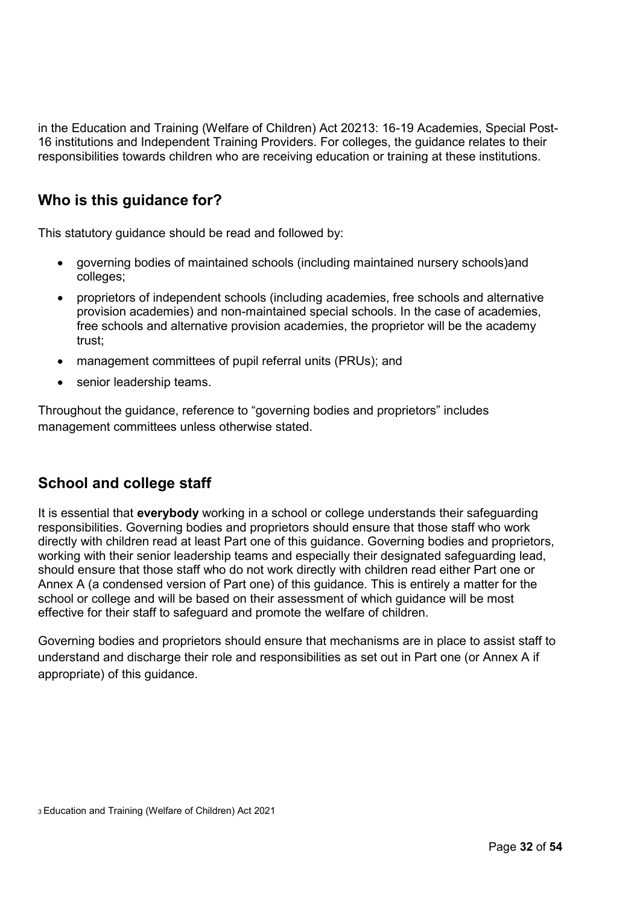in the Education and Training (Welfare of Children) Act 2021[3]: 16-19 Academies, Special Post-16 institutions and Independent Training Providers. For colleges, the guidance relates to their responsibilities towards children who are receiving education or training at these institutions.

## Who is this guidance for?

This statutory guidance should be read and followed by:

- governing bodies of maintained schools (including maintained nursery schools)and colleges;
- proprietors of independent schools (including academies, free schools and alternative provision academies) and non-maintained special schools. In the case of academies, free schools and alternative provision academies, the proprietor will be the academy trust;
- management committees of pupil referral units (PRUs); and
- senior leadership teams.

Throughout the guidance, reference to "governing bodies and proprietors" includes management committees unless otherwise stated.

## School and college staff

It is essential that **everybody** working in a school or college understands their safeguarding responsibilities. Governing bodies and proprietors should ensure that those staff who work directly with children read at least Part one of this guidance. Governing bodies and proprietors, working with their senior leadership teams and especially their designated safeguarding lead, should ensure that those staff who do not work directly with children read either Part one or Annex A (a condensed version of Part one) of this guidance. This is entirely a matter for the school or college and will be based on their assessment of which guidance will be most effective for their staff to safeguard and promote the welfare of children.

Governing bodies and proprietors should ensure that mechanisms are in place to assist staff to understand and discharge their role and responsibilities as set out in Part one (or Annex A if appropriate) of this guidance.

[3] Education and Training (Welfare of Children) Act 2021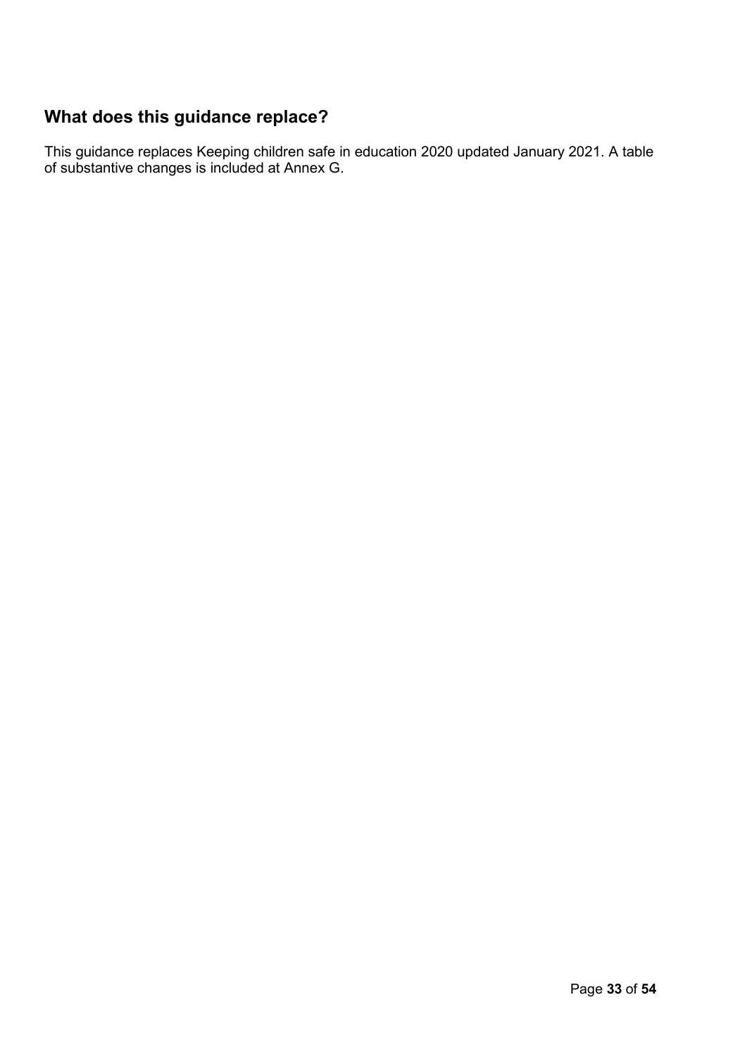## What does this guidance replace?

This guidance replaces Keeping children safe in education 2020 updated January 2021. A table of substantive changes is included at Annex G.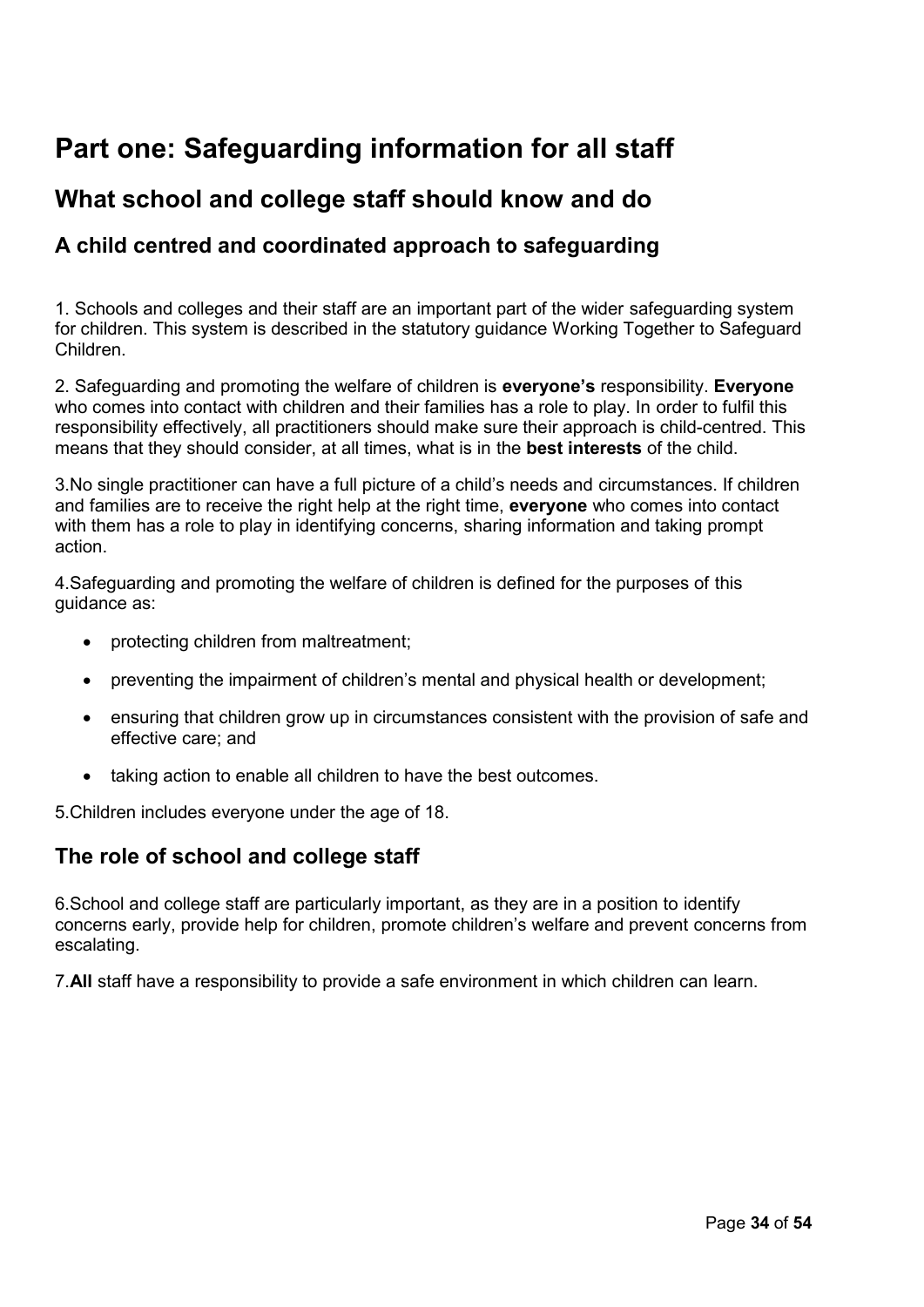# Part one: Safeguarding information for all staff

## What school and college staff should know and do

### A child centred and coordinated approach to safeguarding

1. Schools and colleges and their staff are an important part of the wider safeguarding system for children. This system is described in the statutory guidance Working Together to Safeguard Children.

2. Safeguarding and promoting the welfare of children is **everyone's** responsibility. **Everyone** who comes into contact with children and their families has a role to play. In order to fulfil this responsibility effectively, all practitioners should make sure their approach is child-centred. This means that they should consider, at all times, what is in the **best interests** of the child.

3.No single practitioner can have a full picture of a child's needs and circumstances. If children and families are to receive the right help at the right time, **everyone** who comes into contact with them has a role to play in identifying concerns, sharing information and taking prompt action.

4.Safeguarding and promoting the welfare of children is defined for the purposes of this guidance as:

- protecting children from maltreatment;
- preventing the impairment of children's mental and physical health or development;
- ensuring that children grow up in circumstances consistent with the provision of safe and effective care; and
- taking action to enable all children to have the best outcomes.

5.Children includes everyone under the age of 18.

### The role of school and college staff

6.School and college staff are particularly important, as they are in a position to identify concerns early, provide help for children, promote children's welfare and prevent concerns from escalating.

7.**All** staff have a responsibility to provide a safe environment in which children can learn.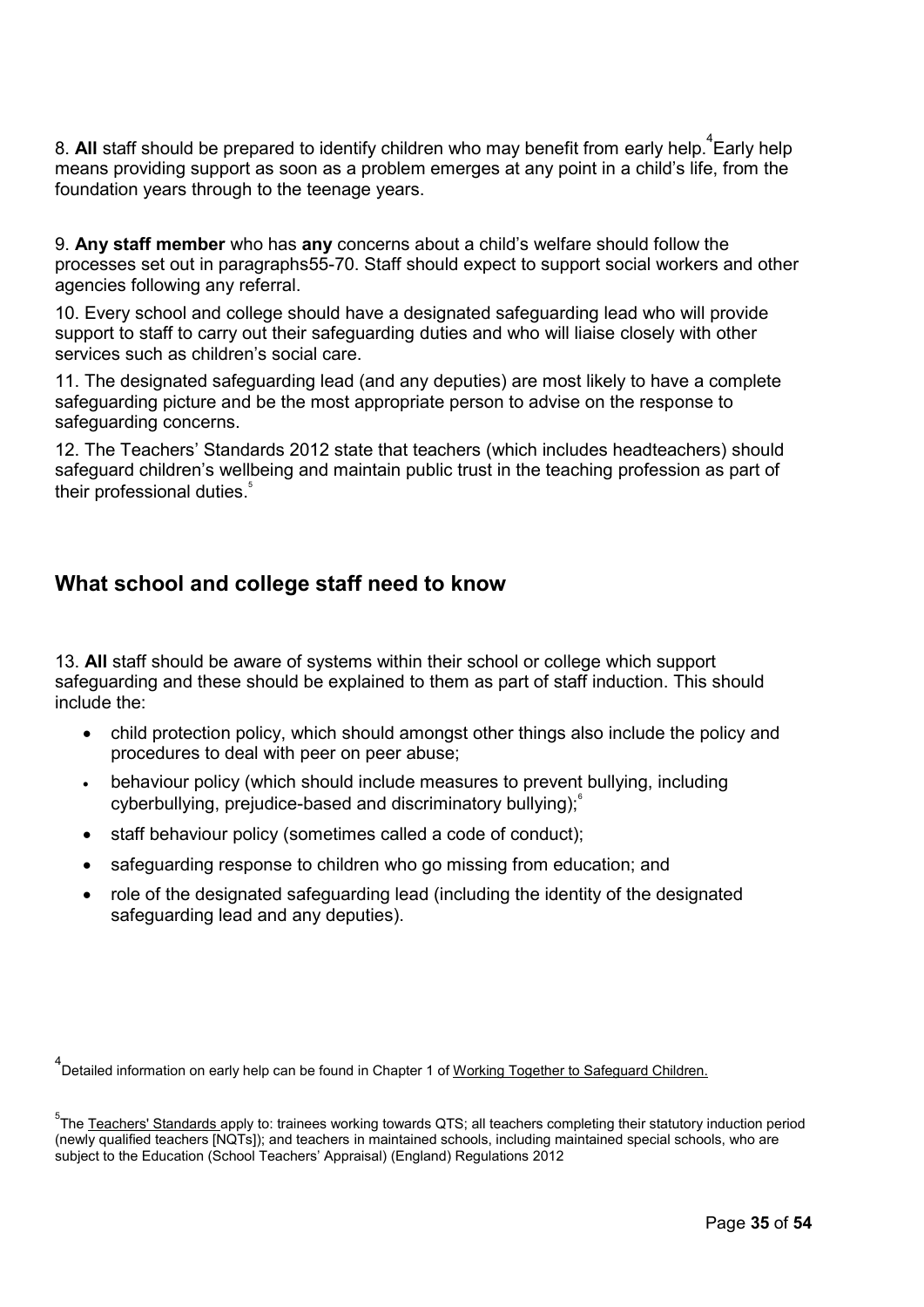8. **All** staff should be prepared to identify children who may benefit from early help.[4] Early help means providing support as soon as a problem emerges at any point in a child's life, from the foundation years through to the teenage years.

9. **Any staff member** who has **any** concerns about a child's welfare should follow the processes set out in paragraphs55-70. Staff should expect to support social workers and other agencies following any referral.

10. Every school and college should have a designated safeguarding lead who will provide support to staff to carry out their safeguarding duties and who will liaise closely with other services such as children's social care.

11. The designated safeguarding lead (and any deputies) are most likely to have a complete safeguarding picture and be the most appropriate person to advise on the response to safeguarding concerns.

12. The Teachers' Standards 2012 state that teachers (which includes headteachers) should safeguard children's wellbeing and maintain public trust in the teaching profession as part of their professional duties.[5]

## What school and college staff need to know

13. **All** staff should be aware of systems within their school or college which support safeguarding and these should be explained to them as part of staff induction. This should include the:

- child protection policy, which should amongst other things also include the policy and procedures to deal with peer on peer abuse;
- behaviour policy (which should include measures to prevent bullying, including cyberbullying, prejudice-based and discriminatory bullying);[6]
- staff behaviour policy (sometimes called a code of conduct);
- safeguarding response to children who go missing from education; and
- role of the designated safeguarding lead (including the identity of the designated safeguarding lead and any deputies).

[4] Detailed information on early help can be found in Chapter 1 of Working Together to Safeguard Children.

[5] The Teachers' Standards apply to: trainees working towards QTS; all teachers completing their statutory induction period (newly qualified teachers [NQTs]); and teachers in maintained schools, including maintained special schools, who are subject to the Education (School Teachers' Appraisal) (England) Regulations 2012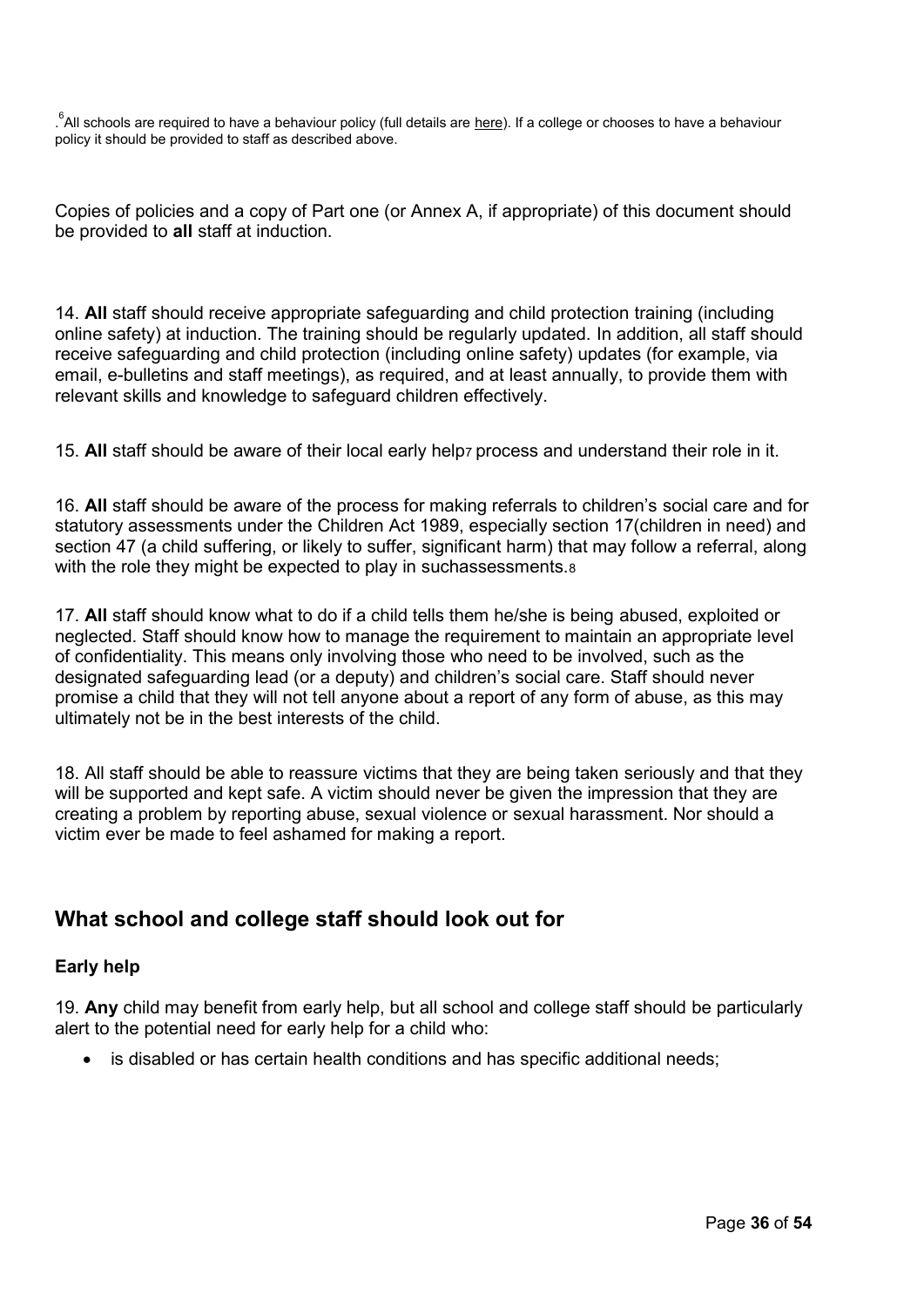.[6]All schools are required to have a behaviour policy (full details are here). If a college or chooses to have a behaviour policy it should be provided to staff as described above.

Copies of policies and a copy of Part one (or Annex A, if appropriate) of this document should be provided to **all** staff at induction.

14. **All** staff should receive appropriate safeguarding and child protection training (including online safety) at induction. The training should be regularly updated. In addition, all staff should receive safeguarding and child protection (including online safety) updates (for example, via email, e-bulletins and staff meetings), as required, and at least annually, to provide them with relevant skills and knowledge to safeguard children effectively.

15. **All** staff should be aware of their local early help[7] process and understand their role in it.

16. **All** staff should be aware of the process for making referrals to children's social care and for statutory assessments under the Children Act 1989, especially section 17(children in need) and section 47 (a child suffering, or likely to suffer, significant harm) that may follow a referral, along with the role they might be expected to play in suchassessments.[8]

17. **All** staff should know what to do if a child tells them he/she is being abused, exploited or neglected. Staff should know how to manage the requirement to maintain an appropriate level of confidentiality. This means only involving those who need to be involved, such as the designated safeguarding lead (or a deputy) and children's social care. Staff should never promise a child that they will not tell anyone about a report of any form of abuse, as this may ultimately not be in the best interests of the child.

18. All staff should be able to reassure victims that they are being taken seriously and that they will be supported and kept safe. A victim should never be given the impression that they are creating a problem by reporting abuse, sexual violence or sexual harassment. Nor should a victim ever be made to feel ashamed for making a report.

## What school and college staff should look out for

### Early help

19. **Any** child may benefit from early help, but all school and college staff should be particularly alert to the potential need for early help for a child who:

- is disabled or has certain health conditions and has specific additional needs;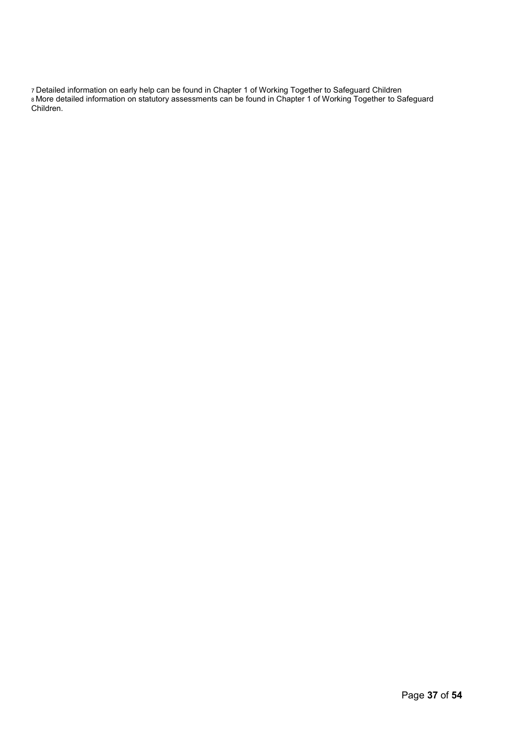[7] Detailed information on early help can be found in Chapter 1 of Working Together to Safeguard Children

[8] More detailed information on statutory assessments can be found in Chapter 1 of Working Together to Safeguard Children.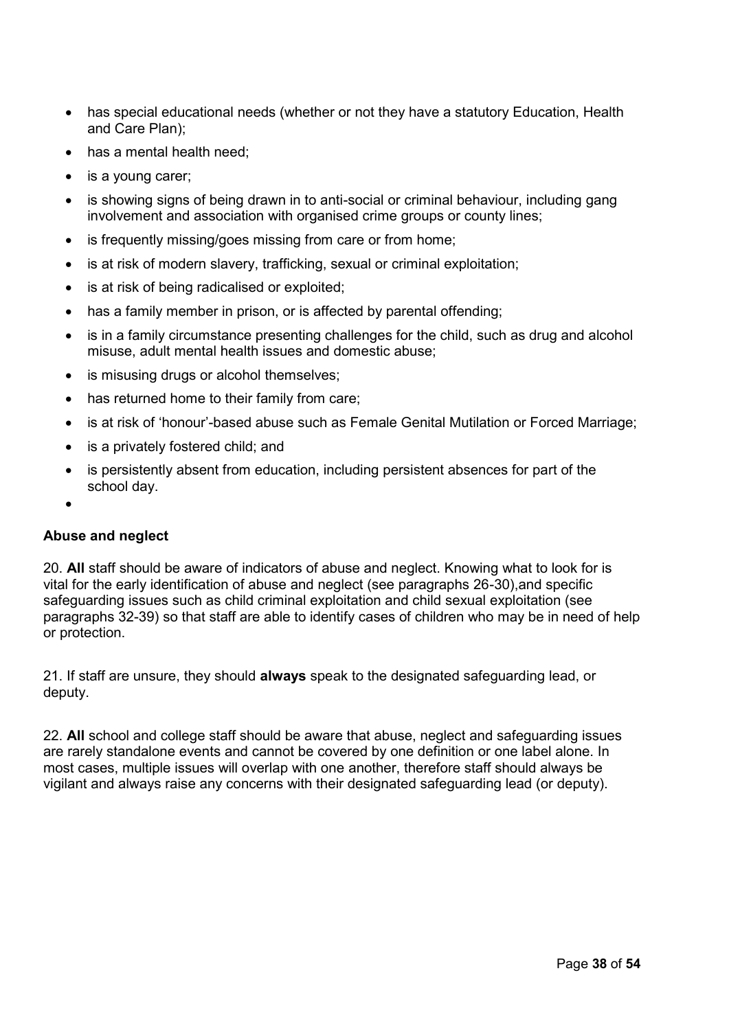- has special educational needs (whether or not they have a statutory Education, Health and Care Plan);
- has a mental health need;
- is a young carer;
- is showing signs of being drawn in to anti-social or criminal behaviour, including gang involvement and association with organised crime groups or county lines;
- is frequently missing/goes missing from care or from home;
- is at risk of modern slavery, trafficking, sexual or criminal exploitation;
- is at risk of being radicalised or exploited;
- has a family member in prison, or is affected by parental offending;
- is in a family circumstance presenting challenges for the child, such as drug and alcohol misuse, adult mental health issues and domestic abuse;
- is misusing drugs or alcohol themselves;
- has returned home to their family from care;
- is at risk of 'honour'-based abuse such as Female Genital Mutilation or Forced Marriage;
- is a privately fostered child; and
- is persistently absent from education, including persistent absences for part of the school day.
-

**Abuse and neglect**

20. **All** staff should be aware of indicators of abuse and neglect. Knowing what to look for is vital for the early identification of abuse and neglect (see paragraphs 26-30),and specific safeguarding issues such as child criminal exploitation and child sexual exploitation (see paragraphs 32-39) so that staff are able to identify cases of children who may be in need of help or protection.

21. If staff are unsure, they should **always** speak to the designated safeguarding lead, or deputy.

22. **All** school and college staff should be aware that abuse, neglect and safeguarding issues are rarely standalone events and cannot be covered by one definition or one label alone. In most cases, multiple issues will overlap with one another, therefore staff should always be vigilant and always raise any concerns with their designated safeguarding lead (or deputy).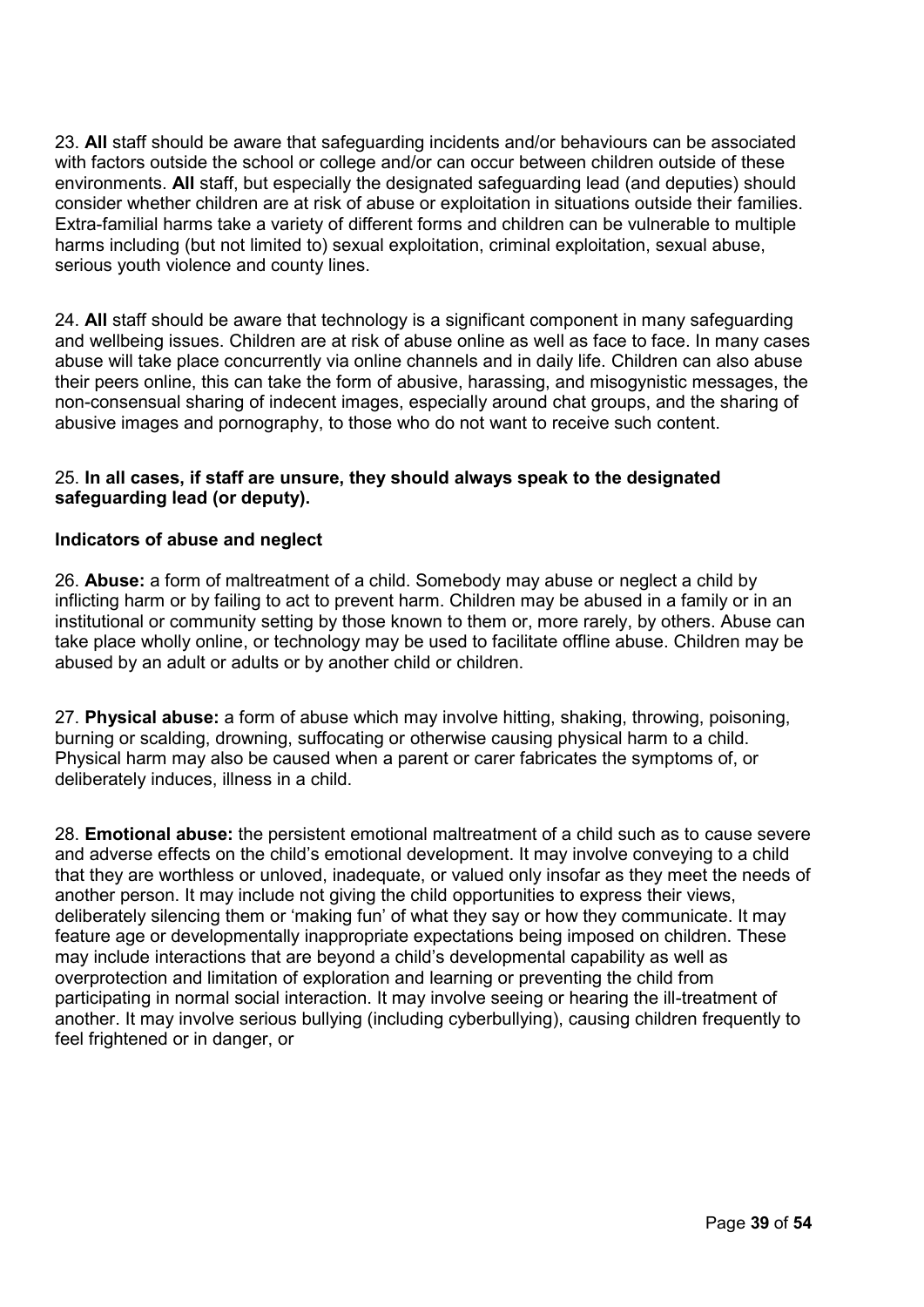23. **All** staff should be aware that safeguarding incidents and/or behaviours can be associated with factors outside the school or college and/or can occur between children outside of these environments. **All** staff, but especially the designated safeguarding lead (and deputies) should consider whether children are at risk of abuse or exploitation in situations outside their families. Extra-familial harms take a variety of different forms and children can be vulnerable to multiple harms including (but not limited to) sexual exploitation, criminal exploitation, sexual abuse, serious youth violence and county lines.

24. **All** staff should be aware that technology is a significant component in many safeguarding and wellbeing issues. Children are at risk of abuse online as well as face to face. In many cases abuse will take place concurrently via online channels and in daily life. Children can also abuse their peers online, this can take the form of abusive, harassing, and misogynistic messages, the non-consensual sharing of indecent images, especially around chat groups, and the sharing of abusive images and pornography, to those who do not want to receive such content.

25. **In all cases, if staff are unsure, they should always speak to the designated safeguarding lead (or deputy).**

**Indicators of abuse and neglect**

26. **Abuse:** a form of maltreatment of a child. Somebody may abuse or neglect a child by inflicting harm or by failing to act to prevent harm. Children may be abused in a family or in an institutional or community setting by those known to them or, more rarely, by others. Abuse can take place wholly online, or technology may be used to facilitate offline abuse. Children may be abused by an adult or adults or by another child or children.

27. **Physical abuse:** a form of abuse which may involve hitting, shaking, throwing, poisoning, burning or scalding, drowning, suffocating or otherwise causing physical harm to a child. Physical harm may also be caused when a parent or carer fabricates the symptoms of, or deliberately induces, illness in a child.

28. **Emotional abuse:** the persistent emotional maltreatment of a child such as to cause severe and adverse effects on the child's emotional development. It may involve conveying to a child that they are worthless or unloved, inadequate, or valued only insofar as they meet the needs of another person. It may include not giving the child opportunities to express their views, deliberately silencing them or 'making fun' of what they say or how they communicate. It may feature age or developmentally inappropriate expectations being imposed on children. These may include interactions that are beyond a child's developmental capability as well as overprotection and limitation of exploration and learning or preventing the child from participating in normal social interaction. It may involve seeing or hearing the ill-treatment of another. It may involve serious bullying (including cyberbullying), causing children frequently to feel frightened or in danger, or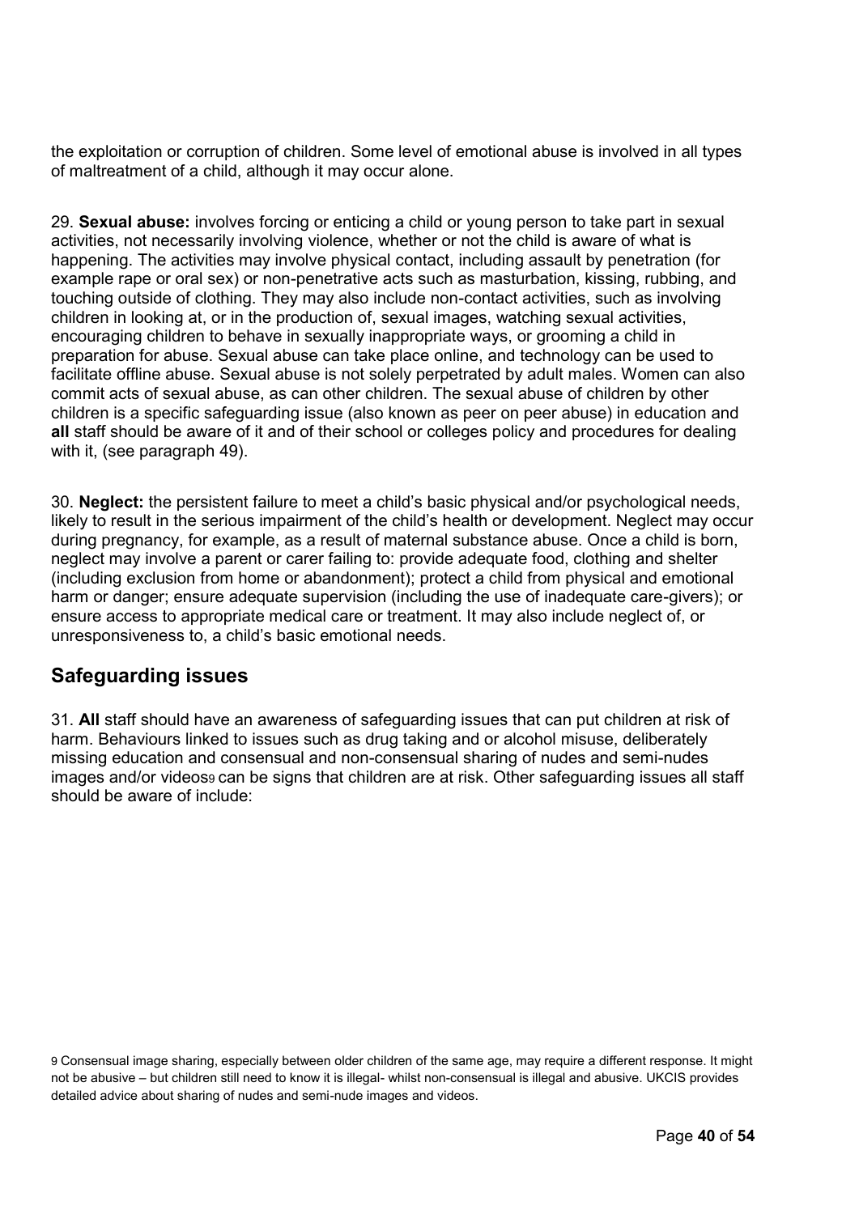the exploitation or corruption of children. Some level of emotional abuse is involved in all types of maltreatment of a child, although it may occur alone.

29. **Sexual abuse:** involves forcing or enticing a child or young person to take part in sexual activities, not necessarily involving violence, whether or not the child is aware of what is happening. The activities may involve physical contact, including assault by penetration (for example rape or oral sex) or non-penetrative acts such as masturbation, kissing, rubbing, and touching outside of clothing. They may also include non-contact activities, such as involving children in looking at, or in the production of, sexual images, watching sexual activities, encouraging children to behave in sexually inappropriate ways, or grooming a child in preparation for abuse. Sexual abuse can take place online, and technology can be used to facilitate offline abuse. Sexual abuse is not solely perpetrated by adult males. Women can also commit acts of sexual abuse, as can other children. The sexual abuse of children by other children is a specific safeguarding issue (also known as peer on peer abuse) in education and **all** staff should be aware of it and of their school or colleges policy and procedures for dealing with it, (see paragraph 49).

30. **Neglect:** the persistent failure to meet a child's basic physical and/or psychological needs, likely to result in the serious impairment of the child's health or development. Neglect may occur during pregnancy, for example, as a result of maternal substance abuse. Once a child is born, neglect may involve a parent or carer failing to: provide adequate food, clothing and shelter (including exclusion from home or abandonment); protect a child from physical and emotional harm or danger; ensure adequate supervision (including the use of inadequate care-givers); or ensure access to appropriate medical care or treatment. It may also include neglect of, or unresponsiveness to, a child's basic emotional needs.

## Safeguarding issues

31. **All** staff should have an awareness of safeguarding issues that can put children at risk of harm. Behaviours linked to issues such as drug taking and or alcohol misuse, deliberately missing education and consensual and non-consensual sharing of nudes and semi-nudes images and/or videos[9] can be signs that children are at risk. Other safeguarding issues all staff should be aware of include:

[9] Consensual image sharing, especially between older children of the same age, may require a different response. It might not be abusive – but children still need to know it is illegal- whilst non-consensual is illegal and abusive. UKCIS provides detailed advice about sharing of nudes and semi-nude images and videos.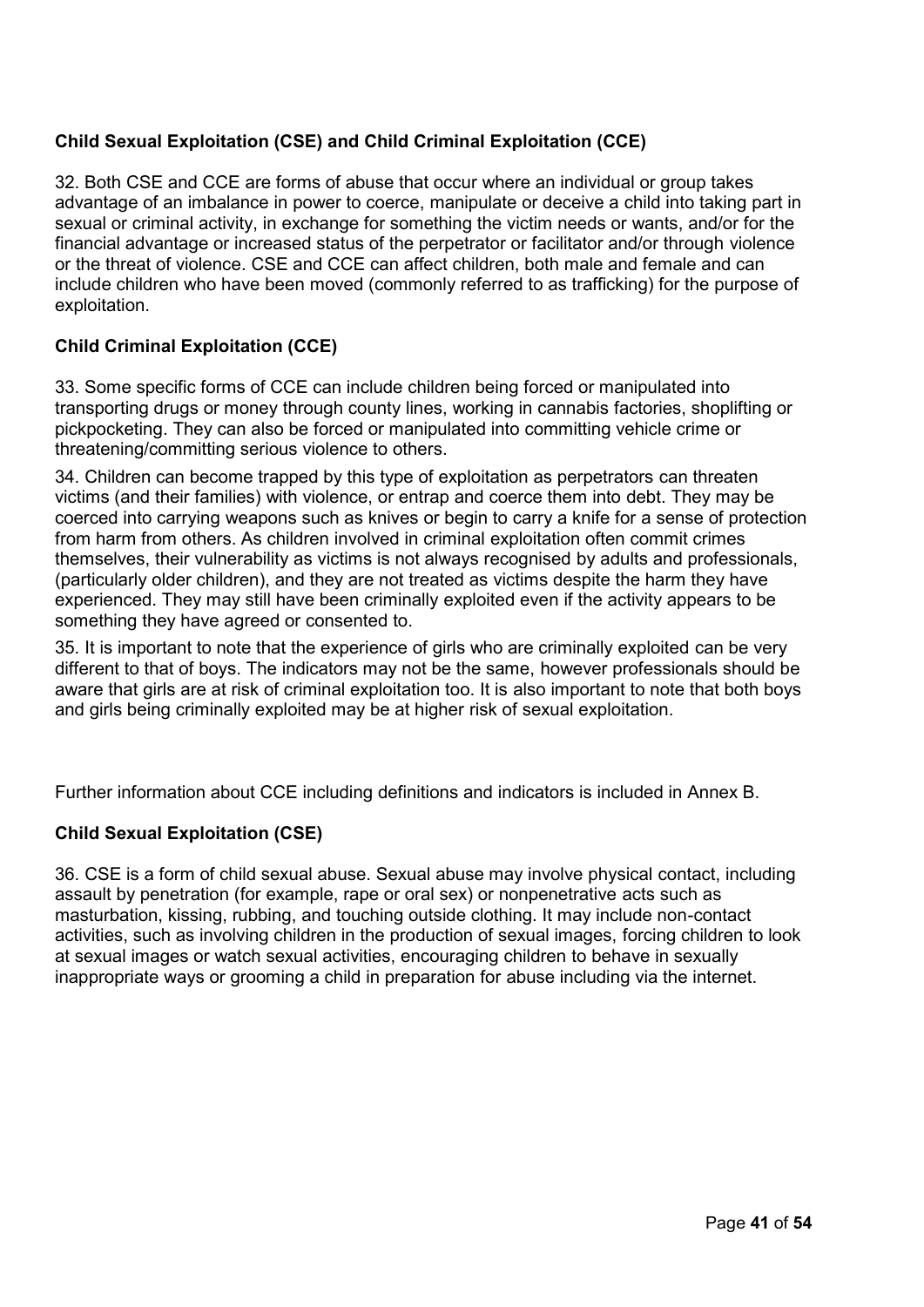**Child Sexual Exploitation (CSE) and Child Criminal Exploitation (CCE)**

32. Both CSE and CCE are forms of abuse that occur where an individual or group takes advantage of an imbalance in power to coerce, manipulate or deceive a child into taking part in sexual or criminal activity, in exchange for something the victim needs or wants, and/or for the financial advantage or increased status of the perpetrator or facilitator and/or through violence or the threat of violence. CSE and CCE can affect children, both male and female and can include children who have been moved (commonly referred to as trafficking) for the purpose of exploitation.

**Child Criminal Exploitation (CCE)**

33. Some specific forms of CCE can include children being forced or manipulated into transporting drugs or money through county lines, working in cannabis factories, shoplifting or pickpocketing. They can also be forced or manipulated into committing vehicle crime or threatening/committing serious violence to others.

34. Children can become trapped by this type of exploitation as perpetrators can threaten victims (and their families) with violence, or entrap and coerce them into debt. They may be coerced into carrying weapons such as knives or begin to carry a knife for a sense of protection from harm from others. As children involved in criminal exploitation often commit crimes themselves, their vulnerability as victims is not always recognised by adults and professionals, (particularly older children), and they are not treated as victims despite the harm they have experienced. They may still have been criminally exploited even if the activity appears to be something they have agreed or consented to.

35. It is important to note that the experience of girls who are criminally exploited can be very different to that of boys. The indicators may not be the same, however professionals should be aware that girls are at risk of criminal exploitation too. It is also important to note that both boys and girls being criminally exploited may be at higher risk of sexual exploitation.

Further information about CCE including definitions and indicators is included in Annex B.

**Child Sexual Exploitation (CSE)**

36. CSE is a form of child sexual abuse. Sexual abuse may involve physical contact, including assault by penetration (for example, rape or oral sex) or nonpenetrative acts such as masturbation, kissing, rubbing, and touching outside clothing. It may include non-contact activities, such as involving children in the production of sexual images, forcing children to look at sexual images or watch sexual activities, encouraging children to behave in sexually inappropriate ways or grooming a child in preparation for abuse including via the internet.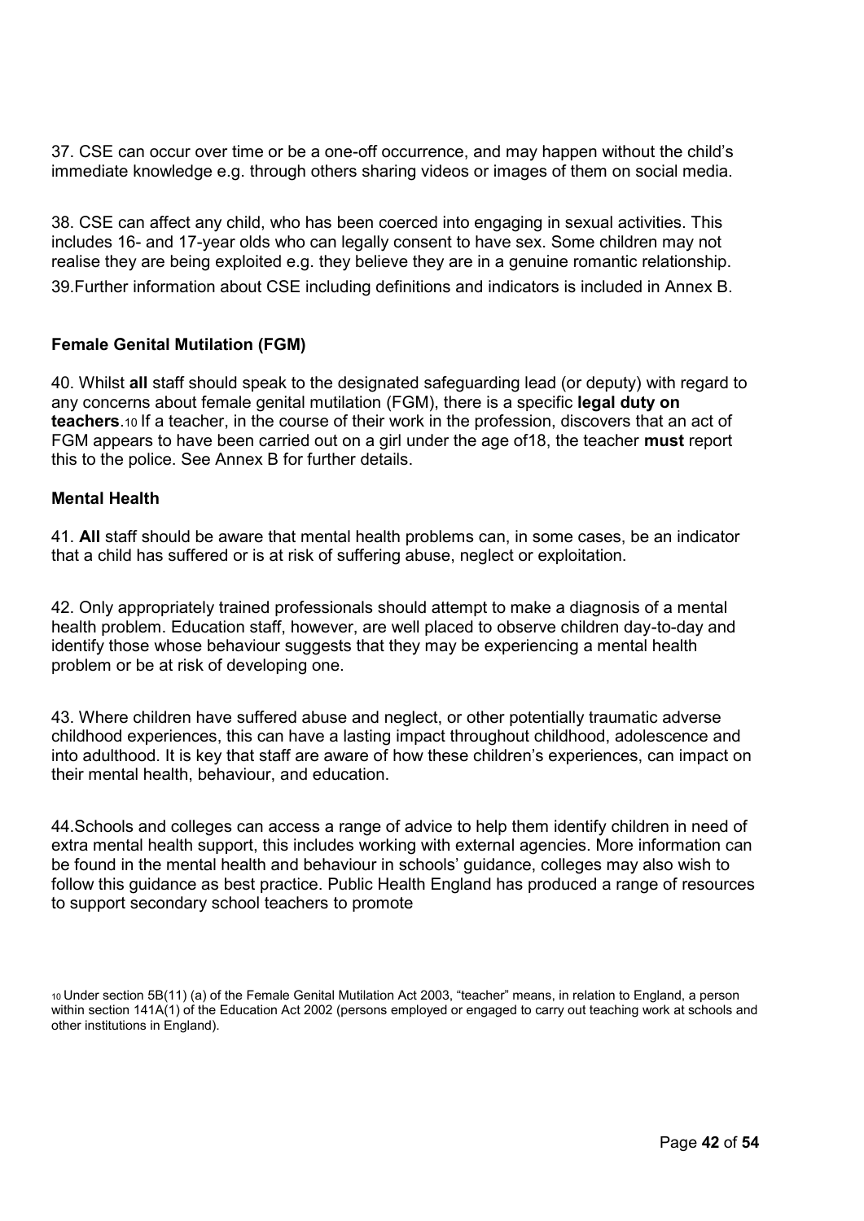37. CSE can occur over time or be a one-off occurrence, and may happen without the child's immediate knowledge e.g. through others sharing videos or images of them on social media.

38. CSE can affect any child, who has been coerced into engaging in sexual activities. This includes 16- and 17-year olds who can legally consent to have sex. Some children may not realise they are being exploited e.g. they believe they are in a genuine romantic relationship.

39.Further information about CSE including definitions and indicators is included in Annex B.

**Female Genital Mutilation (FGM)**

40. Whilst **all** staff should speak to the designated safeguarding lead (or deputy) with regard to any concerns about female genital mutilation (FGM), there is a specific **legal duty on teachers**.[10] If a teacher, in the course of their work in the profession, discovers that an act of FGM appears to have been carried out on a girl under the age of18, the teacher **must** report this to the police. See Annex B for further details.

**Mental Health**

41. **All** staff should be aware that mental health problems can, in some cases, be an indicator that a child has suffered or is at risk of suffering abuse, neglect or exploitation.

42. Only appropriately trained professionals should attempt to make a diagnosis of a mental health problem. Education staff, however, are well placed to observe children day-to-day and identify those whose behaviour suggests that they may be experiencing a mental health problem or be at risk of developing one.

43. Where children have suffered abuse and neglect, or other potentially traumatic adverse childhood experiences, this can have a lasting impact throughout childhood, adolescence and into adulthood. It is key that staff are aware of how these children's experiences, can impact on their mental health, behaviour, and education.

44.Schools and colleges can access a range of advice to help them identify children in need of extra mental health support, this includes working with external agencies. More information can be found in the mental health and behaviour in schools' guidance, colleges may also wish to follow this guidance as best practice. Public Health England has produced a range of resources to support secondary school teachers to promote

[10] Under section 5B(11) (a) of the Female Genital Mutilation Act 2003, "teacher" means, in relation to England, a person within section 141A(1) of the Education Act 2002 (persons employed or engaged to carry out teaching work at schools and other institutions in England).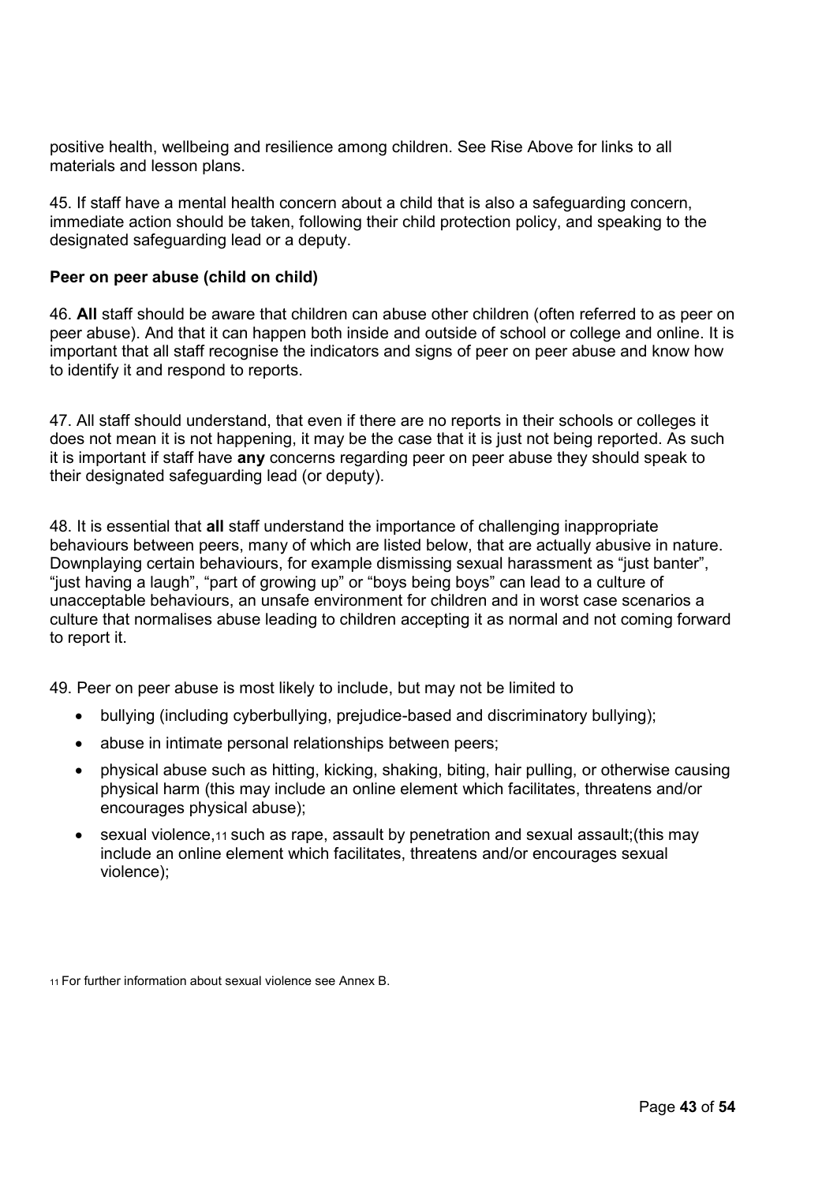positive health, wellbeing and resilience among children. See Rise Above for links to all materials and lesson plans.

45. If staff have a mental health concern about a child that is also a safeguarding concern, immediate action should be taken, following their child protection policy, and speaking to the designated safeguarding lead or a deputy.

**Peer on peer abuse (child on child)**

46. **All** staff should be aware that children can abuse other children (often referred to as peer on peer abuse). And that it can happen both inside and outside of school or college and online. It is important that all staff recognise the indicators and signs of peer on peer abuse and know how to identify it and respond to reports.

47. All staff should understand, that even if there are no reports in their schools or colleges it does not mean it is not happening, it may be the case that it is just not being reported. As such it is important if staff have **any** concerns regarding peer on peer abuse they should speak to their designated safeguarding lead (or deputy).

48. It is essential that **all** staff understand the importance of challenging inappropriate behaviours between peers, many of which are listed below, that are actually abusive in nature. Downplaying certain behaviours, for example dismissing sexual harassment as "just banter", "just having a laugh", "part of growing up" or "boys being boys" can lead to a culture of unacceptable behaviours, an unsafe environment for children and in worst case scenarios a culture that normalises abuse leading to children accepting it as normal and not coming forward to report it.

49. Peer on peer abuse is most likely to include, but may not be limited to

- bullying (including cyberbullying, prejudice-based and discriminatory bullying);
- abuse in intimate personal relationships between peers;
- physical abuse such as hitting, kicking, shaking, biting, hair pulling, or otherwise causing physical harm (this may include an online element which facilitates, threatens and/or encourages physical abuse);
- sexual violence,[11] such as rape, assault by penetration and sexual assault;(this may include an online element which facilitates, threatens and/or encourages sexual violence);

[11] For further information about sexual violence see Annex B.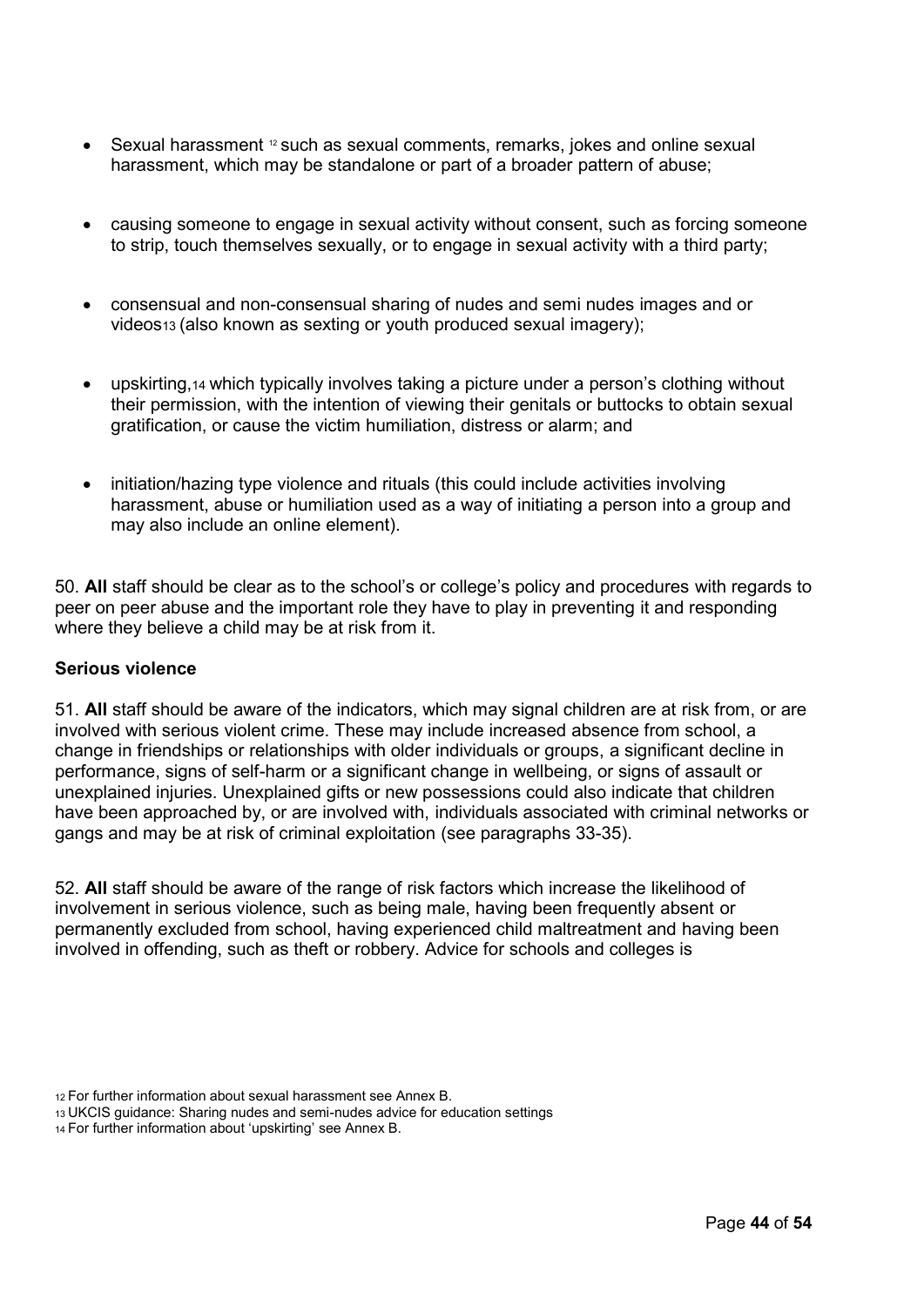- Sexual harassment [12] such as sexual comments, remarks, jokes and online sexual harassment, which may be standalone or part of a broader pattern of abuse;

- causing someone to engage in sexual activity without consent, such as forcing someone to strip, touch themselves sexually, or to engage in sexual activity with a third party;

- consensual and non-consensual sharing of nudes and semi nudes images and or videos[13] (also known as sexting or youth produced sexual imagery);

- upskirting,[14] which typically involves taking a picture under a person's clothing without their permission, with the intention of viewing their genitals or buttocks to obtain sexual gratification, or cause the victim humiliation, distress or alarm; and

- initiation/hazing type violence and rituals (this could include activities involving harassment, abuse or humiliation used as a way of initiating a person into a group and may also include an online element).

50. **All** staff should be clear as to the school's or college's policy and procedures with regards to peer on peer abuse and the important role they have to play in preventing it and responding where they believe a child may be at risk from it.

**Serious violence**

51. **All** staff should be aware of the indicators, which may signal children are at risk from, or are involved with serious violent crime. These may include increased absence from school, a change in friendships or relationships with older individuals or groups, a significant decline in performance, signs of self-harm or a significant change in wellbeing, or signs of assault or unexplained injuries. Unexplained gifts or new possessions could also indicate that children have been approached by, or are involved with, individuals associated with criminal networks or gangs and may be at risk of criminal exploitation (see paragraphs 33-35).

52. **All** staff should be aware of the range of risk factors which increase the likelihood of involvement in serious violence, such as being male, having been frequently absent or permanently excluded from school, having experienced child maltreatment and having been involved in offending, such as theft or robbery. Advice for schools and colleges is

[12] For further information about sexual harassment see Annex B.
[13] UKCIS guidance: Sharing nudes and semi-nudes advice for education settings
[14] For further information about 'upskirting' see Annex B.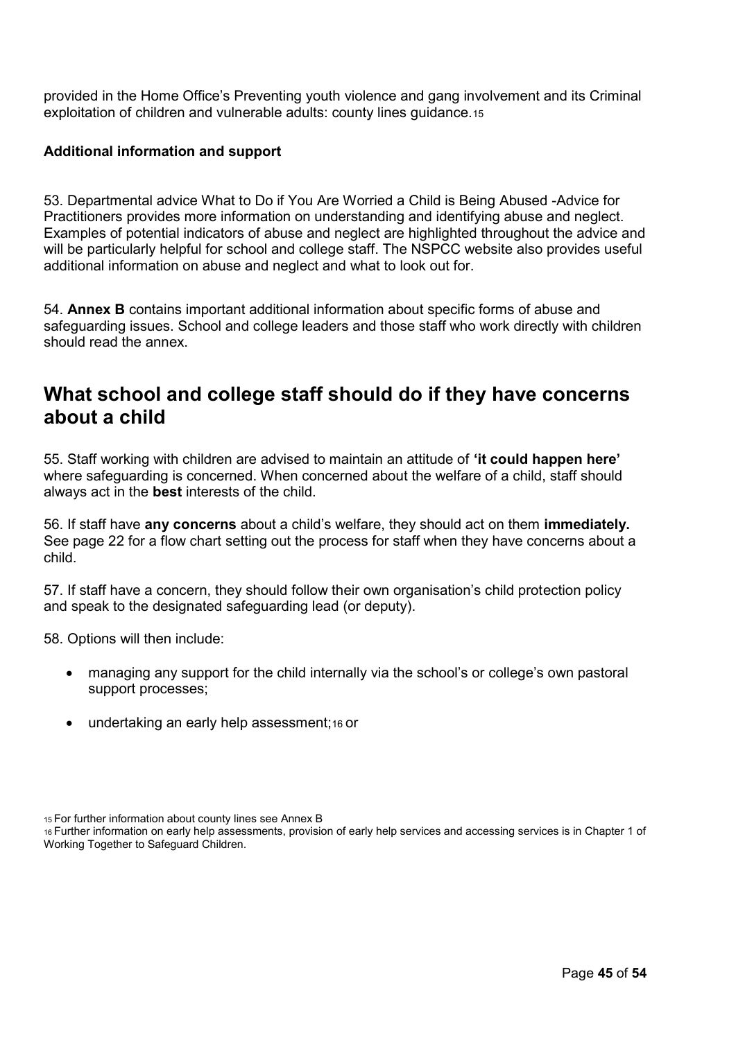provided in the Home Office's Preventing youth violence and gang involvement and its Criminal exploitation of children and vulnerable adults: county lines guidance.[15]

**Additional information and support**

53. Departmental advice What to Do if You Are Worried a Child is Being Abused -Advice for Practitioners provides more information on understanding and identifying abuse and neglect. Examples of potential indicators of abuse and neglect are highlighted throughout the advice and will be particularly helpful for school and college staff. The NSPCC website also provides useful additional information on abuse and neglect and what to look out for.

54. **Annex B** contains important additional information about specific forms of abuse and safeguarding issues. School and college leaders and those staff who work directly with children should read the annex.

## What school and college staff should do if they have concerns about a child

55. Staff working with children are advised to maintain an attitude of **'it could happen here'** where safeguarding is concerned. When concerned about the welfare of a child, staff should always act in the **best** interests of the child.

56. If staff have **any concerns** about a child's welfare, they should act on them **immediately.** See page 22 for a flow chart setting out the process for staff when they have concerns about a child.

57. If staff have a concern, they should follow their own organisation's child protection policy and speak to the designated safeguarding lead (or deputy).

58. Options will then include:

- managing any support for the child internally via the school's or college's own pastoral support processes;
- undertaking an early help assessment;[16] or

[15] For further information about county lines see Annex B

[16] Further information on early help assessments, provision of early help services and accessing services is in Chapter 1 of Working Together to Safeguard Children.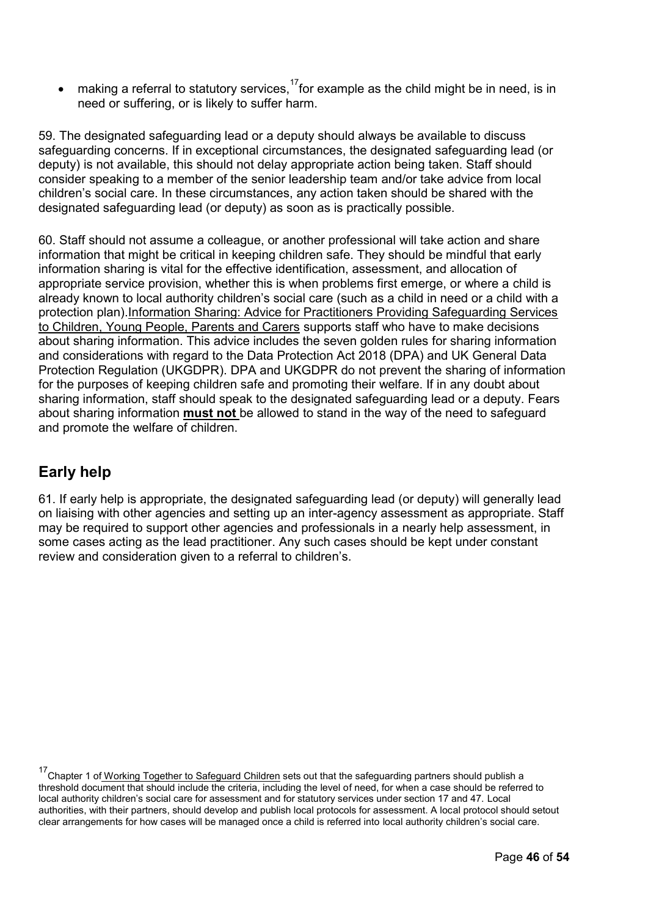- making a referral to statutory services,[17] for example as the child might be in need, is in need or suffering, or is likely to suffer harm.

59. The designated safeguarding lead or a deputy should always be available to discuss safeguarding concerns. If in exceptional circumstances, the designated safeguarding lead (or deputy) is not available, this should not delay appropriate action being taken. Staff should consider speaking to a member of the senior leadership team and/or take advice from local children's social care. In these circumstances, any action taken should be shared with the designated safeguarding lead (or deputy) as soon as is practically possible.

60. Staff should not assume a colleague, or another professional will take action and share information that might be critical in keeping children safe. They should be mindful that early information sharing is vital for the effective identification, assessment, and allocation of appropriate service provision, whether this is when problems first emerge, or where a child is already known to local authority children's social care (such as a child in need or a child with a protection plan). Information Sharing: Advice for Practitioners Providing Safeguarding Services to Children, Young People, Parents and Carers supports staff who have to make decisions about sharing information. This advice includes the seven golden rules for sharing information and considerations with regard to the Data Protection Act 2018 (DPA) and UK General Data Protection Regulation (UKGDPR). DPA and UKGDPR do not prevent the sharing of information for the purposes of keeping children safe and promoting their welfare. If in any doubt about sharing information, staff should speak to the designated safeguarding lead or a deputy. Fears about sharing information **must not** be allowed to stand in the way of the need to safeguard and promote the welfare of children.

## Early help

61. If early help is appropriate, the designated safeguarding lead (or deputy) will generally lead on liaising with other agencies and setting up an inter-agency assessment as appropriate. Staff may be required to support other agencies and professionals in a nearly help assessment, in some cases acting as the lead practitioner. Any such cases should be kept under constant review and consideration given to a referral to children's.

[17] Chapter 1 of Working Together to Safeguard Children sets out that the safeguarding partners should publish a threshold document that should include the criteria, including the level of need, for when a case should be referred to local authority children's social care for assessment and for statutory services under section 17 and 47. Local authorities, with their partners, should develop and publish local protocols for assessment. A local protocol should setout clear arrangements for how cases will be managed once a child is referred into local authority children's social care.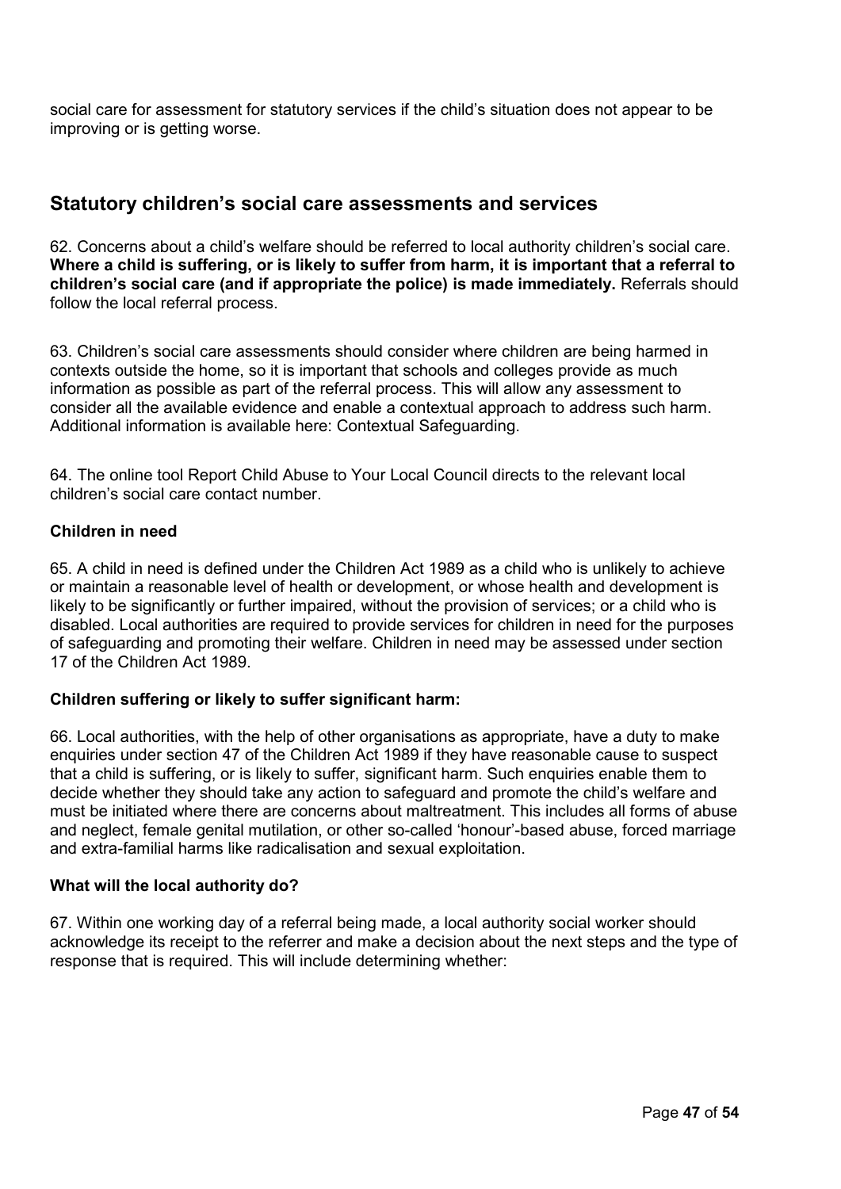social care for assessment for statutory services if the child's situation does not appear to be improving or is getting worse.

## Statutory children's social care assessments and services

62. Concerns about a child's welfare should be referred to local authority children's social care. **Where a child is suffering, or is likely to suffer from harm, it is important that a referral to children's social care (and if appropriate the police) is made immediately.** Referrals should follow the local referral process.

63. Children's social care assessments should consider where children are being harmed in contexts outside the home, so it is important that schools and colleges provide as much information as possible as part of the referral process. This will allow any assessment to consider all the available evidence and enable a contextual approach to address such harm. Additional information is available here: Contextual Safeguarding.

64. The online tool Report Child Abuse to Your Local Council directs to the relevant local children's social care contact number.

### Children in need

65. A child in need is defined under the Children Act 1989 as a child who is unlikely to achieve or maintain a reasonable level of health or development, or whose health and development is likely to be significantly or further impaired, without the provision of services; or a child who is disabled. Local authorities are required to provide services for children in need for the purposes of safeguarding and promoting their welfare. Children in need may be assessed under section 17 of the Children Act 1989.

### Children suffering or likely to suffer significant harm:

66. Local authorities, with the help of other organisations as appropriate, have a duty to make enquiries under section 47 of the Children Act 1989 if they have reasonable cause to suspect that a child is suffering, or is likely to suffer, significant harm. Such enquiries enable them to decide whether they should take any action to safeguard and promote the child's welfare and must be initiated where there are concerns about maltreatment. This includes all forms of abuse and neglect, female genital mutilation, or other so-called 'honour'-based abuse, forced marriage and extra-familial harms like radicalisation and sexual exploitation.

### What will the local authority do?

67. Within one working day of a referral being made, a local authority social worker should acknowledge its receipt to the referrer and make a decision about the next steps and the type of response that is required. This will include determining whether: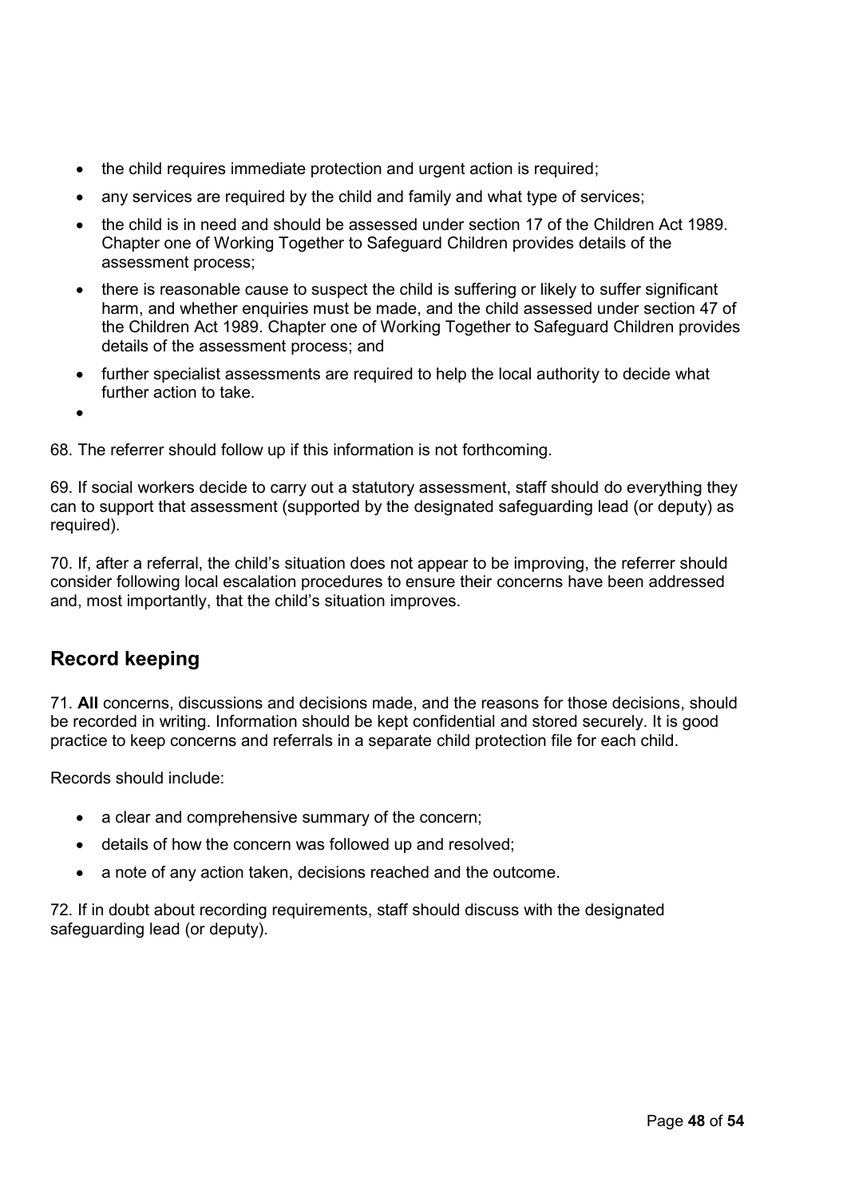- the child requires immediate protection and urgent action is required;
- any services are required by the child and family and what type of services;
- the child is in need and should be assessed under section 17 of the Children Act 1989. Chapter one of Working Together to Safeguard Children provides details of the assessment process;
- there is reasonable cause to suspect the child is suffering or likely to suffer significant harm, and whether enquiries must be made, and the child assessed under section 47 of the Children Act 1989. Chapter one of Working Together to Safeguard Children provides details of the assessment process; and
- further specialist assessments are required to help the local authority to decide what further action to take.
- 

68. The referrer should follow up if this information is not forthcoming.

69. If social workers decide to carry out a statutory assessment, staff should do everything they can to support that assessment (supported by the designated safeguarding lead (or deputy) as required).

70. If, after a referral, the child's situation does not appear to be improving, the referrer should consider following local escalation procedures to ensure their concerns have been addressed and, most importantly, that the child's situation improves.

## Record keeping

71. **All** concerns, discussions and decisions made, and the reasons for those decisions, should be recorded in writing. Information should be kept confidential and stored securely. It is good practice to keep concerns and referrals in a separate child protection file for each child.

Records should include:

- a clear and comprehensive summary of the concern;
- details of how the concern was followed up and resolved;
- a note of any action taken, decisions reached and the outcome.

72. If in doubt about recording requirements, staff should discuss with the designated safeguarding lead (or deputy).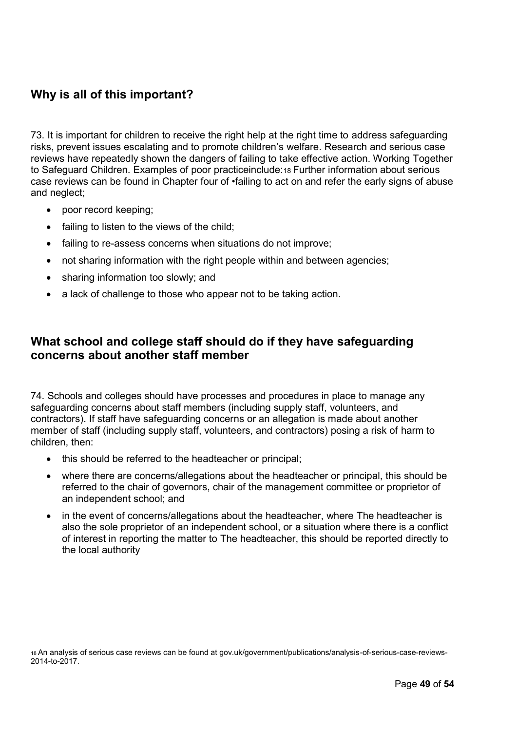## Why is all of this important?

73. It is important for children to receive the right help at the right time to address safeguarding risks, prevent issues escalating and to promote children's welfare. Research and serious case reviews have repeatedly shown the dangers of failing to take effective action. Working Together to Safeguard Children. Examples of poor practiceinclude:[18] Further information about serious case reviews can be found in Chapter four of •failing to act on and refer the early signs of abuse and neglect;

- poor record keeping;
- failing to listen to the views of the child;
- failing to re-assess concerns when situations do not improve;
- not sharing information with the right people within and between agencies;
- sharing information too slowly; and
- a lack of challenge to those who appear not to be taking action.

## What school and college staff should do if they have safeguarding concerns about another staff member

74. Schools and colleges should have processes and procedures in place to manage any safeguarding concerns about staff members (including supply staff, volunteers, and contractors). If staff have safeguarding concerns or an allegation is made about another member of staff (including supply staff, volunteers, and contractors) posing a risk of harm to children, then:

- this should be referred to the headteacher or principal;
- where there are concerns/allegations about the headteacher or principal, this should be referred to the chair of governors, chair of the management committee or proprietor of an independent school; and
- in the event of concerns/allegations about the headteacher, where The headteacher is also the sole proprietor of an independent school, or a situation where there is a conflict of interest in reporting the matter to The headteacher, this should be reported directly to the local authority

[18] An analysis of serious case reviews can be found at gov.uk/government/publications/analysis-of-serious-case-reviews-2014-to-2017.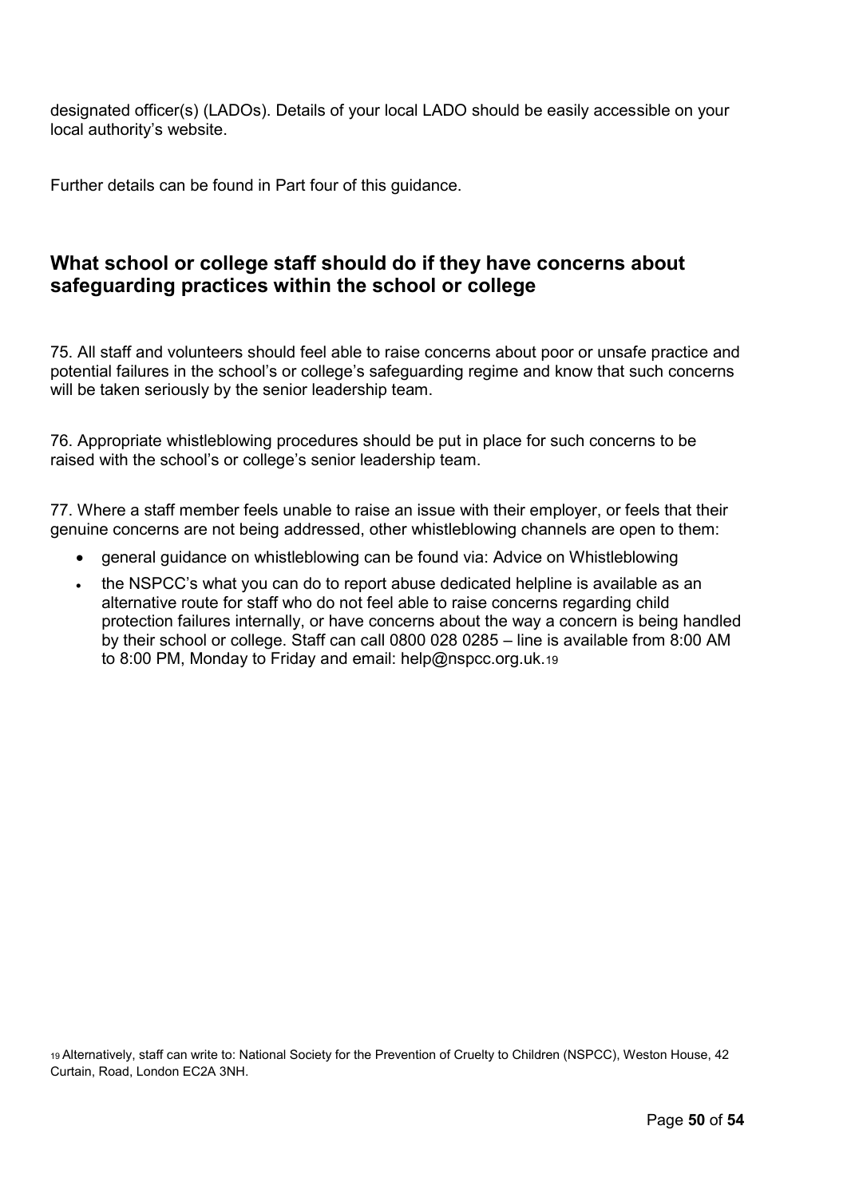designated officer(s) (LADOs). Details of your local LADO should be easily accessible on your local authority's website.

Further details can be found in Part four of this guidance.

## What school or college staff should do if they have concerns about safeguarding practices within the school or college

75. All staff and volunteers should feel able to raise concerns about poor or unsafe practice and potential failures in the school's or college's safeguarding regime and know that such concerns will be taken seriously by the senior leadership team.

76. Appropriate whistleblowing procedures should be put in place for such concerns to be raised with the school's or college's senior leadership team.

77. Where a staff member feels unable to raise an issue with their employer, or feels that their genuine concerns are not being addressed, other whistleblowing channels are open to them:

- general guidance on whistleblowing can be found via: Advice on Whistleblowing
- the NSPCC's what you can do to report abuse dedicated helpline is available as an alternative route for staff who do not feel able to raise concerns regarding child protection failures internally, or have concerns about the way a concern is being handled by their school or college. Staff can call 0800 028 0285 – line is available from 8:00 AM to 8:00 PM, Monday to Friday and email: help@nspcc.org.uk.[19]

[19] Alternatively, staff can write to: National Society for the Prevention of Cruelty to Children (NSPCC), Weston House, 42 Curtain, Road, London EC2A 3NH.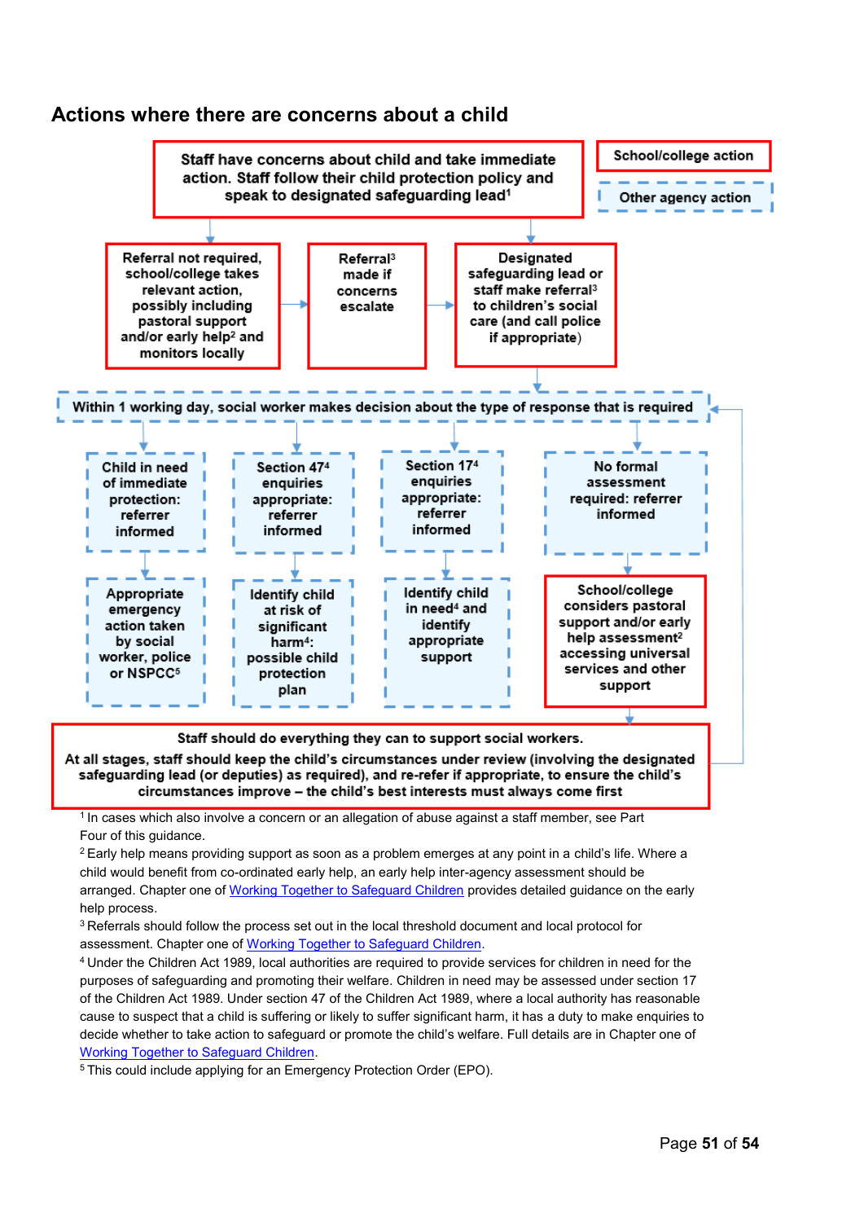## Actions where there are concerns about a child

School/college action

Other agency action

Staff have concerns about child and take immediate action. Staff follow their child protection policy and speak to designated safeguarding lead[1]

Referral not required, school/college takes relevant action, possibly including pastoral support and/or early help[2] and monitors locally

Referral[3] made if concerns escalate

Designated safeguarding lead or staff make referral[3] to children's social care (and call police if appropriate)

Within 1 working day, social worker makes decision about the type of response that is required

Child in need of immediate protection: referrer informed

Section 47[4] enquiries appropriate: referrer informed

Section 17[4] enquiries appropriate: referrer informed

No formal assessment required: referrer informed

Appropriate emergency action taken by social worker, police or NSPCC[5]

Identify child at risk of significant harm[4]: possible child protection plan

Identify child in need[4] and identify appropriate support

School/college considers pastoral support and/or early help assessment[2] accessing universal services and other support

Staff should do everything they can to support social workers.

At all stages, staff should keep the child's circumstances under review (involving the designated safeguarding lead (or deputies) as required), and re-refer if appropriate, to ensure the child's circumstances improve – the child's best interests must always come first

[1] In cases which also involve a concern or an allegation of abuse against a staff member, see Part Four of this guidance.

[2] Early help means providing support as soon as a problem emerges at any point in a child's life. Where a child would benefit from co-ordinated early help, an early help inter-agency assessment should be arranged. Chapter one of Working Together to Safeguard Children provides detailed guidance on the early help process.

[3] Referrals should follow the process set out in the local threshold document and local protocol for assessment. Chapter one of Working Together to Safeguard Children.

[4] Under the Children Act 1989, local authorities are required to provide services for children in need for the purposes of safeguarding and promoting their welfare. Children in need may be assessed under section 17 of the Children Act 1989. Under section 47 of the Children Act 1989, where a local authority has reasonable cause to suspect that a child is suffering or likely to suffer significant harm, it has a duty to make enquiries to decide whether to take action to safeguard or promote the child's welfare. Full details are in Chapter one of Working Together to Safeguard Children.

[5] This could include applying for an Emergency Protection Order (EPO).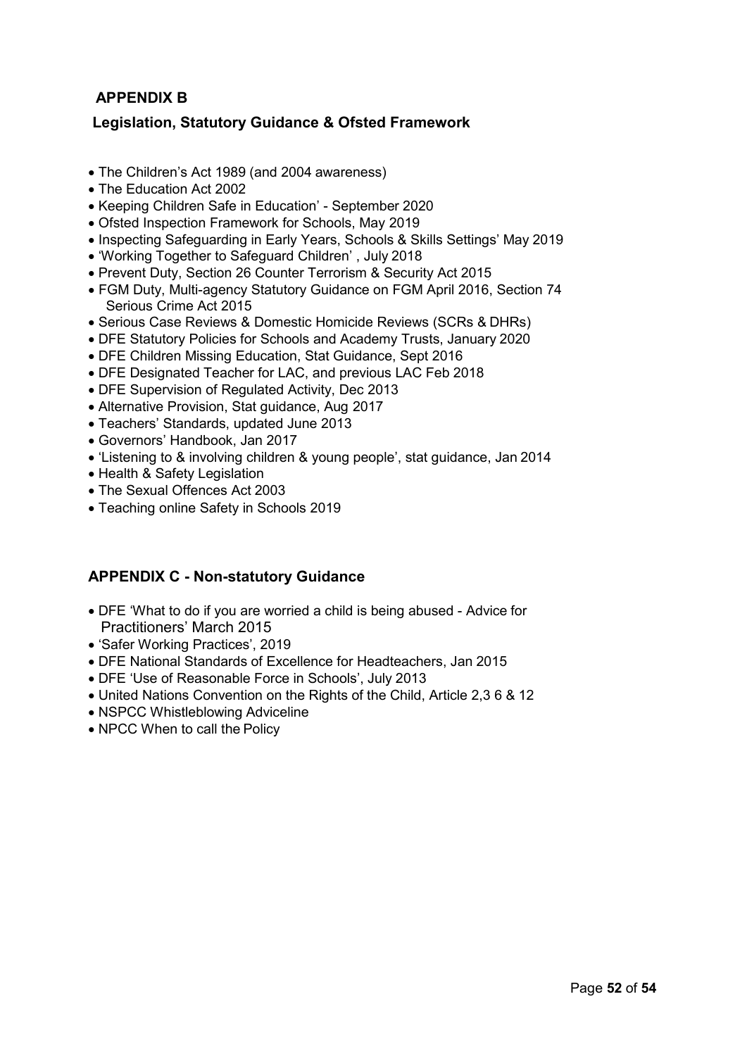## APPENDIX B

### Legislation, Statutory Guidance & Ofsted Framework

- The Children's Act 1989 (and 2004 awareness)
- The Education Act 2002
- Keeping Children Safe in Education' - September 2020
- Ofsted Inspection Framework for Schools, May 2019
- Inspecting Safeguarding in Early Years, Schools & Skills Settings' May 2019
- 'Working Together to Safeguard Children' , July 2018
- Prevent Duty, Section 26 Counter Terrorism & Security Act 2015
- FGM Duty, Multi-agency Statutory Guidance on FGM April 2016, Section 74 Serious Crime Act 2015
- Serious Case Reviews & Domestic Homicide Reviews (SCRs & DHRs)
- DFE Statutory Policies for Schools and Academy Trusts, January 2020
- DFE Children Missing Education, Stat Guidance, Sept 2016
- DFE Designated Teacher for LAC, and previous LAC Feb 2018
- DFE Supervision of Regulated Activity, Dec 2013
- Alternative Provision, Stat guidance, Aug 2017
- Teachers' Standards, updated June 2013
- Governors' Handbook, Jan 2017
- 'Listening to & involving children & young people', stat guidance, Jan 2014
- Health & Safety Legislation
- The Sexual Offences Act 2003
- Teaching online Safety in Schools 2019

## APPENDIX C - Non-statutory Guidance

- DFE 'What to do if you are worried a child is being abused - Advice for Practitioners' March 2015
- 'Safer Working Practices', 2019
- DFE National Standards of Excellence for Headteachers, Jan 2015
- DFE 'Use of Reasonable Force in Schools', July 2013
- United Nations Convention on the Rights of the Child, Article 2,3 6 & 12
- NSPCC Whistleblowing Adviceline
- NPCC When to call the Policy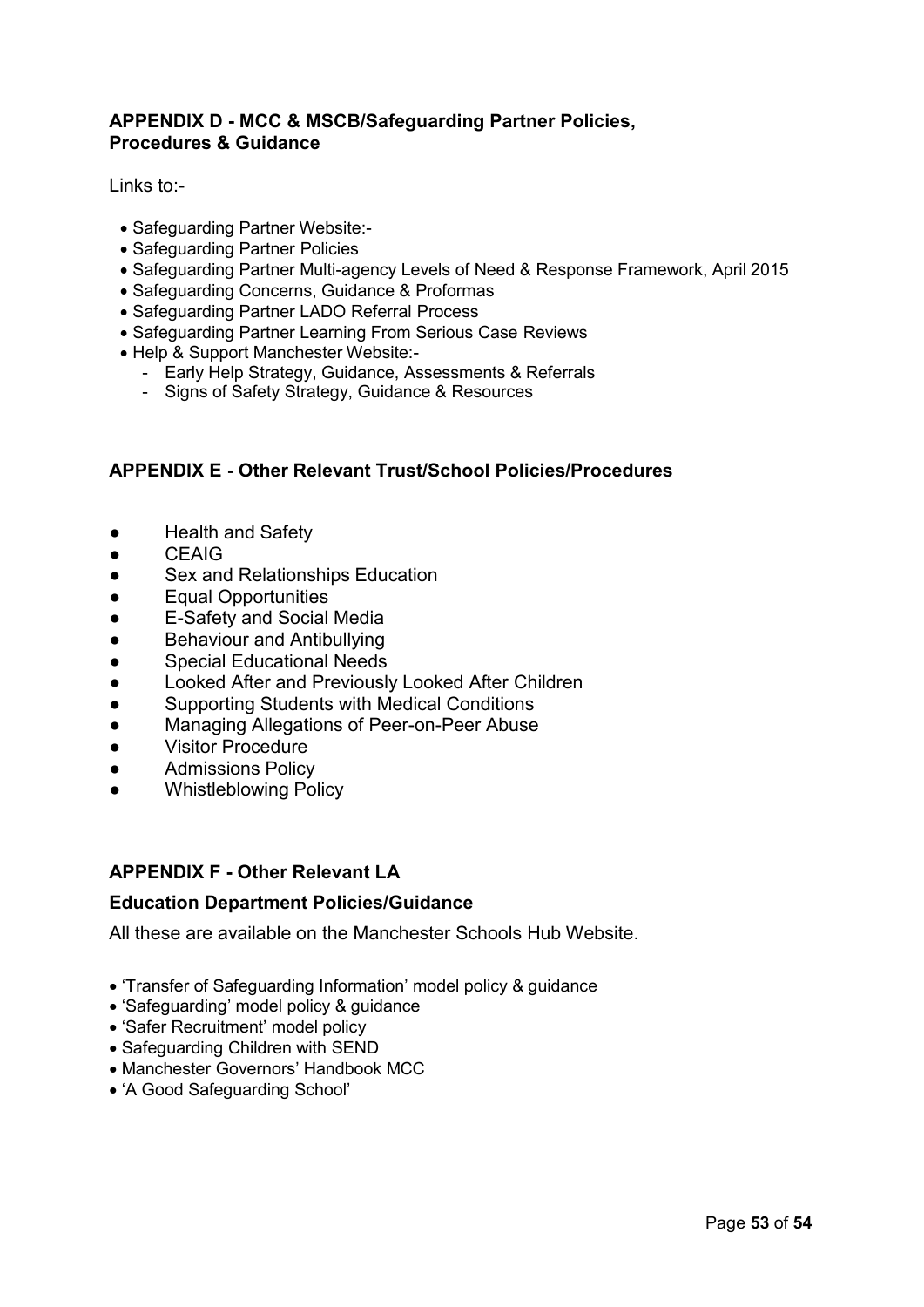## APPENDIX D - MCC & MSCB/Safeguarding Partner Policies, Procedures & Guidance

Links to:-

- Safeguarding Partner Website:-
- Safeguarding Partner Policies
- Safeguarding Partner Multi-agency Levels of Need & Response Framework, April 2015
- Safeguarding Concerns, Guidance & Proformas
- Safeguarding Partner LADO Referral Process
- Safeguarding Partner Learning From Serious Case Reviews
- Help & Support Manchester Website:-
  - Early Help Strategy, Guidance, Assessments & Referrals
  - Signs of Safety Strategy, Guidance & Resources

## APPENDIX E - Other Relevant Trust/School Policies/Procedures

- Health and Safety
- CEAIG
- Sex and Relationships Education
- Equal Opportunities
- E-Safety and Social Media
- Behaviour and Antibullying
- Special Educational Needs
- Looked After and Previously Looked After Children
- Supporting Students with Medical Conditions
- Managing Allegations of Peer-on-Peer Abuse
- Visitor Procedure
- Admissions Policy
- Whistleblowing Policy

## APPENDIX F - Other Relevant LA

### Education Department Policies/Guidance

All these are available on the Manchester Schools Hub Website.

- 'Transfer of Safeguarding Information' model policy & guidance
- 'Safeguarding' model policy & guidance
- 'Safer Recruitment' model policy
- Safeguarding Children with SEND
- Manchester Governors' Handbook MCC
- 'A Good Safeguarding School'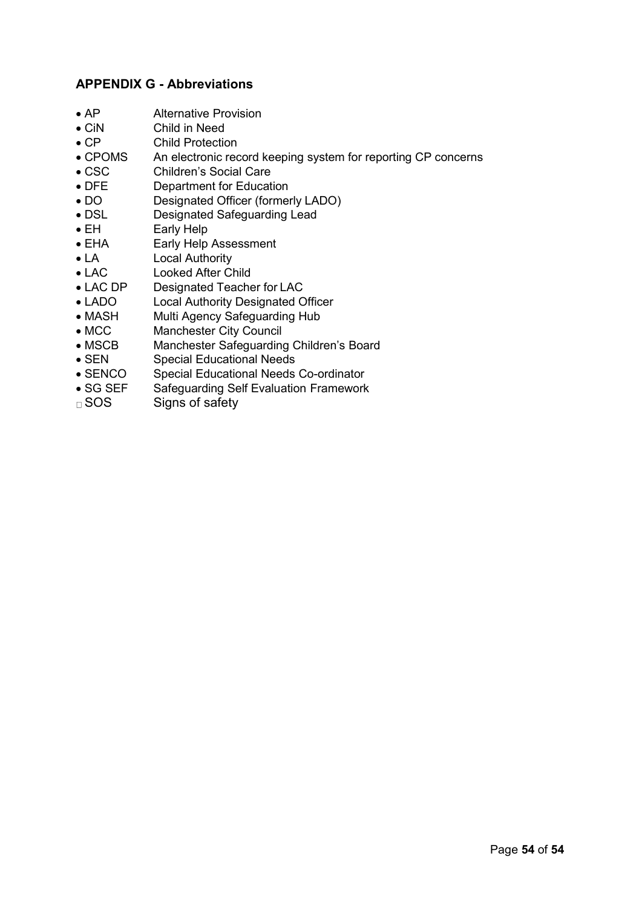### APPENDIX G - Abbreviations

- AP Alternative Provision
- CiN Child in Need
- CP Child Protection
- CPOMS An electronic record keeping system for reporting CP concerns
- CSC Children's Social Care
- DFE Department for Education
- DO Designated Officer (formerly LADO)
- DSL Designated Safeguarding Lead
- EH Early Help
- EHA Early Help Assessment
- LA Local Authority
- LAC Looked After Child
- LAC DP Designated Teacher for LAC
- LADO Local Authority Designated Officer
- MASH Multi Agency Safeguarding Hub
- MCC Manchester City Council
- MSCB Manchester Safeguarding Children's Board
- SEN Special Educational Needs
- SENCO Special Educational Needs Co-ordinator
- SG SEF Safeguarding Self Evaluation Framework
- SOS Signs of safety